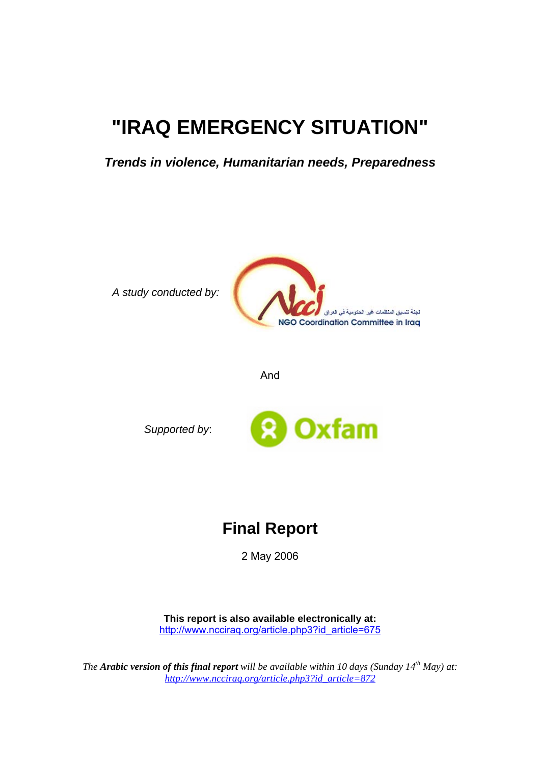# "IRAQ EMERGENCY SITUATION"

***Trends in violence, Humanitarian needs, Preparedness***

*A study conducted by:*

لجنة تنسيق المنظمات غير الحكومية في العراق

NGO Coordination Committee in Iraq

And

*Supported by*:

Oxfam

## Final Report

2 May 2006

**This report is also available electronically at:**
http://www.ncciraq.org/article.php3?id_article=675

*The **Arabic version of this final report** will be available within 10 days (Sunday 14th May) at:*
*http://www.ncciraq.org/article.php3?id_article=872*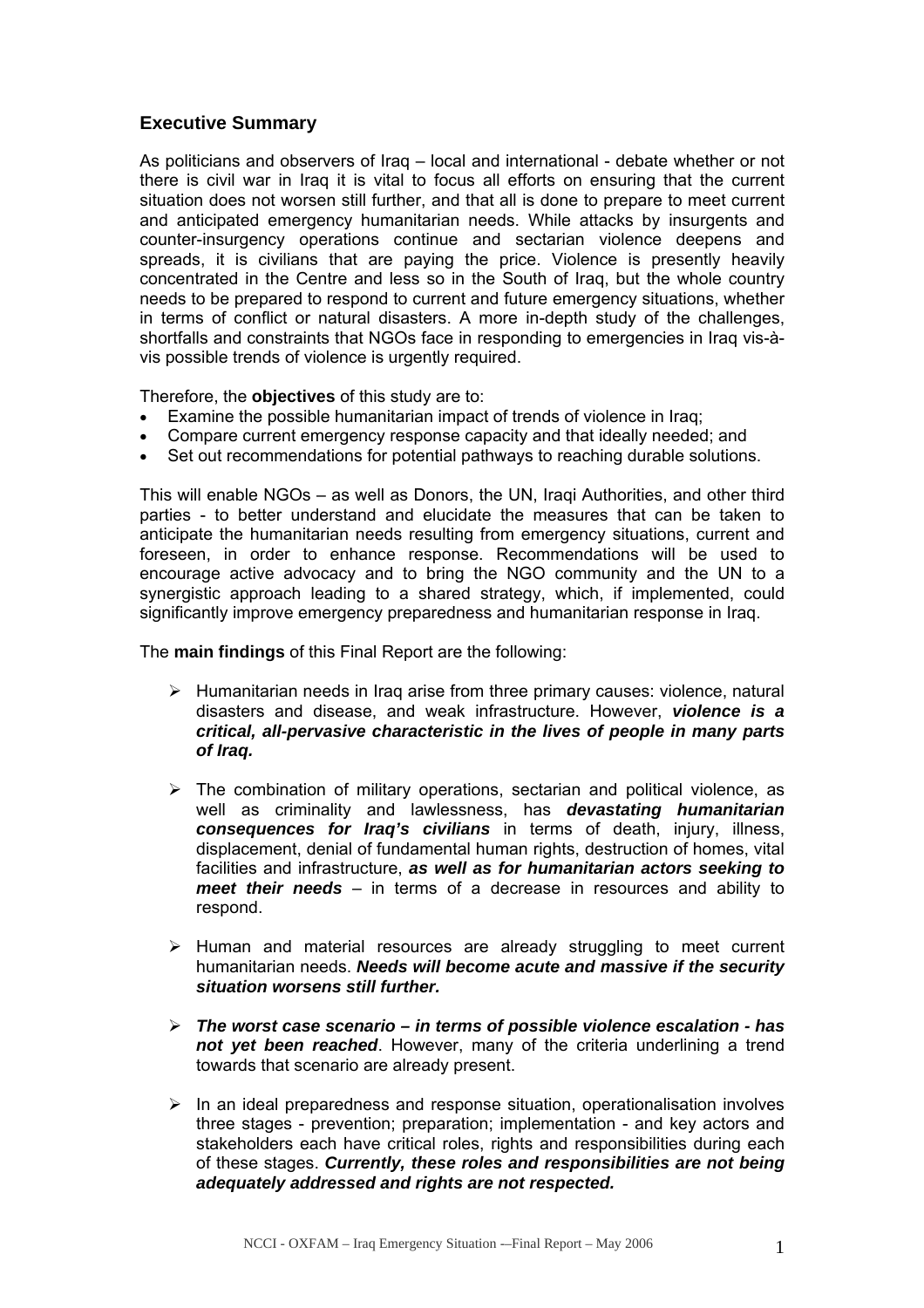## Executive Summary

As politicians and observers of Iraq – local and international - debate whether or not there is civil war in Iraq it is vital to focus all efforts on ensuring that the current situation does not worsen still further, and that all is done to prepare to meet current and anticipated emergency humanitarian needs. While attacks by insurgents and counter-insurgency operations continue and sectarian violence deepens and spreads, it is civilians that are paying the price. Violence is presently heavily concentrated in the Centre and less so in the South of Iraq, but the whole country needs to be prepared to respond to current and future emergency situations, whether in terms of conflict or natural disasters. A more in-depth study of the challenges, shortfalls and constraints that NGOs face in responding to emergencies in Iraq vis-à-vis possible trends of violence is urgently required.

Therefore, the **objectives** of this study are to:

- Examine the possible humanitarian impact of trends of violence in Iraq;
- Compare current emergency response capacity and that ideally needed; and
- Set out recommendations for potential pathways to reaching durable solutions.

This will enable NGOs – as well as Donors, the UN, Iraqi Authorities, and other third parties - to better understand and elucidate the measures that can be taken to anticipate the humanitarian needs resulting from emergency situations, current and foreseen, in order to enhance response. Recommendations will be used to encourage active advocacy and to bring the NGO community and the UN to a synergistic approach leading to a shared strategy, which, if implemented, could significantly improve emergency preparedness and humanitarian response in Iraq.

The **main findings** of this Final Report are the following:

- Humanitarian needs in Iraq arise from three primary causes: violence, natural disasters and disease, and weak infrastructure. However, ***violence is a critical, all-pervasive characteristic in the lives of people in many parts of Iraq.***

- The combination of military operations, sectarian and political violence, as well as criminality and lawlessness, has ***devastating humanitarian consequences for Iraq's civilians*** in terms of death, injury, illness, displacement, denial of fundamental human rights, destruction of homes, vital facilities and infrastructure, ***as well as for humanitarian actors seeking to meet their needs*** – in terms of a decrease in resources and ability to respond.

- Human and material resources are already struggling to meet current humanitarian needs. ***Needs will become acute and massive if the security situation worsens still further.***

- ***The worst case scenario – in terms of possible violence escalation - has not yet been reached***. However, many of the criteria underlining a trend towards that scenario are already present.

- In an ideal preparedness and response situation, operationalisation involves three stages - prevention; preparation; implementation - and key actors and stakeholders each have critical roles, rights and responsibilities during each of these stages. ***Currently, these roles and responsibilities are not being adequately addressed and rights are not respected.***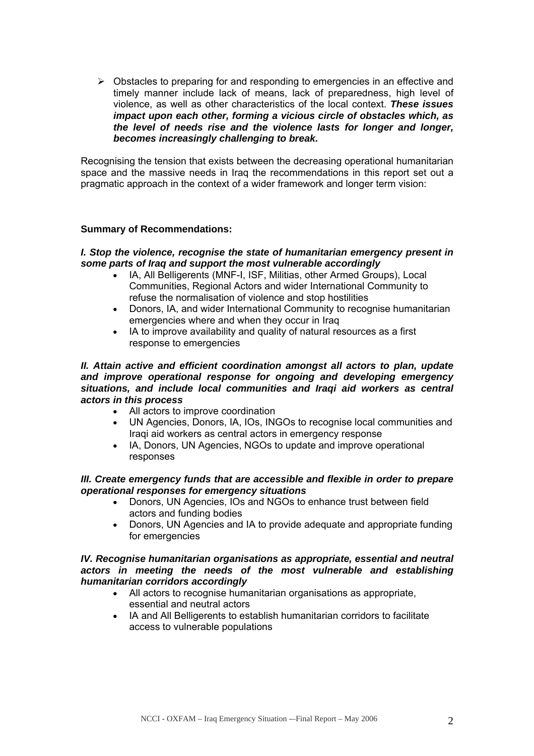- Obstacles to preparing for and responding to emergencies in an effective and timely manner include lack of means, lack of preparedness, high level of violence, as well as other characteristics of the local context. ***These issues impact upon each other, forming a vicious circle of obstacles which, as the level of needs rise and the violence lasts for longer and longer, becomes increasingly challenging to break.***

Recognising the tension that exists between the decreasing operational humanitarian space and the massive needs in Iraq the recommendations in this report set out a pragmatic approach in the context of a wider framework and longer term vision:

**Summary of Recommendations:**

***I. Stop the violence, recognise the state of humanitarian emergency present in some parts of Iraq and support the most vulnerable accordingly***

- IA, All Belligerents (MNF-I, ISF, Militias, other Armed Groups), Local Communities, Regional Actors and wider International Community to refuse the normalisation of violence and stop hostilities
- Donors, IA, and wider International Community to recognise humanitarian emergencies where and when they occur in Iraq
- IA to improve availability and quality of natural resources as a first response to emergencies

***II. Attain active and efficient coordination amongst all actors to plan, update and improve operational response for ongoing and developing emergency situations, and include local communities and Iraqi aid workers as central actors in this process***

- All actors to improve coordination
- UN Agencies, Donors, IA, IOs, INGOs to recognise local communities and Iraqi aid workers as central actors in emergency response
- IA, Donors, UN Agencies, NGOs to update and improve operational responses

***III. Create emergency funds that are accessible and flexible in order to prepare operational responses for emergency situations***

- Donors, UN Agencies, IOs and NGOs to enhance trust between field actors and funding bodies
- Donors, UN Agencies and IA to provide adequate and appropriate funding for emergencies

***IV. Recognise humanitarian organisations as appropriate, essential and neutral actors in meeting the needs of the most vulnerable and establishing humanitarian corridors accordingly***

- All actors to recognise humanitarian organisations as appropriate, essential and neutral actors
- IA and All Belligerents to establish humanitarian corridors to facilitate access to vulnerable populations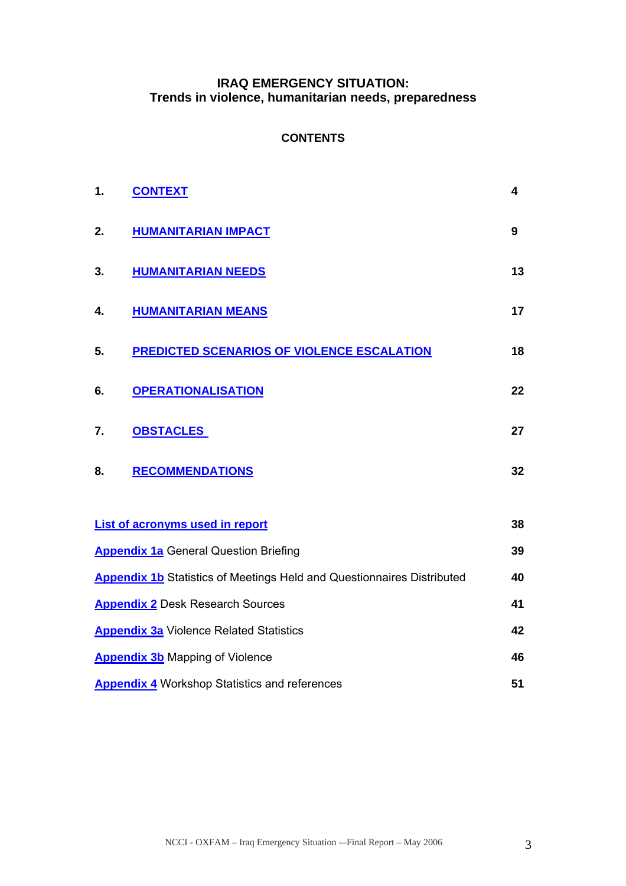# IRAQ EMERGENCY SITUATION:
## Trends in violence, humanitarian needs, preparedness

### CONTENTS

| | | |
|---|---|---|
| 1. | CONTEXT | 4 |
| 2. | HUMANITARIAN IMPACT | 9 |
| 3. | HUMANITARIAN NEEDS | 13 |
| 4. | HUMANITARIAN MEANS | 17 |
| 5. | PREDICTED SCENARIOS OF VIOLENCE ESCALATION | 18 |
| 6. | OPERATIONALISATION | 22 |
| 7. | OBSTACLES | 27 |
| 8. | RECOMMENDATIONS | 32 |

| | |
|---|---|
| List of acronyms used in report | 38 |
| Appendix 1a General Question Briefing | 39 |
| Appendix 1b Statistics of Meetings Held and Questionnaires Distributed | 40 |
| Appendix 2 Desk Research Sources | 41 |
| Appendix 3a Violence Related Statistics | 42 |
| Appendix 3b Mapping of Violence | 46 |
| Appendix 4 Workshop Statistics and references | 51 |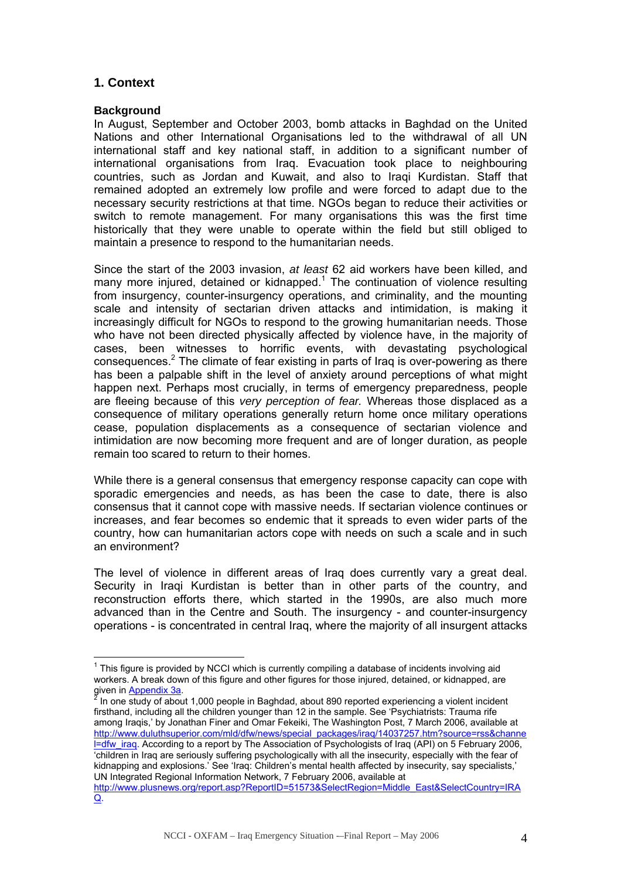## 1. Context

### Background

In August, September and October 2003, bomb attacks in Baghdad on the United Nations and other International Organisations led to the withdrawal of all UN international staff and key national staff, in addition to a significant number of international organisations from Iraq. Evacuation took place to neighbouring countries, such as Jordan and Kuwait, and also to Iraqi Kurdistan. Staff that remained adopted an extremely low profile and were forced to adapt due to the necessary security restrictions at that time. NGOs began to reduce their activities or switch to remote management. For many organisations this was the first time historically that they were unable to operate within the field but still obliged to maintain a presence to respond to the humanitarian needs.

Since the start of the 2003 invasion, *at least* 62 aid workers have been killed, and many more injured, detained or kidnapped.[1] The continuation of violence resulting from insurgency, counter-insurgency operations, and criminality, and the mounting scale and intensity of sectarian driven attacks and intimidation, is making it increasingly difficult for NGOs to respond to the growing humanitarian needs. Those who have not been directed physically affected by violence have, in the majority of cases, been witnesses to horrific events, with devastating psychological consequences.[2] The climate of fear existing in parts of Iraq is over-powering as there has been a palpable shift in the level of anxiety around perceptions of what might happen next. Perhaps most crucially, in terms of emergency preparedness, people are fleeing because of this *very perception of fear.* Whereas those displaced as a consequence of military operations generally return home once military operations cease, population displacements as a consequence of sectarian violence and intimidation are now becoming more frequent and are of longer duration, as people remain too scared to return to their homes.

While there is a general consensus that emergency response capacity can cope with sporadic emergencies and needs, as has been the case to date, there is also consensus that it cannot cope with massive needs. If sectarian violence continues or increases, and fear becomes so endemic that it spreads to even wider parts of the country, how can humanitarian actors cope with needs on such a scale and in such an environment?

The level of violence in different areas of Iraq does currently vary a great deal. Security in Iraqi Kurdistan is better than in other parts of the country, and reconstruction efforts there, which started in the 1990s, are also much more advanced than in the Centre and South. The insurgency - and counter-insurgency operations - is concentrated in central Iraq, where the majority of all insurgent attacks

---

[1] This figure is provided by NCCI which is currently compiling a database of incidents involving aid workers. A break down of this figure and other figures for those injured, detained, or kidnapped, are given in Appendix 3a.

[2] In one study of about 1,000 people in Baghdad, about 890 reported experiencing a violent incident firsthand, including all the children younger than 12 in the sample. See 'Psychiatrists: Trauma rife among Iraqis,' by Jonathan Finer and Omar Fekeiki, The Washington Post, 7 March 2006, available at http://www.duluthsuperior.com/mld/dfw/news/special_packages/iraq/14037257.htm?source=rss&channel=dfw_iraq. According to a report by The Association of Psychologists of Iraq (API) on 5 February 2006, 'children in Iraq are seriously suffering psychologically with all the insecurity, especially with the fear of kidnapping and explosions.' See 'Iraq: Children's mental health affected by insecurity, say specialists,' UN Integrated Regional Information Network, 7 February 2006, available at http://www.plusnews.org/report.asp?ReportID=51573&SelectRegion=Middle_East&SelectCountry=IRAQ.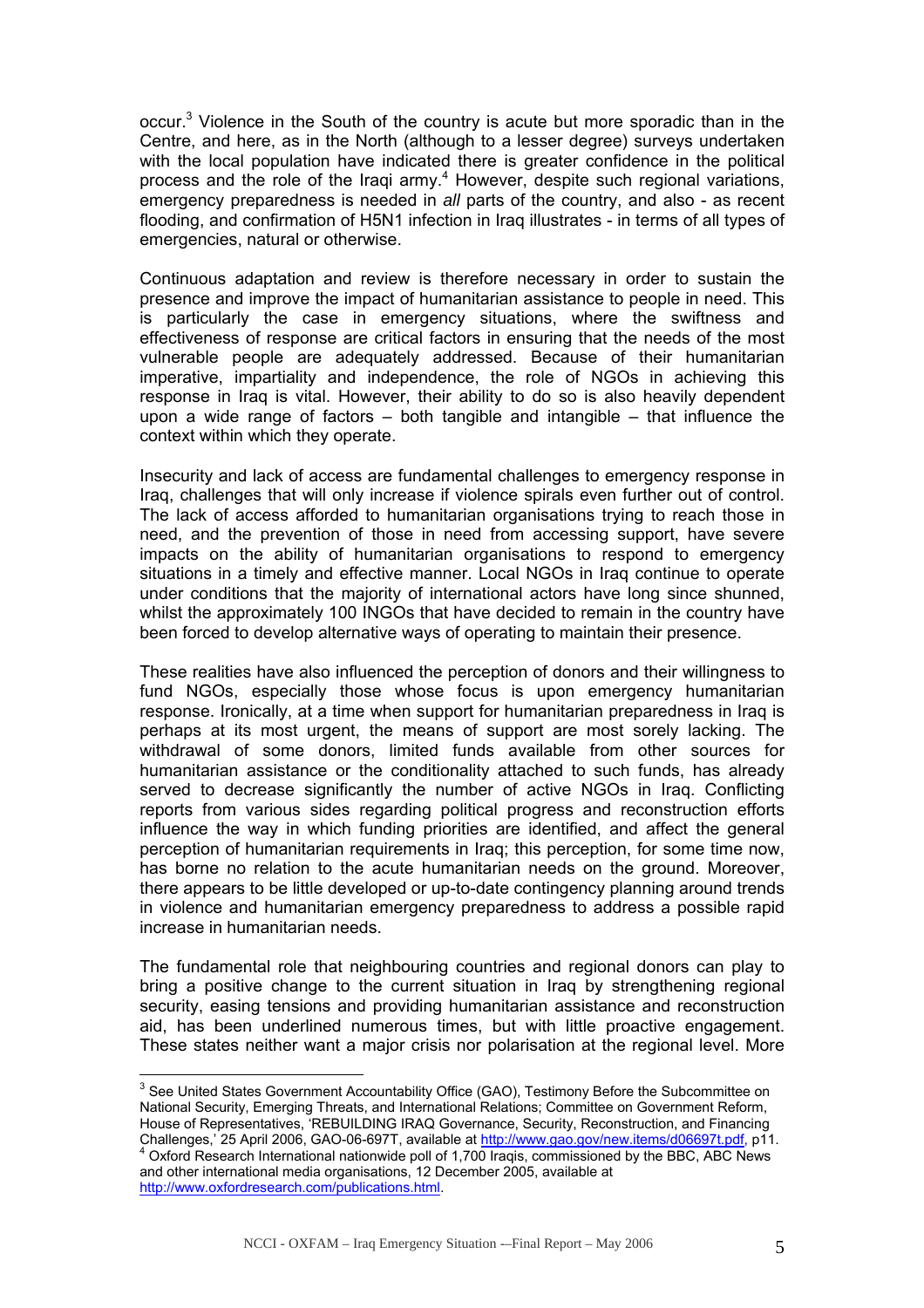occur.[3] Violence in the South of the country is acute but more sporadic than in the Centre, and here, as in the North (although to a lesser degree) surveys undertaken with the local population have indicated there is greater confidence in the political process and the role of the Iraqi army.[4] However, despite such regional variations, emergency preparedness is needed in *all* parts of the country, and also - as recent flooding, and confirmation of H5N1 infection in Iraq illustrates - in terms of all types of emergencies, natural or otherwise.

Continuous adaptation and review is therefore necessary in order to sustain the presence and improve the impact of humanitarian assistance to people in need. This is particularly the case in emergency situations, where the swiftness and effectiveness of response are critical factors in ensuring that the needs of the most vulnerable people are adequately addressed. Because of their humanitarian imperative, impartiality and independence, the role of NGOs in achieving this response in Iraq is vital. However, their ability to do so is also heavily dependent upon a wide range of factors – both tangible and intangible – that influence the context within which they operate.

Insecurity and lack of access are fundamental challenges to emergency response in Iraq, challenges that will only increase if violence spirals even further out of control. The lack of access afforded to humanitarian organisations trying to reach those in need, and the prevention of those in need from accessing support, have severe impacts on the ability of humanitarian organisations to respond to emergency situations in a timely and effective manner. Local NGOs in Iraq continue to operate under conditions that the majority of international actors have long since shunned, whilst the approximately 100 INGOs that have decided to remain in the country have been forced to develop alternative ways of operating to maintain their presence.

These realities have also influenced the perception of donors and their willingness to fund NGOs, especially those whose focus is upon emergency humanitarian response. Ironically, at a time when support for humanitarian preparedness in Iraq is perhaps at its most urgent, the means of support are most sorely lacking. The withdrawal of some donors, limited funds available from other sources for humanitarian assistance or the conditionality attached to such funds, has already served to decrease significantly the number of active NGOs in Iraq. Conflicting reports from various sides regarding political progress and reconstruction efforts influence the way in which funding priorities are identified, and affect the general perception of humanitarian requirements in Iraq; this perception, for some time now, has borne no relation to the acute humanitarian needs on the ground. Moreover, there appears to be little developed or up-to-date contingency planning around trends in violence and humanitarian emergency preparedness to address a possible rapid increase in humanitarian needs.

The fundamental role that neighbouring countries and regional donors can play to bring a positive change to the current situation in Iraq by strengthening regional security, easing tensions and providing humanitarian assistance and reconstruction aid, has been underlined numerous times, but with little proactive engagement. These states neither want a major crisis nor polarisation at the regional level. More

---

[3] See United States Government Accountability Office (GAO), Testimony Before the Subcommittee on National Security, Emerging Threats, and International Relations; Committee on Government Reform, House of Representatives, 'REBUILDING IRAQ Governance, Security, Reconstruction, and Financing Challenges,' 25 April 2006, GAO-06-697T, available at http://www.gao.gov/new.items/d06697t.pdf, p11.

[4] Oxford Research International nationwide poll of 1,700 Iraqis, commissioned by the BBC, ABC News and other international media organisations, 12 December 2005, available at http://www.oxfordresearch.com/publications.html.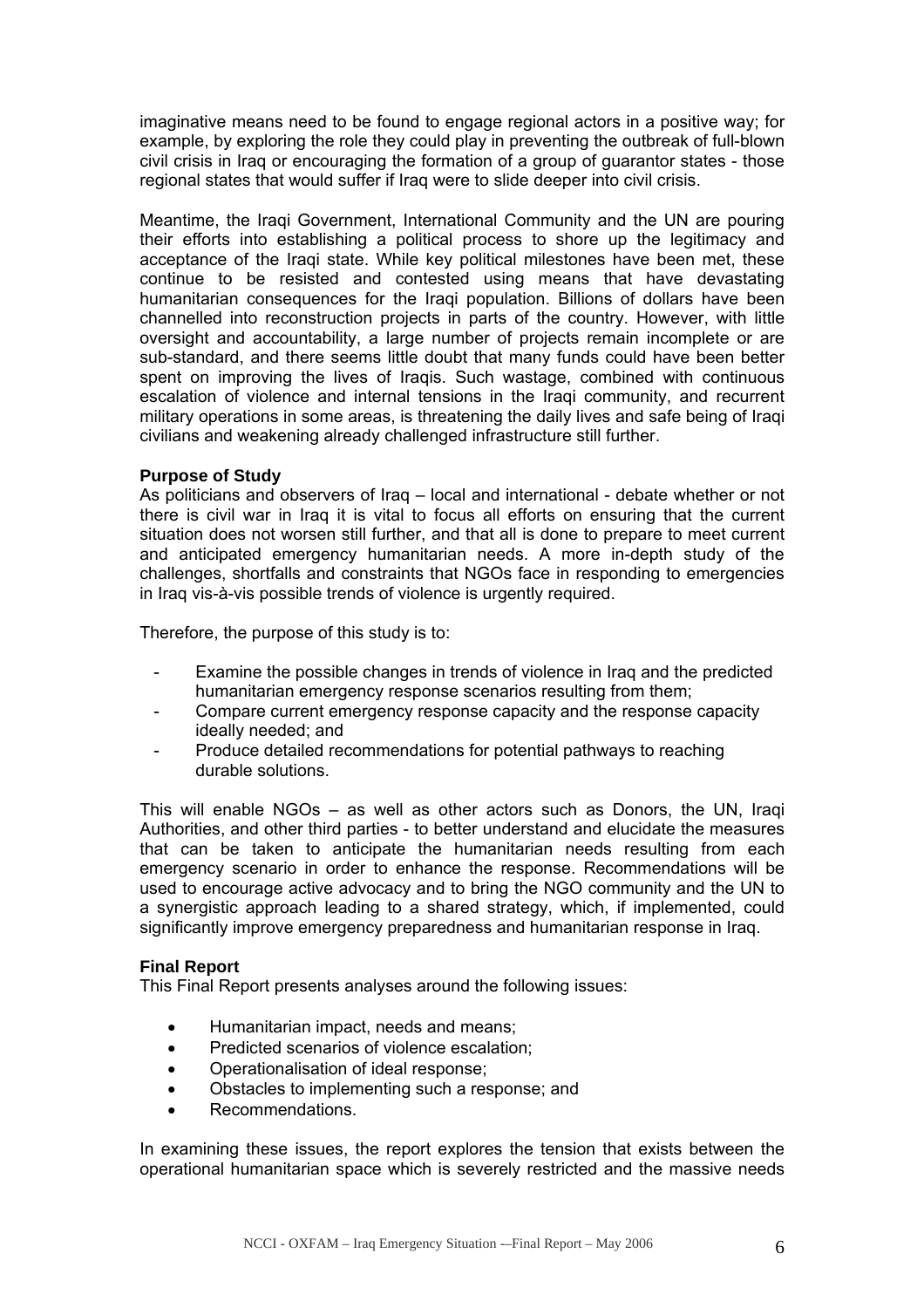imaginative means need to be found to engage regional actors in a positive way; for example, by exploring the role they could play in preventing the outbreak of full-blown civil crisis in Iraq or encouraging the formation of a group of guarantor states - those regional states that would suffer if Iraq were to slide deeper into civil crisis.

Meantime, the Iraqi Government, International Community and the UN are pouring their efforts into establishing a political process to shore up the legitimacy and acceptance of the Iraqi state. While key political milestones have been met, these continue to be resisted and contested using means that have devastating humanitarian consequences for the Iraqi population. Billions of dollars have been channelled into reconstruction projects in parts of the country. However, with little oversight and accountability, a large number of projects remain incomplete or are sub-standard, and there seems little doubt that many funds could have been better spent on improving the lives of Iraqis. Such wastage, combined with continuous escalation of violence and internal tensions in the Iraqi community, and recurrent military operations in some areas, is threatening the daily lives and safe being of Iraqi civilians and weakening already challenged infrastructure still further.

**Purpose of Study**

As politicians and observers of Iraq – local and international - debate whether or not there is civil war in Iraq it is vital to focus all efforts on ensuring that the current situation does not worsen still further, and that all is done to prepare to meet current and anticipated emergency humanitarian needs. A more in-depth study of the challenges, shortfalls and constraints that NGOs face in responding to emergencies in Iraq vis-à-vis possible trends of violence is urgently required.

Therefore, the purpose of this study is to:

- Examine the possible changes in trends of violence in Iraq and the predicted humanitarian emergency response scenarios resulting from them;
- Compare current emergency response capacity and the response capacity ideally needed; and
- Produce detailed recommendations for potential pathways to reaching durable solutions.

This will enable NGOs – as well as other actors such as Donors, the UN, Iraqi Authorities, and other third parties - to better understand and elucidate the measures that can be taken to anticipate the humanitarian needs resulting from each emergency scenario in order to enhance the response. Recommendations will be used to encourage active advocacy and to bring the NGO community and the UN to a synergistic approach leading to a shared strategy, which, if implemented, could significantly improve emergency preparedness and humanitarian response in Iraq.

**Final Report**

This Final Report presents analyses around the following issues:

- Humanitarian impact, needs and means;
- Predicted scenarios of violence escalation;
- Operationalisation of ideal response;
- Obstacles to implementing such a response; and
- Recommendations.

In examining these issues, the report explores the tension that exists between the operational humanitarian space which is severely restricted and the massive needs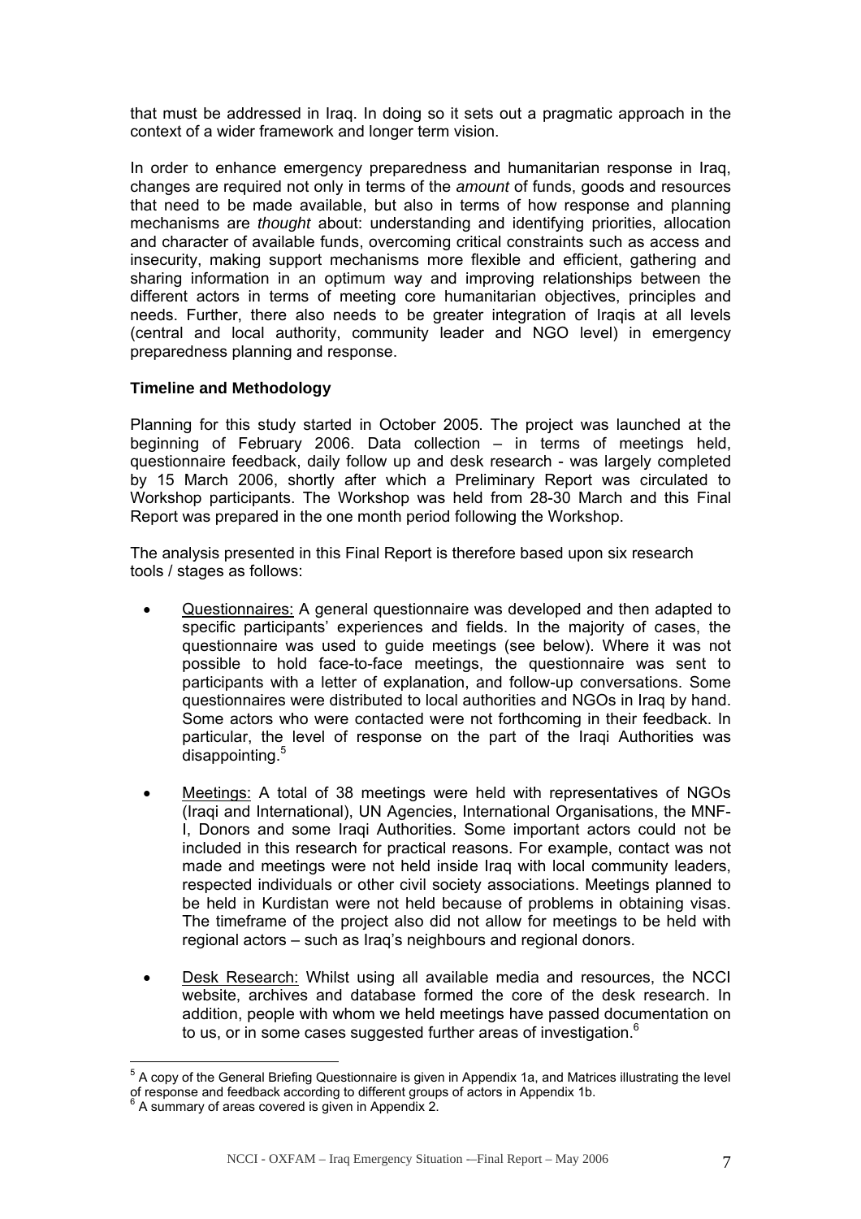that must be addressed in Iraq. In doing so it sets out a pragmatic approach in the context of a wider framework and longer term vision.

In order to enhance emergency preparedness and humanitarian response in Iraq, changes are required not only in terms of the *amount* of funds, goods and resources that need to be made available, but also in terms of how response and planning mechanisms are *thought* about: understanding and identifying priorities, allocation and character of available funds, overcoming critical constraints such as access and insecurity, making support mechanisms more flexible and efficient, gathering and sharing information in an optimum way and improving relationships between the different actors in terms of meeting core humanitarian objectives, principles and needs. Further, there also needs to be greater integration of Iraqis at all levels (central and local authority, community leader and NGO level) in emergency preparedness planning and response.

**Timeline and Methodology**

Planning for this study started in October 2005. The project was launched at the beginning of February 2006. Data collection – in terms of meetings held, questionnaire feedback, daily follow up and desk research - was largely completed by 15 March 2006, shortly after which a Preliminary Report was circulated to Workshop participants. The Workshop was held from 28-30 March and this Final Report was prepared in the one month period following the Workshop.

The analysis presented in this Final Report is therefore based upon six research tools / stages as follows:

- Questionnaires: A general questionnaire was developed and then adapted to specific participants' experiences and fields. In the majority of cases, the questionnaire was used to guide meetings (see below). Where it was not possible to hold face-to-face meetings, the questionnaire was sent to participants with a letter of explanation, and follow-up conversations. Some questionnaires were distributed to local authorities and NGOs in Iraq by hand. Some actors who were contacted were not forthcoming in their feedback. In particular, the level of response on the part of the Iraqi Authorities was disappointing.[5]

- Meetings: A total of 38 meetings were held with representatives of NGOs (Iraqi and International), UN Agencies, International Organisations, the MNF-I, Donors and some Iraqi Authorities. Some important actors could not be included in this research for practical reasons. For example, contact was not made and meetings were not held inside Iraq with local community leaders, respected individuals or other civil society associations. Meetings planned to be held in Kurdistan were not held because of problems in obtaining visas. The timeframe of the project also did not allow for meetings to be held with regional actors – such as Iraq's neighbours and regional donors.

- Desk Research: Whilst using all available media and resources, the NCCI website, archives and database formed the core of the desk research. In addition, people with whom we held meetings have passed documentation on to us, or in some cases suggested further areas of investigation.[6]

[5] A copy of the General Briefing Questionnaire is given in Appendix 1a, and Matrices illustrating the level of response and feedback according to different groups of actors in Appendix 1b.

[6] A summary of areas covered is given in Appendix 2.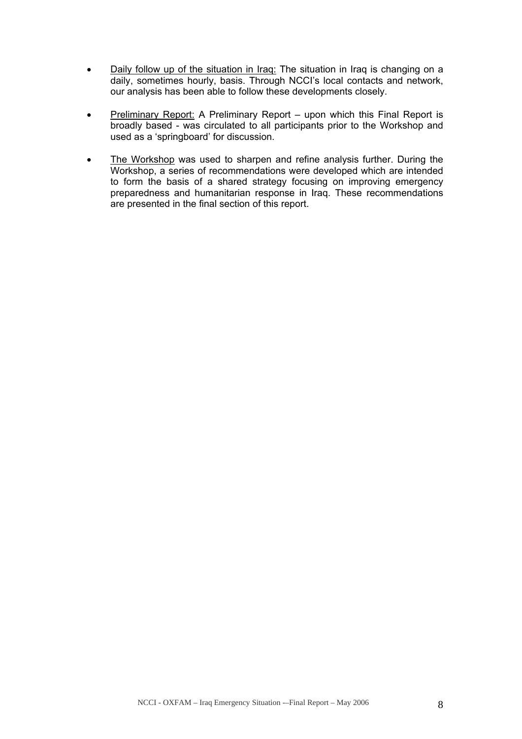- Daily follow up of the situation in Iraq: The situation in Iraq is changing on a daily, sometimes hourly, basis. Through NCCI's local contacts and network, our analysis has been able to follow these developments closely.

- Preliminary Report: A Preliminary Report – upon which this Final Report is broadly based - was circulated to all participants prior to the Workshop and used as a 'springboard' for discussion.

- The Workshop was used to sharpen and refine analysis further. During the Workshop, a series of recommendations were developed which are intended to form the basis of a shared strategy focusing on improving emergency preparedness and humanitarian response in Iraq. These recommendations are presented in the final section of this report.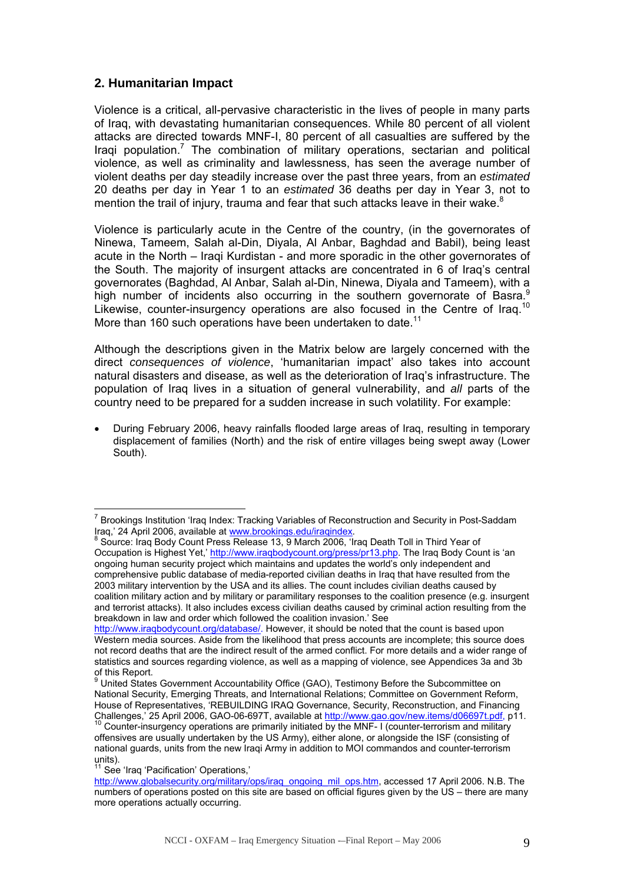## 2. Humanitarian Impact

Violence is a critical, all-pervasive characteristic in the lives of people in many parts of Iraq, with devastating humanitarian consequences. While 80 percent of all violent attacks are directed towards MNF-I, 80 percent of all casualties are suffered by the Iraqi population.[7] The combination of military operations, sectarian and political violence, as well as criminality and lawlessness, has seen the average number of violent deaths per day steadily increase over the past three years, from an *estimated* 20 deaths per day in Year 1 to an *estimated* 36 deaths per day in Year 3, not to mention the trail of injury, trauma and fear that such attacks leave in their wake.[8]

Violence is particularly acute in the Centre of the country, (in the governorates of Ninewa, Tameem, Salah al-Din, Diyala, Al Anbar, Baghdad and Babil), being least acute in the North – Iraqi Kurdistan - and more sporadic in the other governorates of the South. The majority of insurgent attacks are concentrated in 6 of Iraq's central governorates (Baghdad, Al Anbar, Salah al-Din, Ninewa, Diyala and Tameem), with a high number of incidents also occurring in the southern governorate of Basra.[9] Likewise, counter-insurgency operations are also focused in the Centre of Iraq.[10] More than 160 such operations have been undertaken to date.[11]

Although the descriptions given in the Matrix below are largely concerned with the direct *consequences of violence*, 'humanitarian impact' also takes into account natural disasters and disease, as well as the deterioration of Iraq's infrastructure. The population of Iraq lives in a situation of general vulnerability, and *all* parts of the country need to be prepared for a sudden increase in such volatility. For example:

- During February 2006, heavy rainfalls flooded large areas of Iraq, resulting in temporary displacement of families (North) and the risk of entire villages being swept away (Lower South).

---

[7] Brookings Institution 'Iraq Index: Tracking Variables of Reconstruction and Security in Post-Saddam Iraq,' 24 April 2006, available at www.brookings.edu/iraqindex.

[8] Source: Iraq Body Count Press Release 13, 9 March 2006, 'Iraq Death Toll in Third Year of Occupation is Highest Yet,' http://www.iraqbodycount.org/press/pr13.php. The Iraq Body Count is 'an ongoing human security project which maintains and updates the world's only independent and comprehensive public database of media-reported civilian deaths in Iraq that have resulted from the 2003 military intervention by the USA and its allies. The count includes civilian deaths caused by coalition military action and by military or paramilitary responses to the coalition presence (e.g. insurgent and terrorist attacks). It also includes excess civilian deaths caused by criminal action resulting from the breakdown in law and order which followed the coalition invasion.' See http://www.iraqbodycount.org/database/. However, it should be noted that the count is based upon Western media sources. Aside from the likelihood that press accounts are incomplete; this source does not record deaths that are the indirect result of the armed conflict. For more details and a wider range of statistics and sources regarding violence, as well as a mapping of violence, see Appendices 3a and 3b of this Report.

[9] United States Government Accountability Office (GAO), Testimony Before the Subcommittee on National Security, Emerging Threats, and International Relations; Committee on Government Reform, House of Representatives, 'REBUILDING IRAQ Governance, Security, Reconstruction, and Financing Challenges,' 25 April 2006, GAO-06-697T, available at http://www.gao.gov/new.items/d06697t.pdf, p11.

[10] Counter-insurgency operations are primarily initiated by the MNF- I (counter-terrorism and military offensives are usually undertaken by the US Army), either alone, or alongside the ISF (consisting of national guards, units from the new Iraqi Army in addition to MOI commandos and counter-terrorism units).

[11] See 'Iraq 'Pacification' Operations,' http://www.globalsecurity.org/military/ops/iraq_ongoing_mil_ops.htm, accessed 17 April 2006. N.B. The numbers of operations posted on this site are based on official figures given by the US – there are many more operations actually occurring.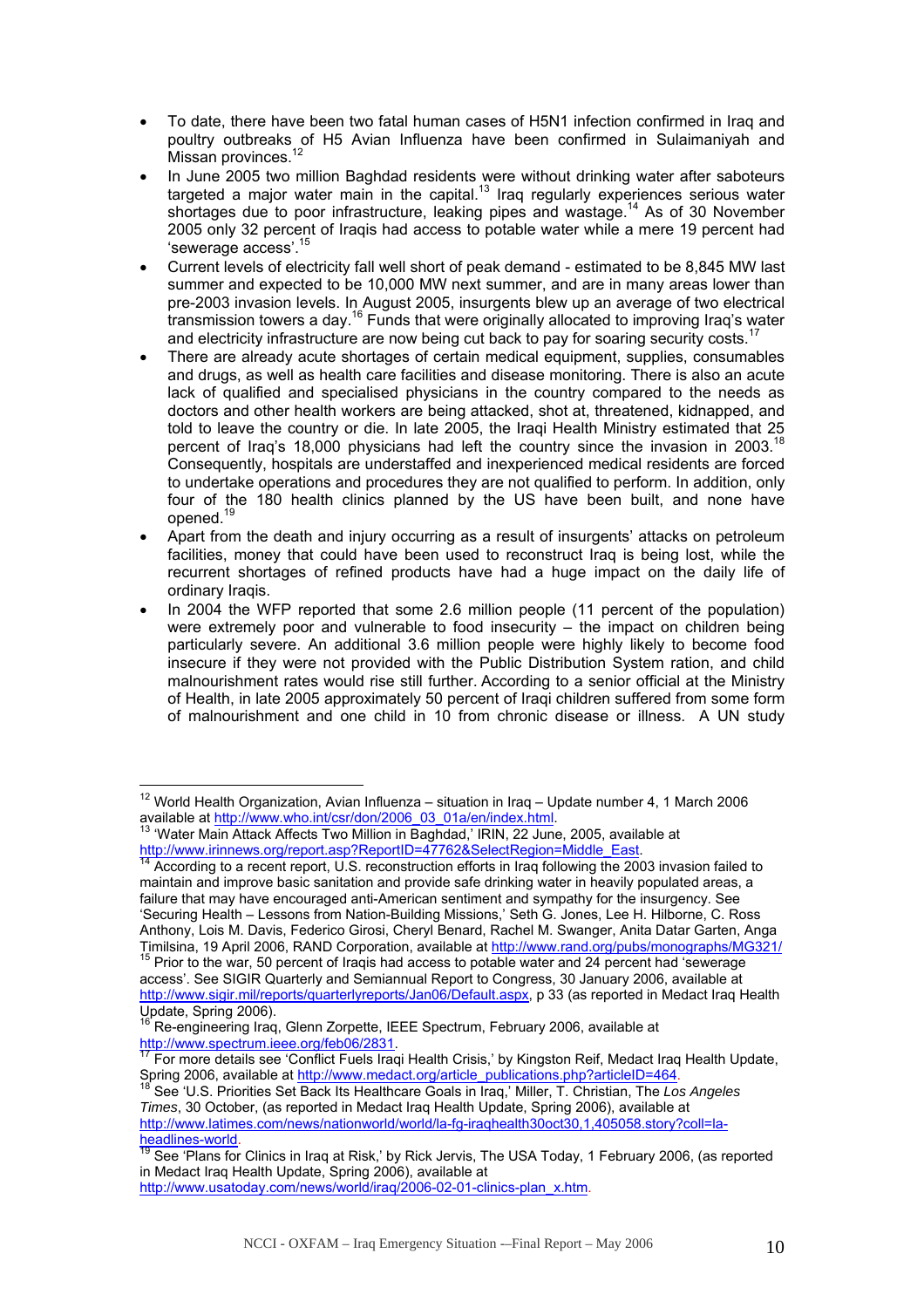- To date, there have been two fatal human cases of H5N1 infection confirmed in Iraq and poultry outbreaks of H5 Avian Influenza have been confirmed in Sulaimaniyah and Missan provinces.[12]
- In June 2005 two million Baghdad residents were without drinking water after saboteurs targeted a major water main in the capital.[13] Iraq regularly experiences serious water shortages due to poor infrastructure, leaking pipes and wastage.[14] As of 30 November 2005 only 32 percent of Iraqis had access to potable water while a mere 19 percent had 'sewerage access'.[15]
- Current levels of electricity fall well short of peak demand - estimated to be 8,845 MW last summer and expected to be 10,000 MW next summer, and are in many areas lower than pre-2003 invasion levels. In August 2005, insurgents blew up an average of two electrical transmission towers a day.[16] Funds that were originally allocated to improving Iraq's water and electricity infrastructure are now being cut back to pay for soaring security costs.[17]
- There are already acute shortages of certain medical equipment, supplies, consumables and drugs, as well as health care facilities and disease monitoring. There is also an acute lack of qualified and specialised physicians in the country compared to the needs as doctors and other health workers are being attacked, shot at, threatened, kidnapped, and told to leave the country or die. In late 2005, the Iraqi Health Ministry estimated that 25 percent of Iraq's 18,000 physicians had left the country since the invasion in 2003.[18] Consequently, hospitals are understaffed and inexperienced medical residents are forced to undertake operations and procedures they are not qualified to perform. In addition, only four of the 180 health clinics planned by the US have been built, and none have opened.[19]
- Apart from the death and injury occurring as a result of insurgents' attacks on petroleum facilities, money that could have been used to reconstruct Iraq is being lost, while the recurrent shortages of refined products have had a huge impact on the daily life of ordinary Iraqis.
- In 2004 the WFP reported that some 2.6 million people (11 percent of the population) were extremely poor and vulnerable to food insecurity – the impact on children being particularly severe. An additional 3.6 million people were highly likely to become food insecure if they were not provided with the Public Distribution System ration, and child malnourishment rates would rise still further. According to a senior official at the Ministry of Health, in late 2005 approximately 50 percent of Iraqi children suffered from some form of malnourishment and one child in 10 from chronic disease or illness. A UN study

---

[12] World Health Organization, Avian Influenza – situation in Iraq – Update number 4, 1 March 2006 available at http://www.who.int/csr/don/2006_03_01a/en/index.html.

[13] 'Water Main Attack Affects Two Million in Baghdad,' IRIN, 22 June, 2005, available at http://www.irinnews.org/report.asp?ReportID=47762&SelectRegion=Middle_East.

[14] According to a recent report, U.S. reconstruction efforts in Iraq following the 2003 invasion failed to maintain and improve basic sanitation and provide safe drinking water in heavily populated areas, a failure that may have encouraged anti-American sentiment and sympathy for the insurgency. See 'Securing Health – Lessons from Nation-Building Missions,' Seth G. Jones, Lee H. Hilborne, C. Ross Anthony, Lois M. Davis, Federico Girosi, Cheryl Benard, Rachel M. Swanger, Anita Datar Garten, Anga Timilsina, 19 April 2006, RAND Corporation, available at http://www.rand.org/pubs/monographs/MG321/

[15] Prior to the war, 50 percent of Iraqis had access to potable water and 24 percent had 'sewerage access'. See SIGIR Quarterly and Semiannual Report to Congress, 30 January 2006, available at http://www.sigir.mil/reports/quarterlyreports/Jan06/Default.aspx, p 33 (as reported in Medact Iraq Health Update, Spring 2006).

[16] Re-engineering Iraq, Glenn Zorpette, IEEE Spectrum, February 2006, available at http://www.spectrum.ieee.org/feb06/2831.

[17] For more details see 'Conflict Fuels Iraqi Health Crisis,' by Kingston Reif, Medact Iraq Health Update, Spring 2006, available at http://www.medact.org/article_publications.php?articleID=464.

[18] See 'U.S. Priorities Set Back Its Healthcare Goals in Iraq,' Miller, T. Christian, The *Los Angeles Times*, 30 October, (as reported in Medact Iraq Health Update, Spring 2006), available at http://www.latimes.com/news/nationworld/world/la-fg-iraqhealth30oct30,1,405058.story?coll=la-headlines-world.

[19] See 'Plans for Clinics in Iraq at Risk,' by Rick Jervis, The USA Today, 1 February 2006, (as reported in Medact Iraq Health Update, Spring 2006), available at http://www.usatoday.com/news/world/iraq/2006-02-01-clinics-plan_x.htm.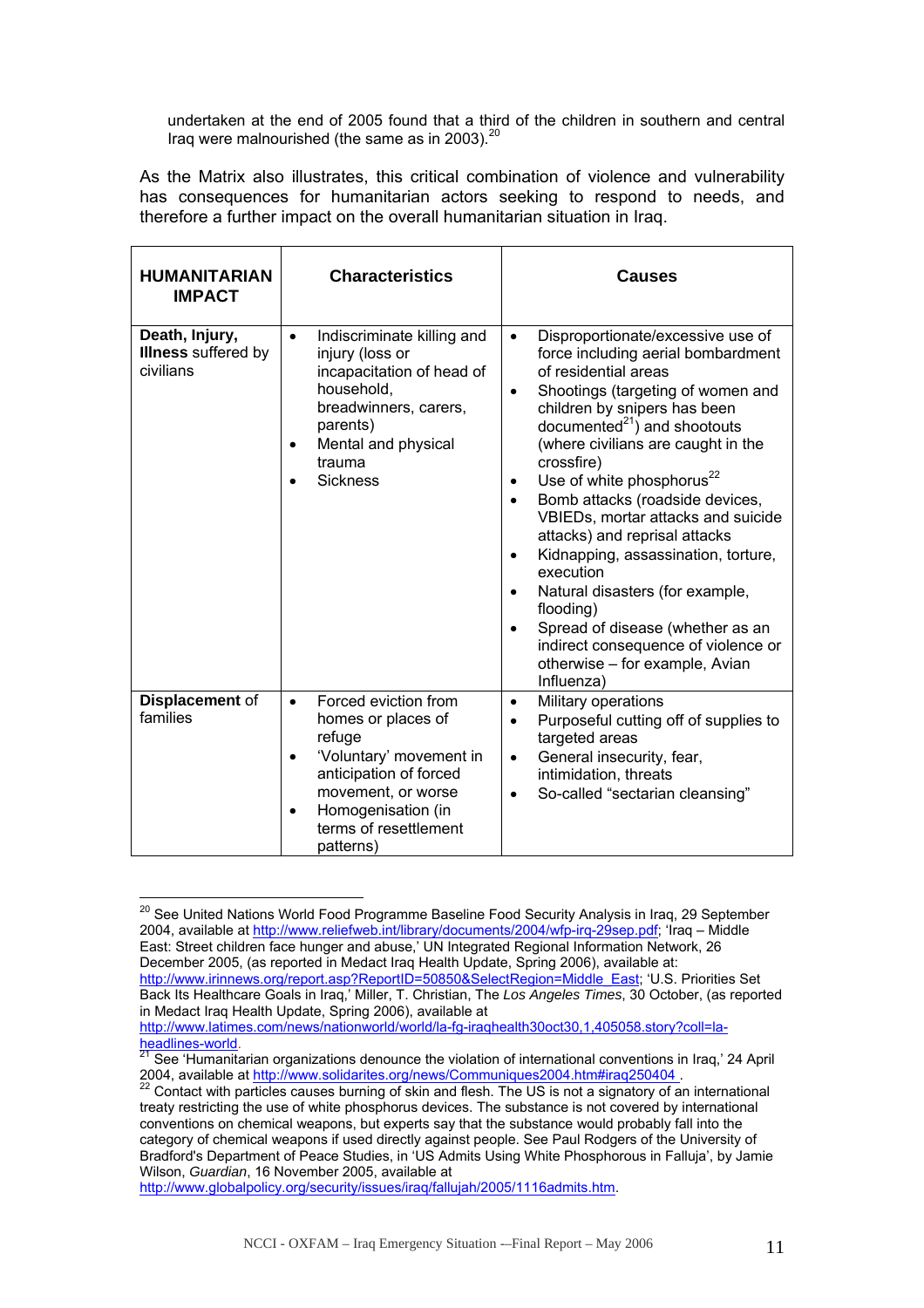undertaken at the end of 2005 found that a third of the children in southern and central Iraq were malnourished (the same as in 2003).[20]

As the Matrix also illustrates, this critical combination of violence and vulnerability has consequences for humanitarian actors seeking to respond to needs, and therefore a further impact on the overall humanitarian situation in Iraq.

| **HUMANITARIAN IMPACT** | **Characteristics** | **Causes** |
|---|---|---|
| **Death, Injury, Illness** suffered by civilians | • Indiscriminate killing and injury (loss or incapacitation of head of household, breadwinners, carers, parents)<br>• Mental and physical trauma<br>• Sickness | • Disproportionate/excessive use of force including aerial bombardment of residential areas<br>• Shootings (targeting of women and children by snipers has been documented[21]) and shootouts (where civilians are caught in the crossfire)<br>• Use of white phosphorus[22]<br>• Bomb attacks (roadside devices, VBIEDs, mortar attacks and suicide attacks) and reprisal attacks<br>• Kidnapping, assassination, torture, execution<br>• Natural disasters (for example, flooding)<br>• Spread of disease (whether as an indirect consequence of violence or otherwise – for example, Avian Influenza) |
| **Displacement** of families | • Forced eviction from homes or places of refuge<br>• 'Voluntary' movement in anticipation of forced movement, or worse<br>• Homogenisation (in terms of resettlement patterns) | • Military operations<br>• Purposeful cutting off of supplies to targeted areas<br>• General insecurity, fear, intimidation, threats<br>• So-called "sectarian cleansing" |

---

[20] See United Nations World Food Programme Baseline Food Security Analysis in Iraq, 29 September 2004, available at http://www.reliefweb.int/library/documents/2004/wfp-irq-29sep.pdf; 'Iraq – Middle East: Street children face hunger and abuse,' UN Integrated Regional Information Network, 26 December 2005, (as reported in Medact Iraq Health Update, Spring 2006), available at: http://www.irinnews.org/report.asp?ReportID=50850&SelectRegion=Middle_East; 'U.S. Priorities Set Back Its Healthcare Goals in Iraq,' Miller, T. Christian, The *Los Angeles Times*, 30 October, (as reported in Medact Iraq Health Update, Spring 2006), available at http://www.latimes.com/news/nationworld/world/la-fg-iraqhealth30oct30,1,405058.story?coll=la-headlines-world.

[21] See 'Humanitarian organizations denounce the violation of international conventions in Iraq,' 24 April 2004, available at http://www.solidarites.org/news/Communiques2004.htm#iraq250404 .

[22] Contact with particles causes burning of skin and flesh. The US is not a signatory of an international treaty restricting the use of white phosphorus devices. The substance is not covered by international conventions on chemical weapons, but experts say that the substance would probably fall into the category of chemical weapons if used directly against people. See Paul Rodgers of the University of Bradford's Department of Peace Studies, in 'US Admits Using White Phosphorous in Falluja', by Jamie Wilson, *Guardian*, 16 November 2005, available at http://www.globalpolicy.org/security/issues/iraq/fallujah/2005/1116admits.htm.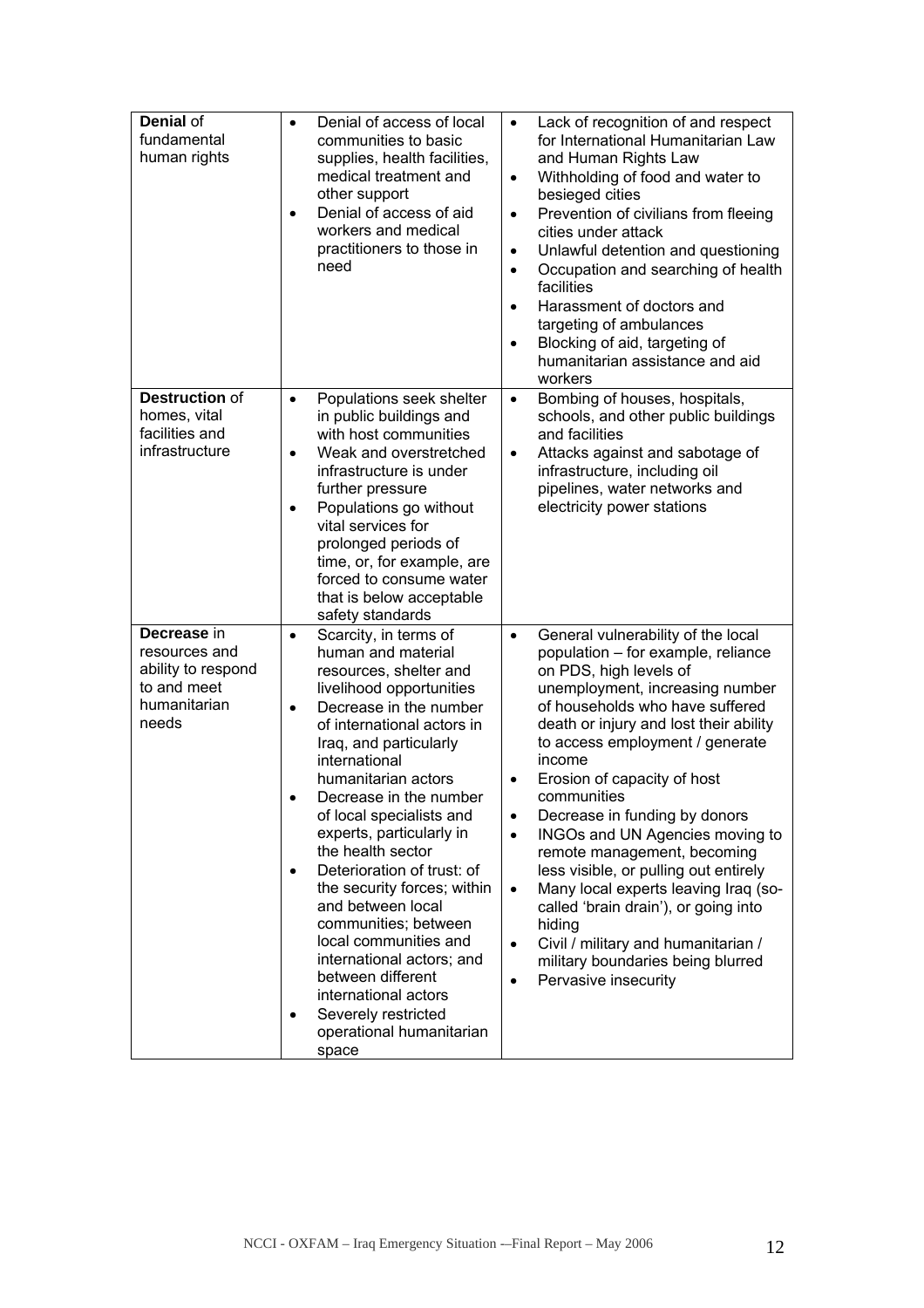| | | |
|---|---|---|
| **Denial** of fundamental human rights | • Denial of access of local communities to basic supplies, health facilities, medical treatment and other support<br>• Denial of access of aid workers and medical practitioners to those in need | • Lack of recognition of and respect for International Humanitarian Law and Human Rights Law<br>• Withholding of food and water to besieged cities<br>• Prevention of civilians from fleeing cities under attack<br>• Unlawful detention and questioning<br>• Occupation and searching of health facilities<br>• Harassment of doctors and targeting of ambulances<br>• Blocking of aid, targeting of humanitarian assistance and aid workers |
| **Destruction** of homes, vital facilities and infrastructure | • Populations seek shelter in public buildings and with host communities<br>• Weak and overstretched infrastructure is under further pressure<br>• Populations go without vital services for prolonged periods of time, or, for example, are forced to consume water that is below acceptable safety standards | • Bombing of houses, hospitals, schools, and other public buildings and facilities<br>• Attacks against and sabotage of infrastructure, including oil pipelines, water networks and electricity power stations |
| **Decrease** in resources and ability to respond to and meet humanitarian needs | • Scarcity, in terms of human and material resources, shelter and livelihood opportunities<br>• Decrease in the number of international actors in Iraq, and particularly international humanitarian actors<br>• Decrease in the number of local specialists and experts, particularly in the health sector<br>• Deterioration of trust: of the security forces; within and between local communities; between local communities and international actors; and between different international actors<br>• Severely restricted operational humanitarian space | • General vulnerability of the local population – for example, reliance on PDS, high levels of unemployment, increasing number of households who have suffered death or injury and lost their ability to access employment / generate income<br>• Erosion of capacity of host communities<br>• Decrease in funding by donors<br>• INGOs and UN Agencies moving to remote management, becoming less visible, or pulling out entirely<br>• Many local experts leaving Iraq (so-called 'brain drain'), or going into hiding<br>• Civil / military and humanitarian / military boundaries being blurred<br>• Pervasive insecurity |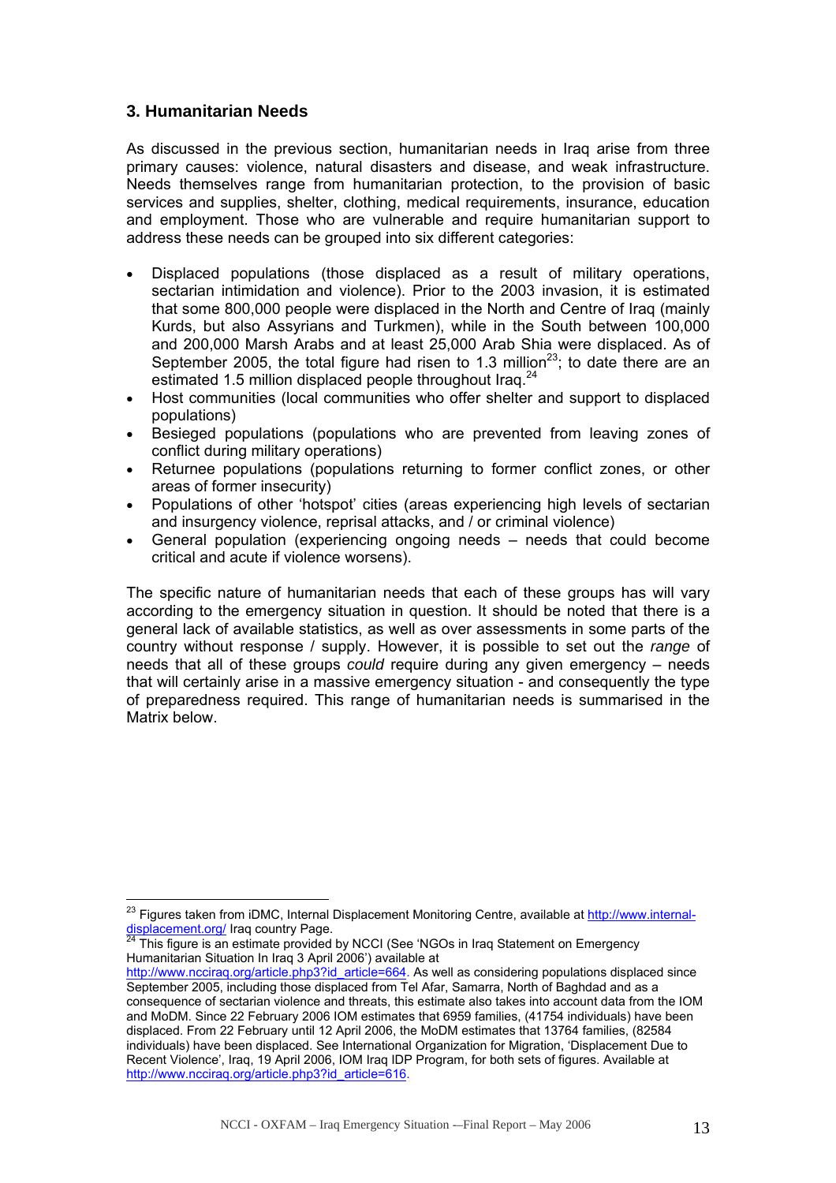## 3. Humanitarian Needs

As discussed in the previous section, humanitarian needs in Iraq arise from three primary causes: violence, natural disasters and disease, and weak infrastructure. Needs themselves range from humanitarian protection, to the provision of basic services and supplies, shelter, clothing, medical requirements, insurance, education and employment. Those who are vulnerable and require humanitarian support to address these needs can be grouped into six different categories:

- Displaced populations (those displaced as a result of military operations, sectarian intimidation and violence). Prior to the 2003 invasion, it is estimated that some 800,000 people were displaced in the North and Centre of Iraq (mainly Kurds, but also Assyrians and Turkmen), while in the South between 100,000 and 200,000 Marsh Arabs and at least 25,000 Arab Shia were displaced. As of September 2005, the total figure had risen to 1.3 million[23]; to date there are an estimated 1.5 million displaced people throughout Iraq.[24]
- Host communities (local communities who offer shelter and support to displaced populations)
- Besieged populations (populations who are prevented from leaving zones of conflict during military operations)
- Returnee populations (populations returning to former conflict zones, or other areas of former insecurity)
- Populations of other 'hotspot' cities (areas experiencing high levels of sectarian and insurgency violence, reprisal attacks, and / or criminal violence)
- General population (experiencing ongoing needs – needs that could become critical and acute if violence worsens).

The specific nature of humanitarian needs that each of these groups has will vary according to the emergency situation in question. It should be noted that there is a general lack of available statistics, as well as over assessments in some parts of the country without response / supply. However, it is possible to set out the *range* of needs that all of these groups *could* require during any given emergency – needs that will certainly arise in a massive emergency situation - and consequently the type of preparedness required. This range of humanitarian needs is summarised in the Matrix below.

---

[23] Figures taken from iDMC, Internal Displacement Monitoring Centre, available at http://www.internal-displacement.org/ Iraq country Page.

[24] This figure is an estimate provided by NCCI (See 'NGOs in Iraq Statement on Emergency Humanitarian Situation In Iraq 3 April 2006') available at http://www.ncciraq.org/article.php3?id_article=664. As well as considering populations displaced since September 2005, including those displaced from Tel Afar, Samarra, North of Baghdad and as a consequence of sectarian violence and threats, this estimate also takes into account data from the IOM and MoDM. Since 22 February 2006 IOM estimates that 6959 families, (41754 individuals) have been displaced. From 22 February until 12 April 2006, the MoDM estimates that 13764 families, (82584 individuals) have been displaced. See International Organization for Migration, 'Displacement Due to Recent Violence', Iraq, 19 April 2006, IOM Iraq IDP Program, for both sets of figures. Available at http://www.ncciraq.org/article.php3?id_article=616.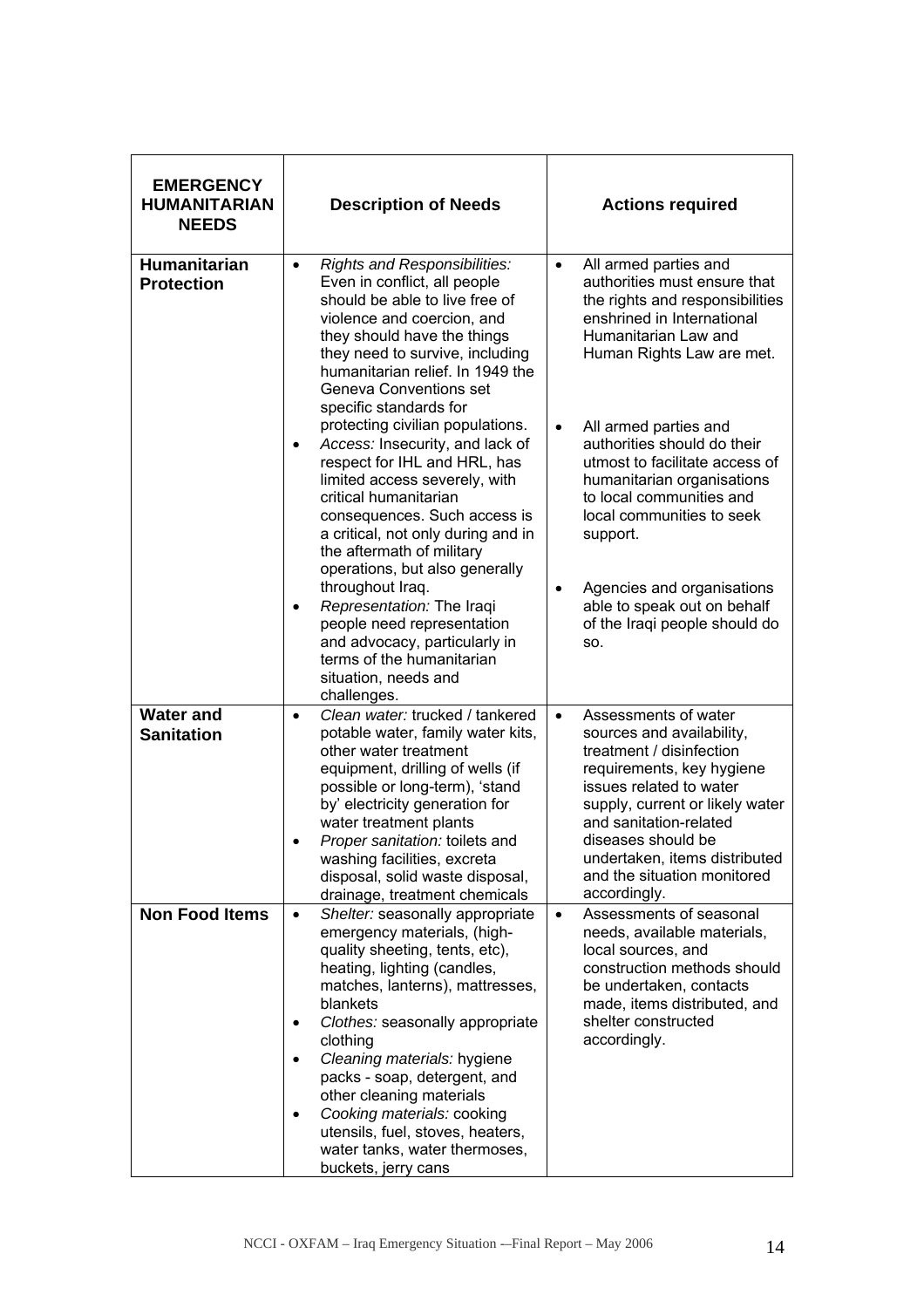| EMERGENCY HUMANITARIAN NEEDS | Description of Needs | Actions required |
|---|---|---|
| **Humanitarian Protection** | • *Rights and Responsibilities:* Even in conflict, all people should be able to live free of violence and coercion, and they should have the things they need to survive, including humanitarian relief. In 1949 the Geneva Conventions set specific standards for protecting civilian populations.<br>• *Access:* Insecurity, and lack of respect for IHL and HRL, has limited access severely, with critical humanitarian consequences. Such access is a critical, not only during and in the aftermath of military operations, but also generally throughout Iraq.<br>• *Representation:* The Iraqi people need representation and advocacy, particularly in terms of the humanitarian situation, needs and challenges. | • All armed parties and authorities must ensure that the rights and responsibilities enshrined in International Humanitarian Law and Human Rights Law are met.<br>• All armed parties and authorities should do their utmost to facilitate access of humanitarian organisations to local communities and local communities to seek support.<br>• Agencies and organisations able to speak out on behalf of the Iraqi people should do so. |
| **Water and Sanitation** | • *Clean water:* trucked / tankered potable water, family water kits, other water treatment equipment, drilling of wells (if possible or long-term), 'stand by' electricity generation for water treatment plants<br>• *Proper sanitation:* toilets and washing facilities, excreta disposal, solid waste disposal, drainage, treatment chemicals | • Assessments of water sources and availability, treatment / disinfection requirements, key hygiene issues related to water supply, current or likely water and sanitation-related diseases should be undertaken, items distributed and the situation monitored accordingly. |
| **Non Food Items** | • *Shelter:* seasonally appropriate emergency materials, (high-quality sheeting, tents, etc), heating, lighting (candles, matches, lanterns), mattresses, blankets<br>• *Clothes:* seasonally appropriate clothing<br>• *Cleaning materials:* hygiene packs - soap, detergent, and other cleaning materials<br>• *Cooking materials:* cooking utensils, fuel, stoves, heaters, water tanks, water thermoses, buckets, jerry cans | • Assessments of seasonal needs, available materials, local sources, and construction methods should be undertaken, contacts made, items distributed, and shelter constructed accordingly. |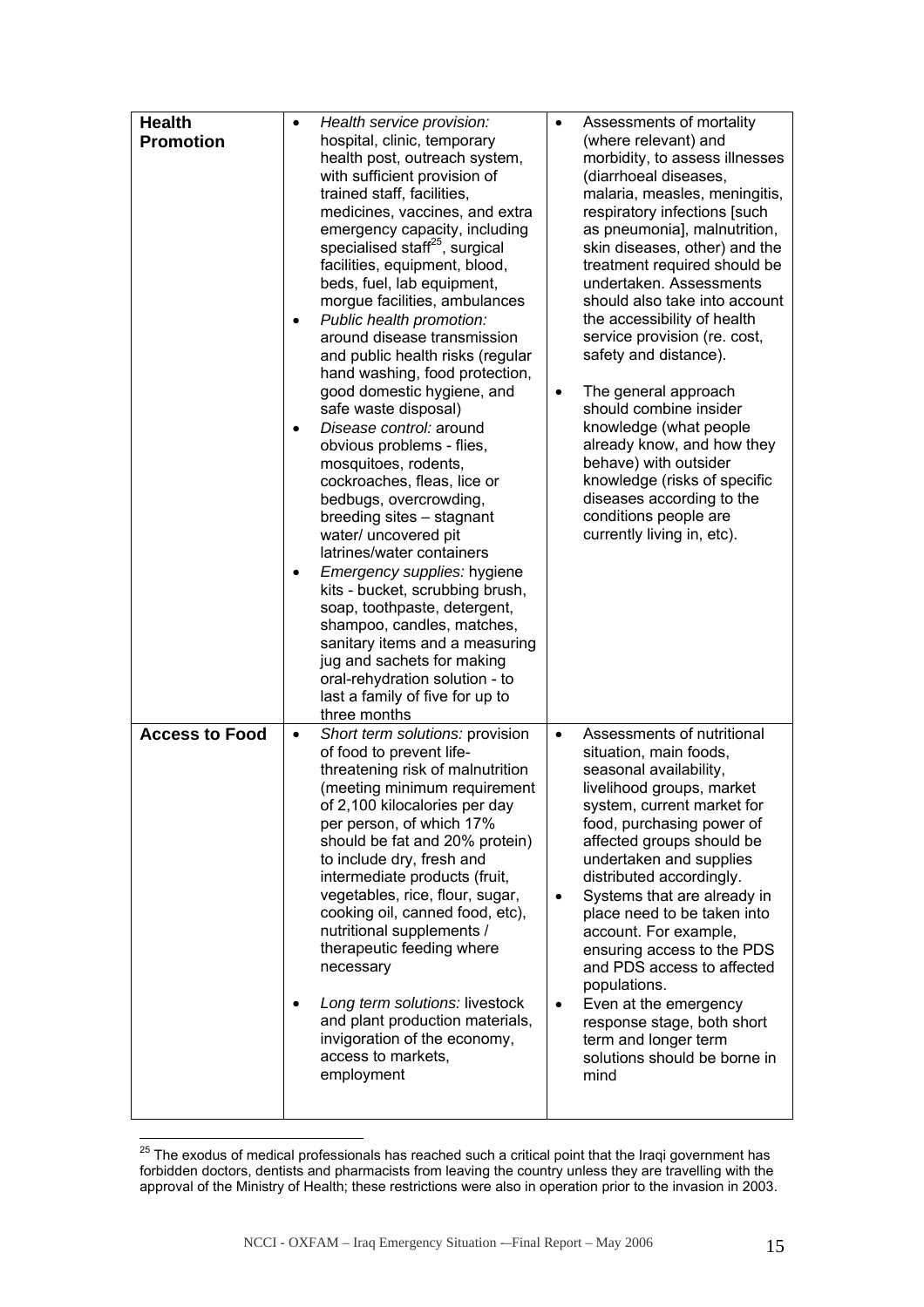| | | |
|---|---|---|
| **Health Promotion** | • *Health service provision:* hospital, clinic, temporary health post, outreach system, with sufficient provision of trained staff, facilities, medicines, vaccines, and extra emergency capacity, including specialised staff[25], surgical facilities, equipment, blood, beds, fuel, lab equipment, morgue facilities, ambulances<br>• *Public health promotion:* around disease transmission and public health risks (regular hand washing, food protection, good domestic hygiene, and safe waste disposal)<br>• *Disease control:* around obvious problems - flies, mosquitoes, rodents, cockroaches, fleas, lice or bedbugs, overcrowding, breeding sites – stagnant water/ uncovered pit latrines/water containers<br>• *Emergency supplies:* hygiene kits - bucket, scrubbing brush, soap, toothpaste, detergent, shampoo, candles, matches, sanitary items and a measuring jug and sachets for making oral-rehydration solution - to last a family of five for up to three months | • Assessments of mortality (where relevant) and morbidity, to assess illnesses (diarrhoeal diseases, malaria, measles, meningitis, respiratory infections [such as pneumonia], malnutrition, skin diseases, other) and the treatment required should be undertaken. Assessments should also take into account the accessibility of health service provision (re. cost, safety and distance).<br>• The general approach should combine insider knowledge (what people already know, and how they behave) with outsider knowledge (risks of specific diseases according to the conditions people are currently living in, etc). |
| **Access to Food** | • *Short term solutions:* provision of food to prevent life-threatening risk of malnutrition (meeting minimum requirement of 2,100 kilocalories per day per person, of which 17% should be fat and 20% protein) to include dry, fresh and intermediate products (fruit, vegetables, rice, flour, sugar, cooking oil, canned food, etc), nutritional supplements / therapeutic feeding where necessary<br>• *Long term solutions:* livestock and plant production materials, invigoration of the economy, access to markets, employment | • Assessments of nutritional situation, main foods, seasonal availability, livelihood groups, market system, current market for food, purchasing power of affected groups should be undertaken and supplies distributed accordingly.<br>• Systems that are already in place need to be taken into account. For example, ensuring access to the PDS and PDS access to affected populations.<br>• Even at the emergency response stage, both short term and longer term solutions should be borne in mind |

[25] The exodus of medical professionals has reached such a critical point that the Iraqi government has forbidden doctors, dentists and pharmacists from leaving the country unless they are travelling with the approval of the Ministry of Health; these restrictions were also in operation prior to the invasion in 2003.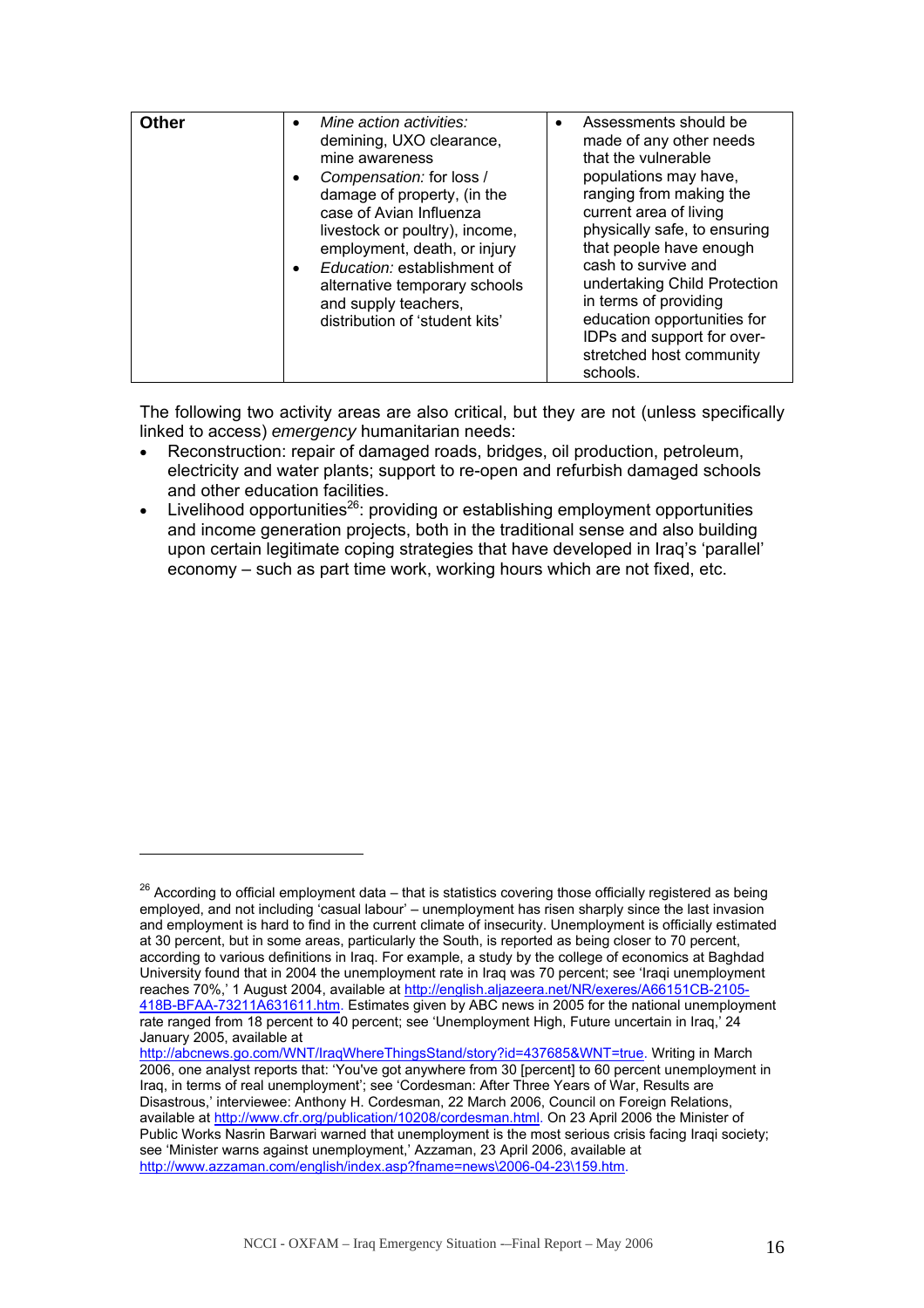| **Other** | • *Mine action activities:* demining, UXO clearance, mine awareness<br>• *Compensation:* for loss / damage of property, (in the case of Avian Influenza livestock or poultry), income, employment, death, or injury<br>• *Education:* establishment of alternative temporary schools and supply teachers, distribution of 'student kits' | • Assessments should be made of any other needs that the vulnerable populations may have, ranging from making the current area of living physically safe, to ensuring that people have enough cash to survive and undertaking Child Protection in terms of providing education opportunities for IDPs and support for over-stretched host community schools. |
|---|---|---|

The following two activity areas are also critical, but they are not (unless specifically linked to access) *emergency* humanitarian needs:

- Reconstruction: repair of damaged roads, bridges, oil production, petroleum, electricity and water plants; support to re-open and refurbish damaged schools and other education facilities.
- Livelihood opportunities[26]: providing or establishing employment opportunities and income generation projects, both in the traditional sense and also building upon certain legitimate coping strategies that have developed in Iraq's 'parallel' economy – such as part time work, working hours which are not fixed, etc.

---

[26] According to official employment data – that is statistics covering those officially registered as being employed, and not including 'casual labour' – unemployment has risen sharply since the last invasion and employment is hard to find in the current climate of insecurity. Unemployment is officially estimated at 30 percent, but in some areas, particularly the South, is reported as being closer to 70 percent, according to various definitions in Iraq. For example, a study by the college of economics at Baghdad University found that in 2004 the unemployment rate in Iraq was 70 percent; see 'Iraqi unemployment reaches 70%,' 1 August 2004, available at http://english.aljazeera.net/NR/exeres/A66151CB-2105-418B-BFAA-73211A631611.htm. Estimates given by ABC news in 2005 for the national unemployment rate ranged from 18 percent to 40 percent; see 'Unemployment High, Future uncertain in Iraq,' 24 January 2005, available at http://abcnews.go.com/WNT/IraqWhereThingsStand/story?id=437685&WNT=true. Writing in March 2006, one analyst reports that: 'You've got anywhere from 30 [percent] to 60 percent unemployment in Iraq, in terms of real unemployment'; see 'Cordesman: After Three Years of War, Results are Disastrous,' interviewee: Anthony H. Cordesman, 22 March 2006, Council on Foreign Relations, available at http://www.cfr.org/publication/10208/cordesman.html. On 23 April 2006 the Minister of Public Works Nasrin Barwari warned that unemployment is the most serious crisis facing Iraqi society; see 'Minister warns against unemployment,' Azzaman, 23 April 2006, available at http://www.azzaman.com/english/index.asp?fname=news\2006-04-23\159.htm.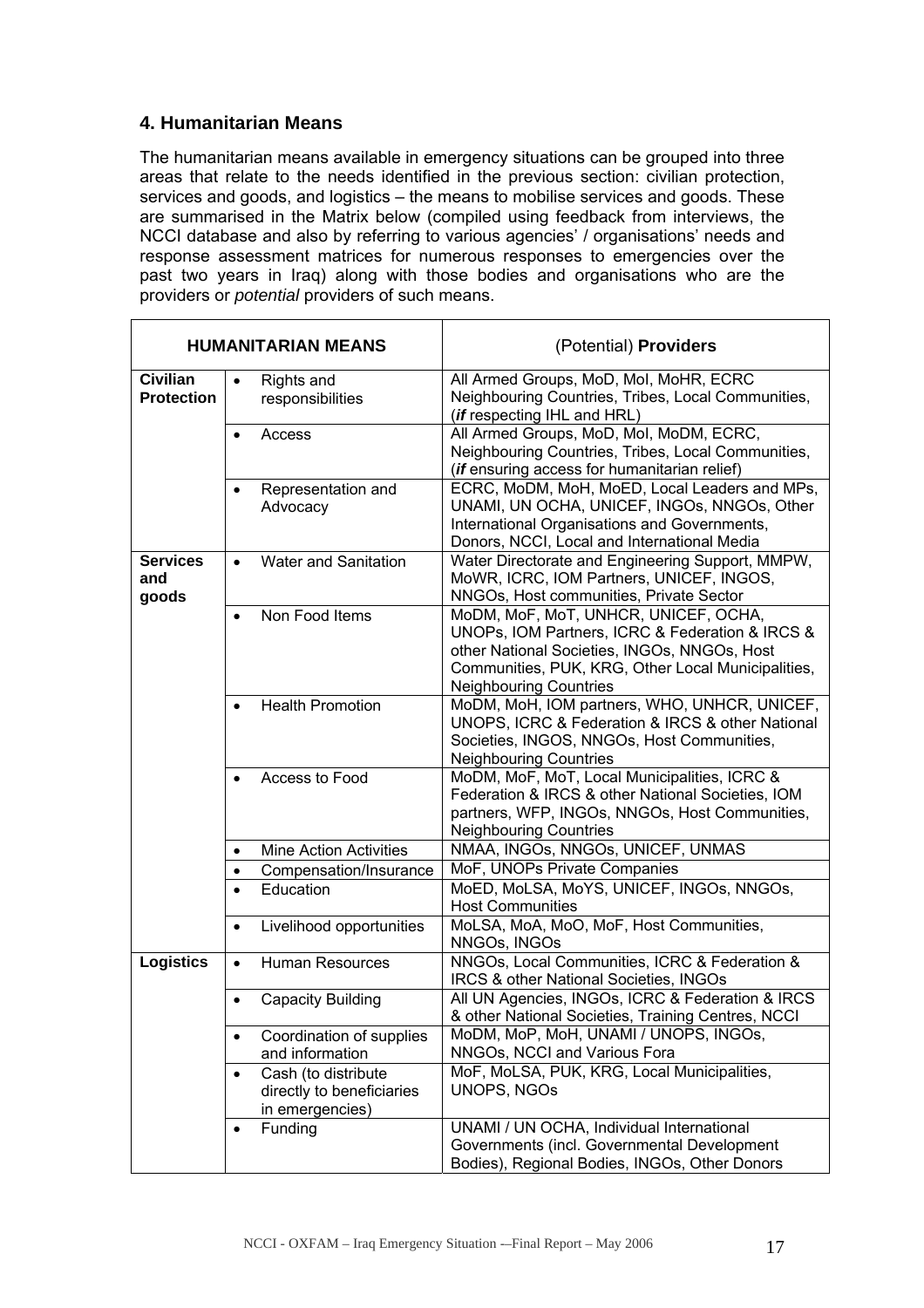## 4. Humanitarian Means

The humanitarian means available in emergency situations can be grouped into three areas that relate to the needs identified in the previous section: civilian protection, services and goods, and logistics – the means to mobilise services and goods. These are summarised in the Matrix below (compiled using feedback from interviews, the NCCI database and also by referring to various agencies' / organisations' needs and response assessment matrices for numerous responses to emergencies over the past two years in Iraq) along with those bodies and organisations who are the providers or *potential* providers of such means.

| **HUMANITARIAN MEANS** | | (Potential) **Providers** |
|---|---|---|
| **Civilian Protection** | • Rights and responsibilities | All Armed Groups, MoD, MoI, MoHR, ECRC Neighbouring Countries, Tribes, Local Communities, (***if*** respecting IHL and HRL) |
| | • Access | All Armed Groups, MoD, MoI, MoDM, ECRC, Neighbouring Countries, Tribes, Local Communities, (***if*** ensuring access for humanitarian relief) |
| | • Representation and Advocacy | ECRC, MoDM, MoH, MoED, Local Leaders and MPs, UNAMI, UN OCHA, UNICEF, INGOs, NNGOs, Other International Organisations and Governments, Donors, NCCI, Local and International Media |
| **Services and goods** | • Water and Sanitation | Water Directorate and Engineering Support, MMPW, MoWR, ICRC, IOM Partners, UNICEF, INGOS, NNGOs, Host communities, Private Sector |
| | • Non Food Items | MoDM, MoF, MoT, UNHCR, UNICEF, OCHA, UNOPs, IOM Partners, ICRC & Federation & IRCS & other National Societies, INGOs, NNGOs, Host Communities, PUK, KRG, Other Local Municipalities, Neighbouring Countries |
| | • Health Promotion | MoDM, MoH, IOM partners, WHO, UNHCR, UNICEF, UNOPS, ICRC & Federation & IRCS & other National Societies, INGOS, NNGOs, Host Communities, Neighbouring Countries |
| | • Access to Food | MoDM, MoF, MoT, Local Municipalities, ICRC & Federation & IRCS & other National Societies, IOM partners, WFP, INGOs, NNGOs, Host Communities, Neighbouring Countries |
| | • Mine Action Activities | NMAA, INGOs, NNGOs, UNICEF, UNMAS |
| | • Compensation/Insurance | MoF, UNOPs Private Companies |
| | • Education | MoED, MoLSA, MoYS, UNICEF, INGOs, NNGOs, Host Communities |
| | • Livelihood opportunities | MoLSA, MoA, MoO, MoF, Host Communities, NNGOs, INGOs |
| **Logistics** | • Human Resources | NNGOs, Local Communities, ICRC & Federation & IRCS & other National Societies, INGOs |
| | • Capacity Building | All UN Agencies, INGOs, ICRC & Federation & IRCS & other National Societies, Training Centres, NCCI |
| | • Coordination of supplies and information | MoDM, MoP, MoH, UNAMI / UNOPS, INGOs, NNGOs, NCCI and Various Fora |
| | • Cash (to distribute directly to beneficiaries in emergencies) | MoF, MoLSA, PUK, KRG, Local Municipalities, UNOPS, NGOs |
| | • Funding | UNAMI / UN OCHA, Individual International Governments (incl. Governmental Development Bodies), Regional Bodies, INGOs, Other Donors |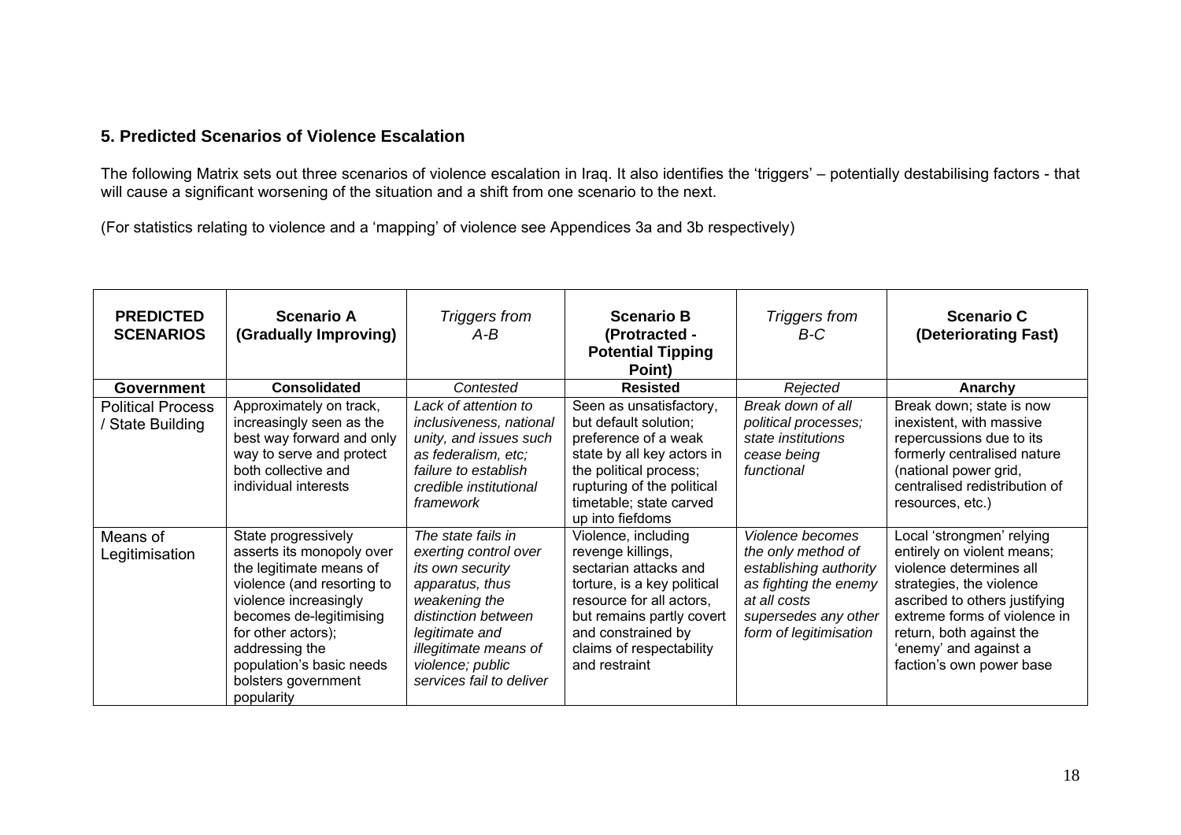### 5. Predicted Scenarios of Violence Escalation

The following Matrix sets out three scenarios of violence escalation in Iraq. It also identifies the 'triggers' – potentially destabilising factors - that will cause a significant worsening of the situation and a shift from one scenario to the next.

(For statistics relating to violence and a 'mapping' of violence see Appendices 3a and 3b respectively)

| **PREDICTED SCENARIOS** | **Scenario A (Gradually Improving)** | *Triggers from A-B* | **Scenario B (Protracted - Potential Tipping Point)** | *Triggers from B-C* | **Scenario C (Deteriorating Fast)** |
|---|---|---|---|---|---|
| **Government** | **Consolidated** | *Contested* | **Resisted** | *Rejected* | **Anarchy** |
| Political Process / State Building | Approximately on track, increasingly seen as the best way forward and only way to serve and protect both collective and individual interests | *Lack of attention to inclusiveness, national unity, and issues such as federalism, etc; failure to establish credible institutional framework* | Seen as unsatisfactory, but default solution; preference of a weak state by all key actors in the political process; rupturing of the political timetable; state carved up into fiefdoms | *Break down of all political processes; state institutions cease being functional* | Break down; state is now inexistent, with massive repercussions due to its formerly centralised nature (national power grid, centralised redistribution of resources, etc.) |
| Means of Legitimisation | State progressively asserts its monopoly over the legitimate means of violence (and resorting to violence increasingly becomes de-legitimising for other actors); addressing the population's basic needs bolsters government popularity | *The state fails in exerting control over its own security apparatus, thus weakening the distinction between legitimate and illegitimate means of violence; public services fail to deliver* | Violence, including revenge killings, sectarian attacks and torture, is a key political resource for all actors, but remains partly covert and constrained by claims of respectability and restraint | *Violence becomes the only method of establishing authority as fighting the enemy at all costs supersedes any other form of legitimisation* | Local 'strongmen' relying entirely on violent means; violence determines all strategies, the violence ascribed to others justifying extreme forms of violence in return, both against the 'enemy' and against a faction's own power base |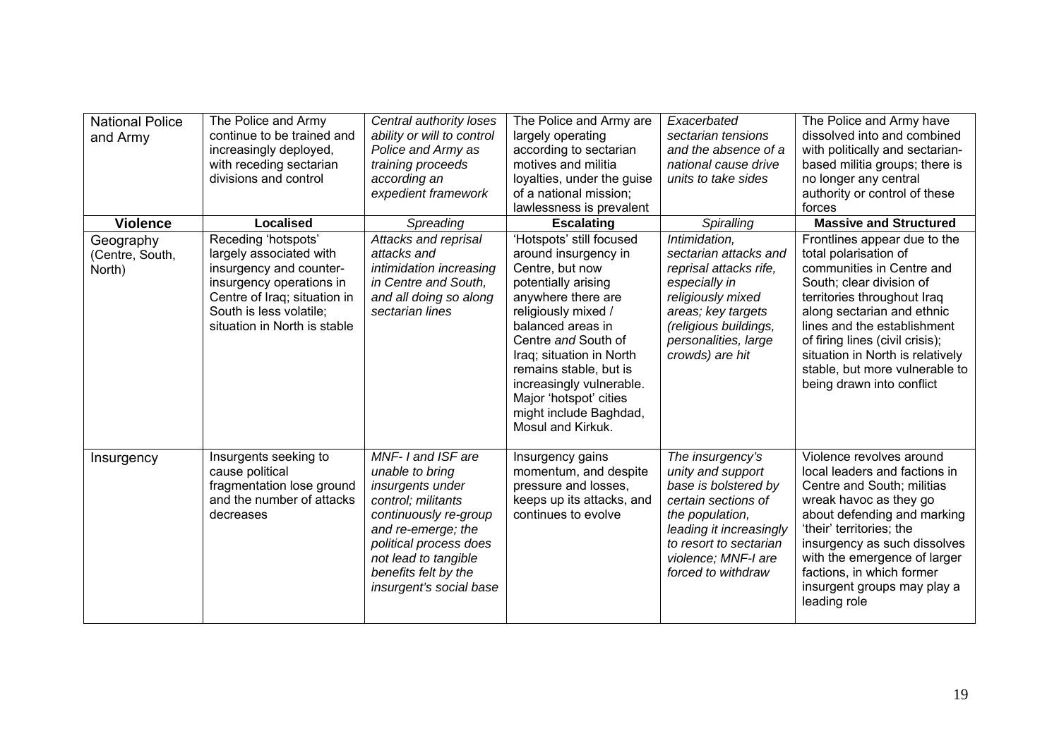| National Police and Army | The Police and Army continue to be trained and increasingly deployed, with receding sectarian divisions and control | *Central authority loses ability or will to control Police and Army as training proceeds according an expedient framework* | The Police and Army are largely operating according to sectarian motives and militia loyalties, under the guise of a national mission; lawlessness is prevalent | *Exacerbated sectarian tensions and the absence of a national cause drive units to take sides* | The Police and Army have dissolved into and combined with politically and sectarian-based militia groups; there is no longer any central authority or control of these forces |
|---|---|---|---|---|---|
| **Violence** | **Localised** | *Spreading* | **Escalating** | *Spiralling* | **Massive and Structured** |
| Geography (Centre, South, North) | Receding 'hotspots' largely associated with insurgency and counter-insurgency operations in Centre of Iraq; situation in South is less volatile; situation in North is stable | *Attacks and reprisal attacks and intimidation increasing in Centre and South, and all doing so along sectarian lines* | 'Hotspots' still focused around insurgency in Centre, but now potentially arising anywhere there are religiously mixed / balanced areas in Centre *and* South of Iraq; situation in North remains stable, but is increasingly vulnerable. Major 'hotspot' cities might include Baghdad, Mosul and Kirkuk. | *Intimidation, sectarian attacks and reprisal attacks rife, especially in religiously mixed areas; key targets (religious buildings, personalities, large crowds) are hit* | Frontlines appear due to the total polarisation of communities in Centre and South; clear division of territories throughout Iraq along sectarian and ethnic lines and the establishment of firing lines (civil crisis); situation in North is relatively stable, but more vulnerable to being drawn into conflict |
| Insurgency | Insurgents seeking to cause political fragmentation lose ground and the number of attacks decreases | *MNF- I and ISF are unable to bring insurgents under control; militants continuously re-group and re-emerge; the political process does not lead to tangible benefits felt by the insurgent's social base* | Insurgency gains momentum, and despite pressure and losses, keeps up its attacks, and continues to evolve | *The insurgency's unity and support base is bolstered by certain sections of the population, leading it increasingly to resort to sectarian violence; MNF-I are forced to withdraw* | Violence revolves around local leaders and factions in Centre and South; militias wreak havoc as they go about defending and marking 'their' territories; the insurgency as such dissolves with the emergence of larger factions, in which former insurgent groups may play a leading role |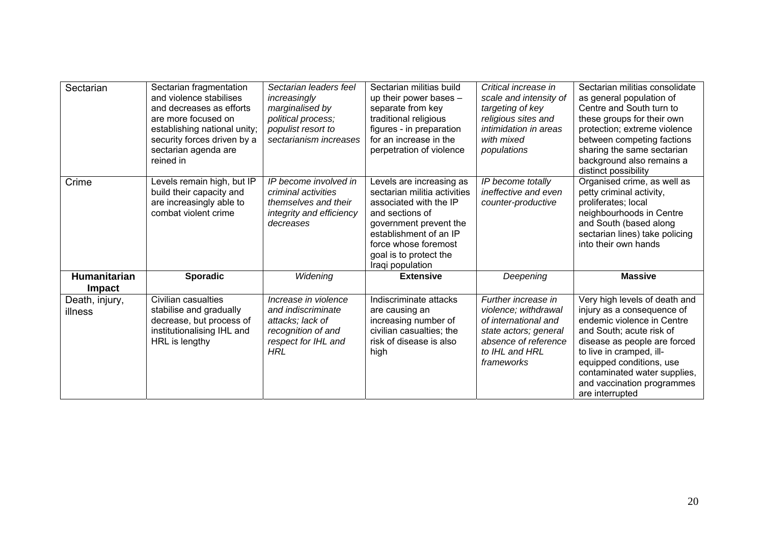| | | | | | |
|---|---|---|---|---|---|
| Sectarian | Sectarian fragmentation and violence stabilises and decreases as efforts are more focused on establishing national unity; security forces driven by a sectarian agenda are reined in | *Sectarian leaders feel increasingly marginalised by political process; populist resort to sectarianism increases* | Sectarian militias build up their power bases – separate from key traditional religious figures - in preparation for an increase in the perpetration of violence | *Critical increase in scale and intensity of targeting of key religious sites and intimidation in areas with mixed populations* | Sectarian militias consolidate as general population of Centre and South turn to these groups for their own protection; extreme violence between competing factions sharing the same sectarian background also remains a distinct possibility |
| Crime | Levels remain high, but IP build their capacity and are increasingly able to combat violent crime | *IP become involved in criminal activities themselves and their integrity and efficiency decreases* | Levels are increasing as sectarian militia activities associated with the IP and sections of government prevent the establishment of an IP force whose foremost goal is to protect the Iraqi population | *IP become totally ineffective and even counter-productive* | Organised crime, as well as petty criminal activity, proliferates; local neighbourhoods in Centre and South (based along sectarian lines) take policing into their own hands |
| **Humanitarian Impact** | **Sporadic** | *Widening* | **Extensive** | *Deepening* | **Massive** |
| Death, injury, illness | Civilian casualties stabilise and gradually decrease, but process of institutionalising IHL and HRL is lengthy | *Increase in violence and indiscriminate attacks; lack of recognition of and respect for IHL and HRL* | Indiscriminate attacks are causing an increasing number of civilian casualties; the risk of disease is also high | *Further increase in violence; withdrawal of international and state actors; general absence of reference to IHL and HRL frameworks* | Very high levels of death and injury as a consequence of endemic violence in Centre and South; acute risk of disease as people are forced to live in cramped, ill-equipped conditions, use contaminated water supplies, and vaccination programmes are interrupted |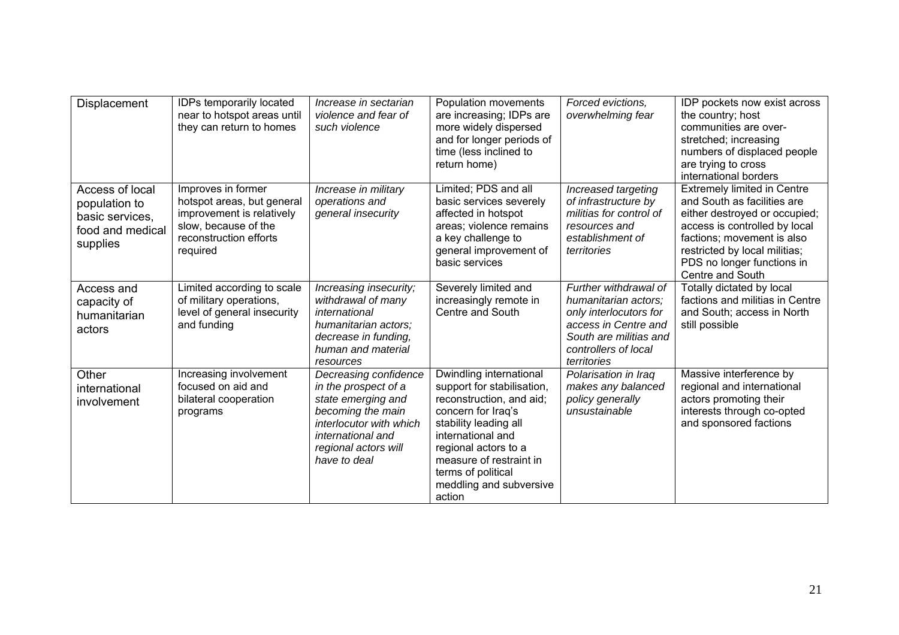| Displacement | IDPs temporarily located near to hotspot areas until they can return to homes | *Increase in sectarian violence and fear of such violence* | Population movements are increasing; IDPs are more widely dispersed and for longer periods of time (less inclined to return home) | *Forced evictions, overwhelming fear* | IDP pockets now exist across the country; host communities are over-stretched; increasing numbers of displaced people are trying to cross international borders |
|---|---|---|---|---|---|
| Access of local population to basic services, food and medical supplies | Improves in former hotspot areas, but general improvement is relatively slow, because of the reconstruction efforts required | *Increase in military operations and general insecurity* | Limited; PDS and all basic services severely affected in hotspot areas; violence remains a key challenge to general improvement of basic services | *Increased targeting of infrastructure by militias for control of resources and establishment of territories* | Extremely limited in Centre and South as facilities are either destroyed or occupied; access is controlled by local factions; movement is also restricted by local militias; PDS no longer functions in Centre and South |
| Access and capacity of humanitarian actors | Limited according to scale of military operations, level of general insecurity and funding | *Increasing insecurity; withdrawal of many international humanitarian actors; decrease in funding, human and material resources* | Severely limited and increasingly remote in Centre and South | *Further withdrawal of humanitarian actors; only interlocutors for access in Centre and South are militias and controllers of local territories* | Totally dictated by local factions and militias in Centre and South; access in North still possible |
| Other international involvement | Increasing involvement focused on aid and bilateral cooperation programs | *Decreasing confidence in the prospect of a state emerging and becoming the main interlocutor with which international and regional actors will have to deal* | Dwindling international support for stabilisation, reconstruction, and aid; concern for Iraq's stability leading all international and regional actors to a measure of restraint in terms of political meddling and subversive action | *Polarisation in Iraq makes any balanced policy generally unsustainable* | Massive interference by regional and international actors promoting their interests through co-opted and sponsored factions |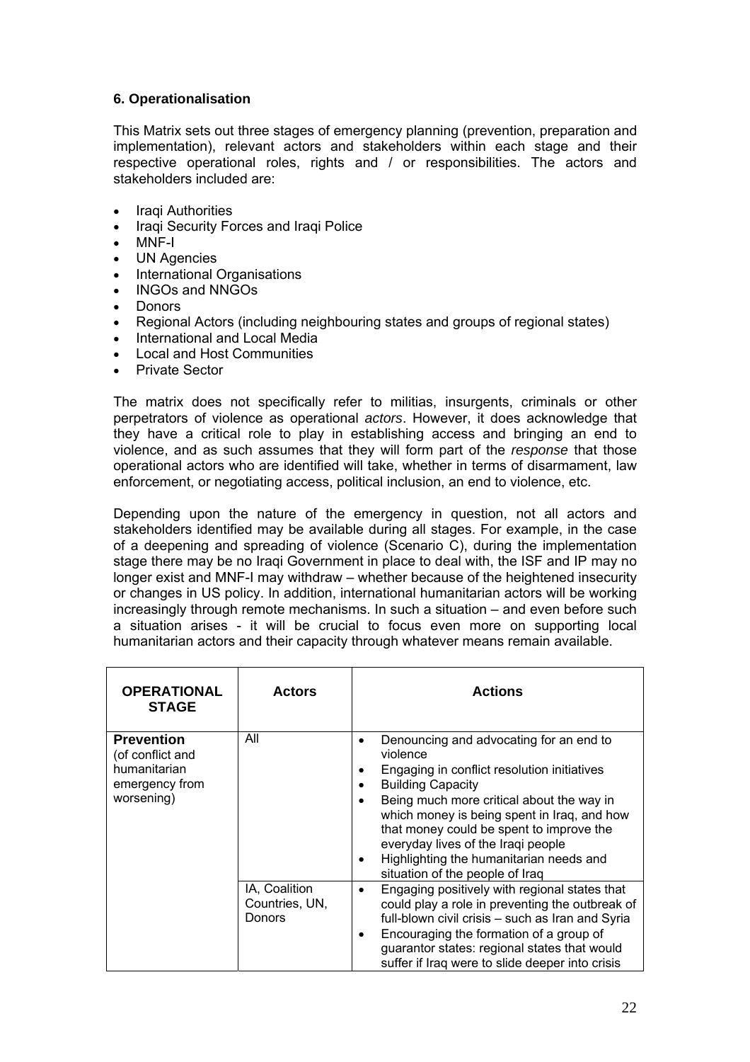### 6. Operationalisation

This Matrix sets out three stages of emergency planning (prevention, preparation and implementation), relevant actors and stakeholders within each stage and their respective operational roles, rights and / or responsibilities. The actors and stakeholders included are:

- Iraqi Authorities
- Iraqi Security Forces and Iraqi Police
- MNF-I
- UN Agencies
- International Organisations
- INGOs and NNGOs
- Donors
- Regional Actors (including neighbouring states and groups of regional states)
- International and Local Media
- Local and Host Communities
- Private Sector

The matrix does not specifically refer to militias, insurgents, criminals or other perpetrators of violence as operational *actors*. However, it does acknowledge that they have a critical role to play in establishing access and bringing an end to violence, and as such assumes that they will form part of the *response* that those operational actors who are identified will take, whether in terms of disarmament, law enforcement, or negotiating access, political inclusion, an end to violence, etc.

Depending upon the nature of the emergency in question, not all actors and stakeholders identified may be available during all stages. For example, in the case of a deepening and spreading of violence (Scenario C), during the implementation stage there may be no Iraqi Government in place to deal with, the ISF and IP may no longer exist and MNF-I may withdraw – whether because of the heightened insecurity or changes in US policy. In addition, international humanitarian actors will be working increasingly through remote mechanisms. In such a situation – and even before such a situation arises - it will be crucial to focus even more on supporting local humanitarian actors and their capacity through whatever means remain available.

| OPERATIONAL STAGE | Actors | Actions |
|---|---|---|
| **Prevention** (of conflict and humanitarian emergency from worsening) | All | • Denouncing and advocating for an end to violence<br>• Engaging in conflict resolution initiatives<br>• Building Capacity<br>• Being much more critical about the way in which money is being spent in Iraq, and how that money could be spent to improve the everyday lives of the Iraqi people<br>• Highlighting the humanitarian needs and situation of the people of Iraq |
| | IA, Coalition Countries, UN, Donors | • Engaging positively with regional states that could play a role in preventing the outbreak of full-blown civil crisis – such as Iran and Syria<br>• Encouraging the formation of a group of guarantor states: regional states that would suffer if Iraq were to slide deeper into crisis |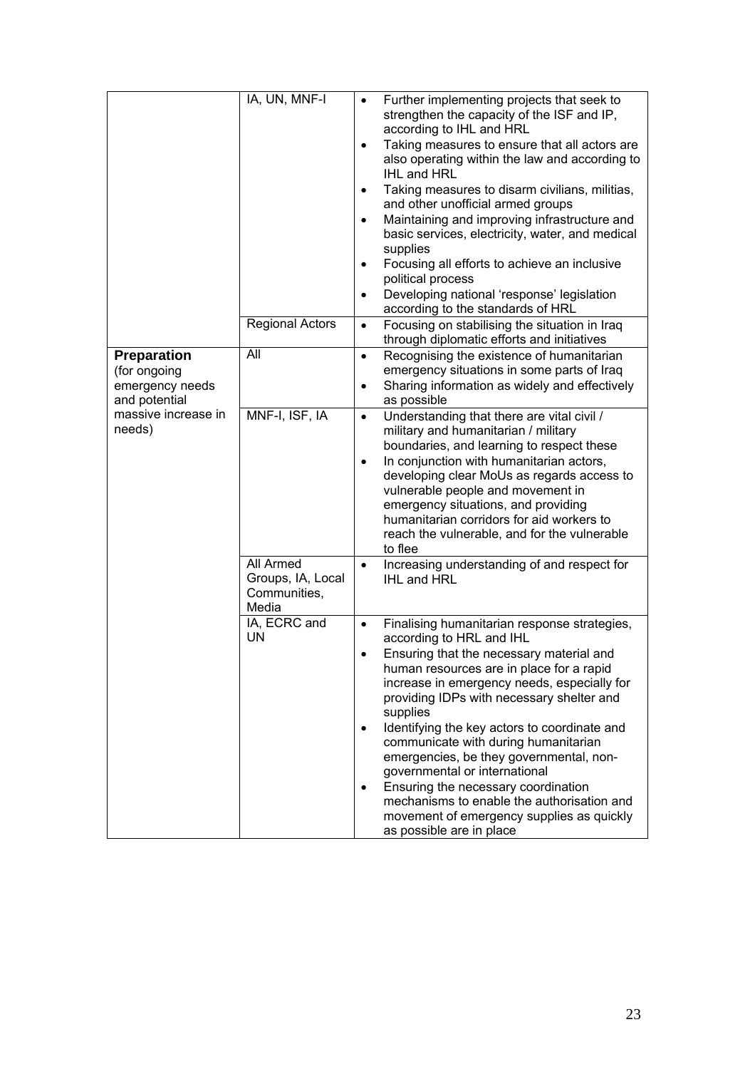| | | |
|---|---|---|
| | IA, UN, MNF-I | • Further implementing projects that seek to strengthen the capacity of the ISF and IP, according to IHL and HRL<br>• Taking measures to ensure that all actors are also operating within the law and according to IHL and HRL<br>• Taking measures to disarm civilians, militias, and other unofficial armed groups<br>• Maintaining and improving infrastructure and basic services, electricity, water, and medical supplies<br>• Focusing all efforts to achieve an inclusive political process<br>• Developing national 'response' legislation according to the standards of HRL |
| | Regional Actors | • Focusing on stabilising the situation in Iraq through diplomatic efforts and initiatives |
| **Preparation** (for ongoing emergency needs and potential massive increase in needs) | All | • Recognising the existence of humanitarian emergency situations in some parts of Iraq<br>• Sharing information as widely and effectively as possible |
| | MNF-I, ISF, IA | • Understanding that there are vital civil / military and humanitarian / military boundaries, and learning to respect these<br>• In conjunction with humanitarian actors, developing clear MoUs as regards access to vulnerable people and movement in emergency situations, and providing humanitarian corridors for aid workers to reach the vulnerable, and for the vulnerable to flee |
| | All Armed Groups, IA, Local Communities, Media | • Increasing understanding of and respect for IHL and HRL |
| | IA, ECRC and UN | • Finalising humanitarian response strategies, according to HRL and IHL<br>• Ensuring that the necessary material and human resources are in place for a rapid increase in emergency needs, especially for providing IDPs with necessary shelter and supplies<br>• Identifying the key actors to coordinate and communicate with during humanitarian emergencies, be they governmental, non-governmental or international<br>• Ensuring the necessary coordination mechanisms to enable the authorisation and movement of emergency supplies as quickly as possible are in place |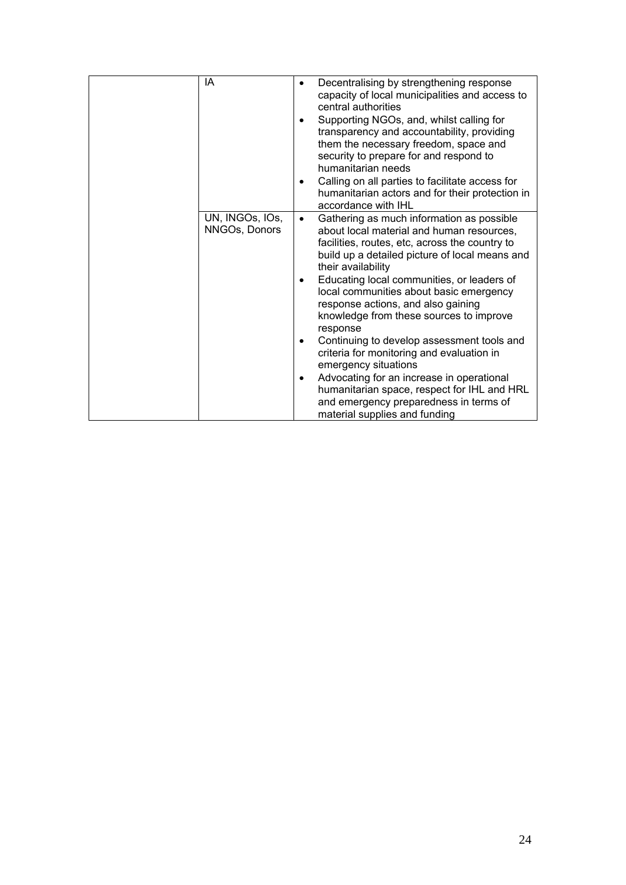| | | |
|---|---|---|
| | IA | • Decentralising by strengthening response capacity of local municipalities and access to central authorities<br>• Supporting NGOs, and, whilst calling for transparency and accountability, providing them the necessary freedom, space and security to prepare for and respond to humanitarian needs<br>• Calling on all parties to facilitate access for humanitarian actors and for their protection in accordance with IHL |
| | UN, INGOs, IOs, NNGOs, Donors | • Gathering as much information as possible about local material and human resources, facilities, routes, etc, across the country to build up a detailed picture of local means and their availability<br>• Educating local communities, or leaders of local communities about basic emergency response actions, and also gaining knowledge from these sources to improve response<br>• Continuing to develop assessment tools and criteria for monitoring and evaluation in emergency situations<br>• Advocating for an increase in operational humanitarian space, respect for IHL and HRL and emergency preparedness in terms of material supplies and funding |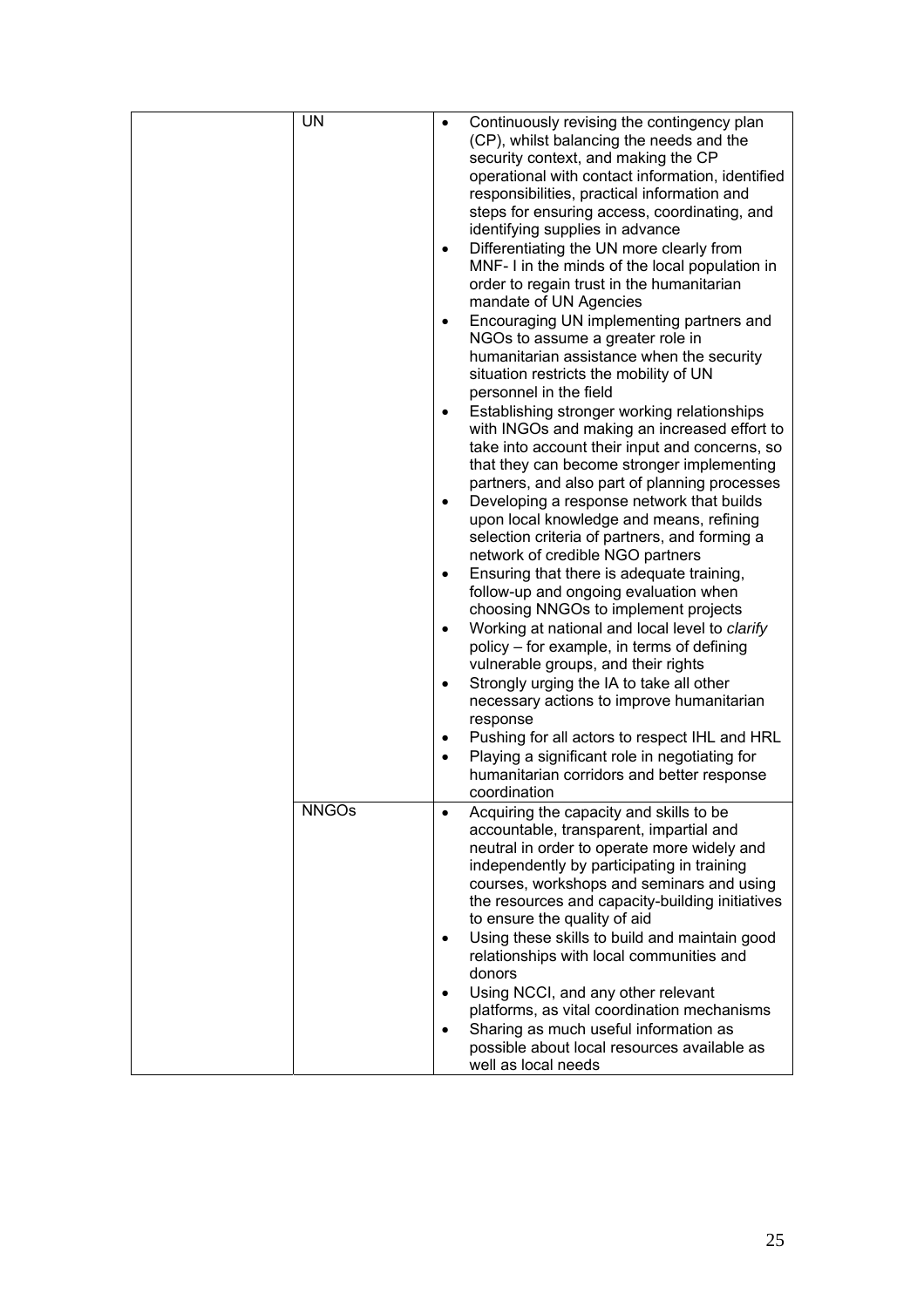|  |  |  |
|---|---|---|
|  | UN | • Continuously revising the contingency plan (CP), whilst balancing the needs and the security context, and making the CP operational with contact information, identified responsibilities, practical information and steps for ensuring access, coordinating, and identifying supplies in advance<br>• Differentiating the UN more clearly from MNF- I in the minds of the local population in order to regain trust in the humanitarian mandate of UN Agencies<br>• Encouraging UN implementing partners and NGOs to assume a greater role in humanitarian assistance when the security situation restricts the mobility of UN personnel in the field<br>• Establishing stronger working relationships with INGOs and making an increased effort to take into account their input and concerns, so that they can become stronger implementing partners, and also part of planning processes<br>• Developing a response network that builds upon local knowledge and means, refining selection criteria of partners, and forming a network of credible NGO partners<br>• Ensuring that there is adequate training, follow-up and ongoing evaluation when choosing NNGOs to implement projects<br>• Working at national and local level to *clarify* policy – for example, in terms of defining vulnerable groups, and their rights<br>• Strongly urging the IA to take all other necessary actions to improve humanitarian response<br>• Pushing for all actors to respect IHL and HRL<br>• Playing a significant role in negotiating for humanitarian corridors and better response coordination |
|  | NNGOs | • Acquiring the capacity and skills to be accountable, transparent, impartial and neutral in order to operate more widely and independently by participating in training courses, workshops and seminars and using the resources and capacity-building initiatives to ensure the quality of aid<br>• Using these skills to build and maintain good relationships with local communities and donors<br>• Using NCCI, and any other relevant platforms, as vital coordination mechanisms<br>• Sharing as much useful information as possible about local resources available as well as local needs |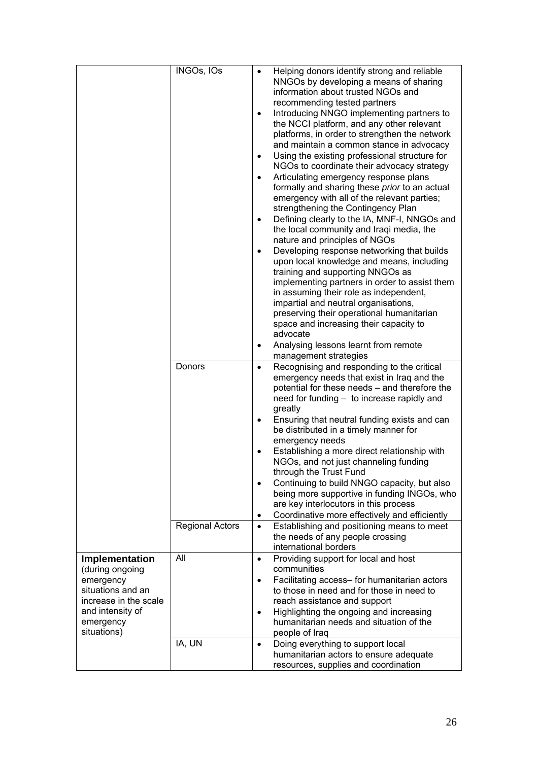| | | |
|---|---|---|
| | INGOs, IOs | • Helping donors identify strong and reliable NNGOs by developing a means of sharing information about trusted NGOs and recommending tested partners<br>• Introducing NNGO implementing partners to the NCCI platform, and any other relevant platforms, in order to strengthen the network and maintain a common stance in advocacy<br>• Using the existing professional structure for NGOs to coordinate their advocacy strategy<br>• Articulating emergency response plans formally and sharing these *prior* to an actual emergency with all of the relevant parties; strengthening the Contingency Plan<br>• Defining clearly to the IA, MNF-I, NNGOs and the local community and Iraqi media, the nature and principles of NGOs<br>• Developing response networking that builds upon local knowledge and means, including training and supporting NNGOs as implementing partners in order to assist them in assuming their role as independent, impartial and neutral organisations, preserving their operational humanitarian space and increasing their capacity to advocate<br>• Analysing lessons learnt from remote management strategies |
| | Donors | • Recognising and responding to the critical emergency needs that exist in Iraq and the potential for these needs – and therefore the need for funding – to increase rapidly and greatly<br>• Ensuring that neutral funding exists and can be distributed in a timely manner for emergency needs<br>• Establishing a more direct relationship with NGOs, and not just channeling funding through the Trust Fund<br>• Continuing to build NNGO capacity, but also being more supportive in funding INGOs, who are key interlocutors in this process<br>• Coordinative more effectively and efficiently |
| | Regional Actors | • Establishing and positioning means to meet the needs of any people crossing international borders |
| **Implementation** (during ongoing emergency situations and an increase in the scale and intensity of emergency situations) | All | • Providing support for local and host communities<br>• Facilitating access– for humanitarian actors to those in need and for those in need to reach assistance and support<br>• Highlighting the ongoing and increasing humanitarian needs and situation of the people of Iraq |
| | IA, UN | • Doing everything to support local humanitarian actors to ensure adequate resources, supplies and coordination |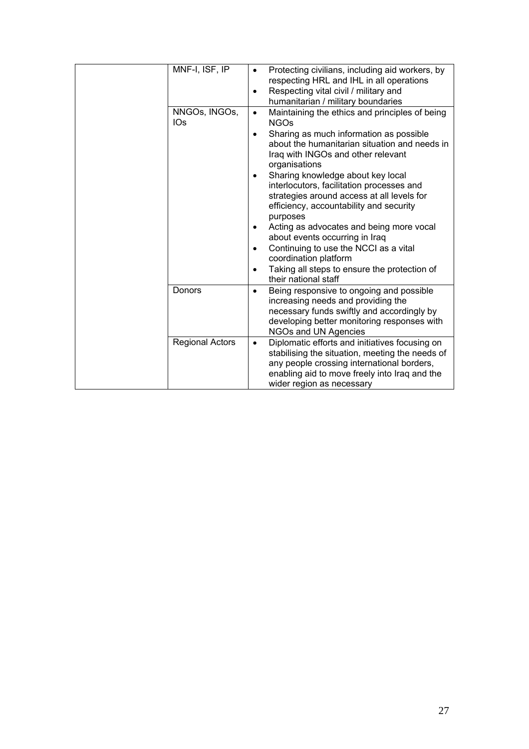| | | |
|---|---|---|
| | MNF-I, ISF, IP | • Protecting civilians, including aid workers, by respecting HRL and IHL in all operations<br>• Respecting vital civil / military and humanitarian / military boundaries |
| | NNGOs, INGOs, IOs | • Maintaining the ethics and principles of being NGOs<br>• Sharing as much information as possible about the humanitarian situation and needs in Iraq with INGOs and other relevant organisations<br>• Sharing knowledge about key local interlocutors, facilitation processes and strategies around access at all levels for efficiency, accountability and security purposes<br>• Acting as advocates and being more vocal about events occurring in Iraq<br>• Continuing to use the NCCI as a vital coordination platform<br>• Taking all steps to ensure the protection of their national staff |
| | Donors | • Being responsive to ongoing and possible increasing needs and providing the necessary funds swiftly and accordingly by developing better monitoring responses with NGOs and UN Agencies |
| | Regional Actors | • Diplomatic efforts and initiatives focusing on stabilising the situation, meeting the needs of any people crossing international borders, enabling aid to move freely into Iraq and the wider region as necessary |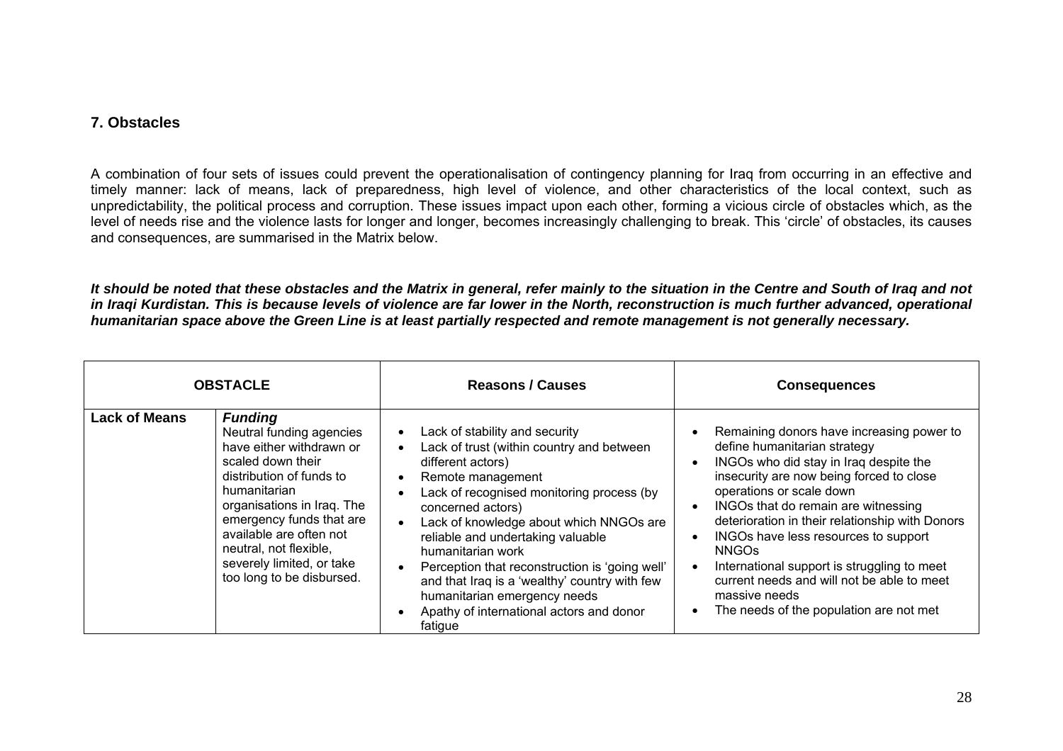## 7. Obstacles

A combination of four sets of issues could prevent the operationalisation of contingency planning for Iraq from occurring in an effective and timely manner: lack of means, lack of preparedness, high level of violence, and other characteristics of the local context, such as unpredictability, the political process and corruption. These issues impact upon each other, forming a vicious circle of obstacles which, as the level of needs rise and the violence lasts for longer and longer, becomes increasingly challenging to break. This 'circle' of obstacles, its causes and consequences, are summarised in the Matrix below.

***It should be noted that these obstacles and the Matrix in general, refer mainly to the situation in the Centre and South of Iraq and not in Iraqi Kurdistan. This is because levels of violence are far lower in the North, reconstruction is much further advanced, operational humanitarian space above the Green Line is at least partially respected and remote management is not generally necessary.***

| OBSTACLE | | Reasons / Causes | Consequences |
|---|---|---|---|
| **Lack of Means** | ***Funding***<br>Neutral funding agencies have either withdrawn or scaled down their distribution of funds to humanitarian organisations in Iraq. The emergency funds that are available are often not neutral, not flexible, severely limited, or take too long to be disbursed. | • Lack of stability and security<br>• Lack of trust (within country and between different actors)<br>• Remote management<br>• Lack of recognised monitoring process (by concerned actors)<br>• Lack of knowledge about which NNGOs are reliable and undertaking valuable humanitarian work<br>• Perception that reconstruction is 'going well' and that Iraq is a 'wealthy' country with few humanitarian emergency needs<br>• Apathy of international actors and donor fatigue | • Remaining donors have increasing power to define humanitarian strategy<br>• INGOs who did stay in Iraq despite the insecurity are now being forced to close operations or scale down<br>• INGOs that do remain are witnessing deterioration in their relationship with Donors<br>• INGOs have less resources to support NNGOs<br>• International support is struggling to meet current needs and will not be able to meet massive needs<br>• The needs of the population are not met |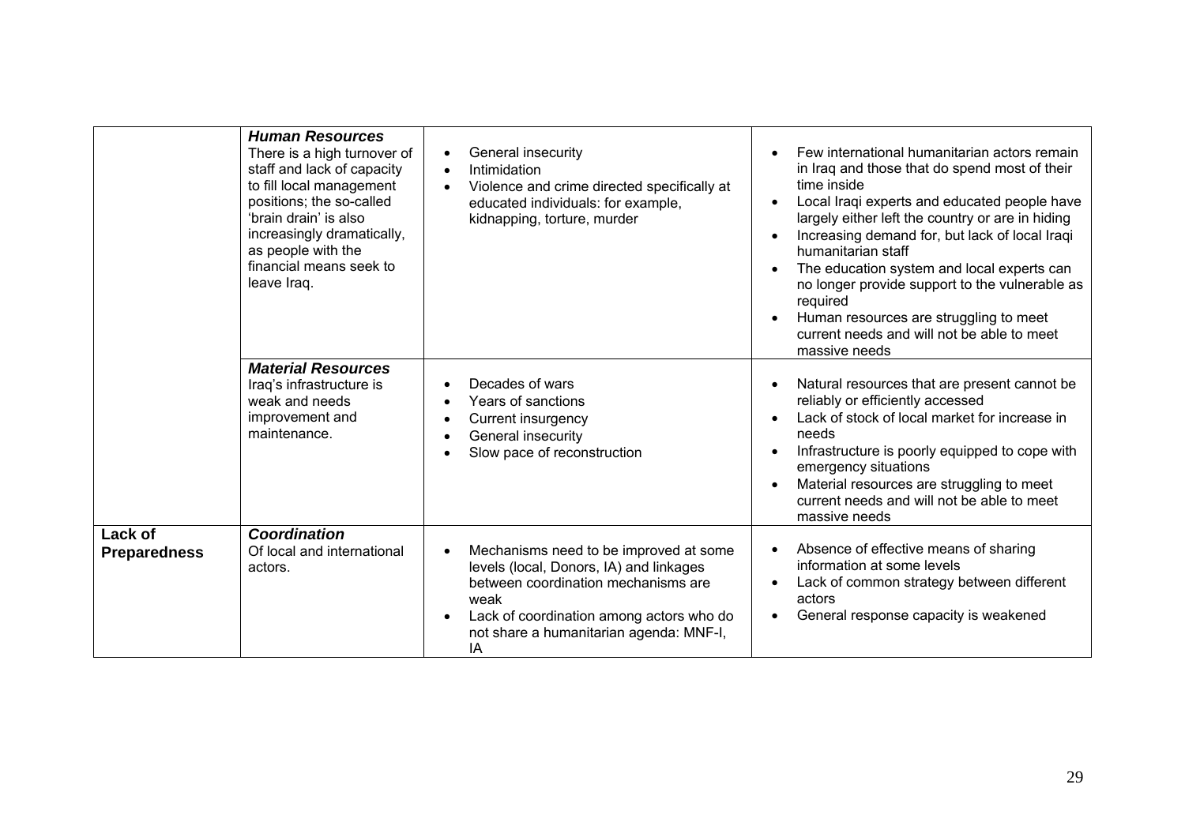| | | | |
|---|---|---|---|
| | ***Human Resources*** There is a high turnover of staff and lack of capacity to fill local management positions; the so-called 'brain drain' is also increasingly dramatically, as people with the financial means seek to leave Iraq. | • General insecurity<br>• Intimidation<br>• Violence and crime directed specifically at educated individuals: for example, kidnapping, torture, murder | • Few international humanitarian actors remain in Iraq and those that do spend most of their time inside<br>• Local Iraqi experts and educated people have largely either left the country or are in hiding<br>• Increasing demand for, but lack of local Iraqi humanitarian staff<br>• The education system and local experts can no longer provide support to the vulnerable as required<br>• Human resources are struggling to meet current needs and will not be able to meet massive needs |
| | ***Material Resources*** Iraq's infrastructure is weak and needs improvement and maintenance. | • Decades of wars<br>• Years of sanctions<br>• Current insurgency<br>• General insecurity<br>• Slow pace of reconstruction | • Natural resources that are present cannot be reliably or efficiently accessed<br>• Lack of stock of local market for increase in needs<br>• Infrastructure is poorly equipped to cope with emergency situations<br>• Material resources are struggling to meet current needs and will not be able to meet massive needs |
| **Lack of Preparedness** | ***Coordination*** Of local and international actors. | • Mechanisms need to be improved at some levels (local, Donors, IA) and linkages between coordination mechanisms are weak<br>• Lack of coordination among actors who do not share a humanitarian agenda: MNF-I, IA | • Absence of effective means of sharing information at some levels<br>• Lack of common strategy between different actors<br>• General response capacity is weakened |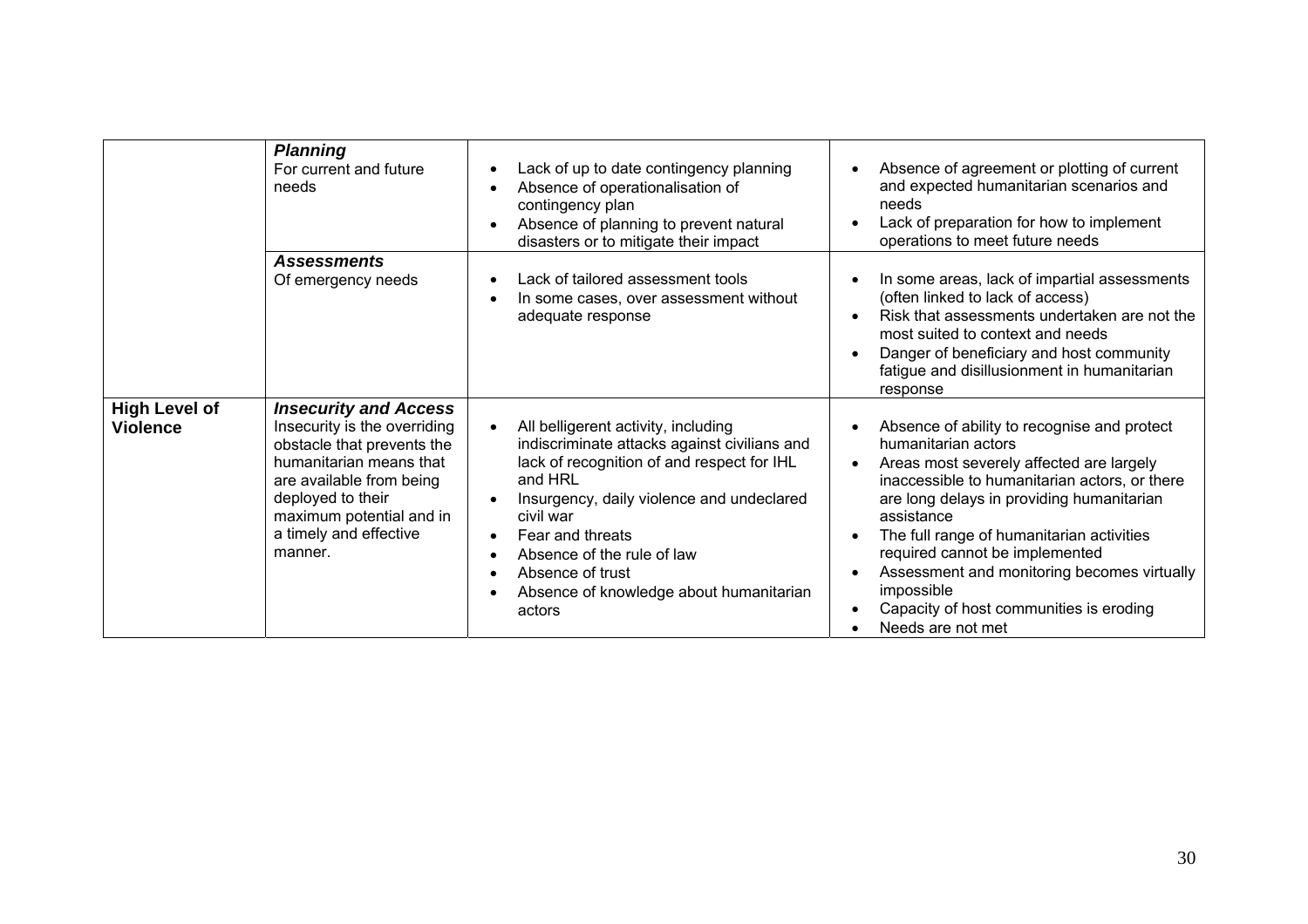| | | | |
|---|---|---|---|
| | ***Planning***<br>For current and future needs | • Lack of up to date contingency planning<br>• Absence of operationalisation of contingency plan<br>• Absence of planning to prevent natural disasters or to mitigate their impact | • Absence of agreement or plotting of current and expected humanitarian scenarios and needs<br>• Lack of preparation for how to implement operations to meet future needs |
| | ***Assessments***<br>Of emergency needs | • Lack of tailored assessment tools<br>• In some cases, over assessment without adequate response | • In some areas, lack of impartial assessments (often linked to lack of access)<br>• Risk that assessments undertaken are not the most suited to context and needs<br>• Danger of beneficiary and host community fatigue and disillusionment in humanitarian response |
| **High Level of Violence** | ***Insecurity and Access***<br>Insecurity is the overriding obstacle that prevents the humanitarian means that are available from being deployed to their maximum potential and in a timely and effective manner. | • All belligerent activity, including indiscriminate attacks against civilians and lack of recognition of and respect for IHL and HRL<br>• Insurgency, daily violence and undeclared civil war<br>• Fear and threats<br>• Absence of the rule of law<br>• Absence of trust<br>• Absence of knowledge about humanitarian actors | • Absence of ability to recognise and protect humanitarian actors<br>• Areas most severely affected are largely inaccessible to humanitarian actors, or there are long delays in providing humanitarian assistance<br>• The full range of humanitarian activities required cannot be implemented<br>• Assessment and monitoring becomes virtually impossible<br>• Capacity of host communities is eroding<br>• Needs are not met |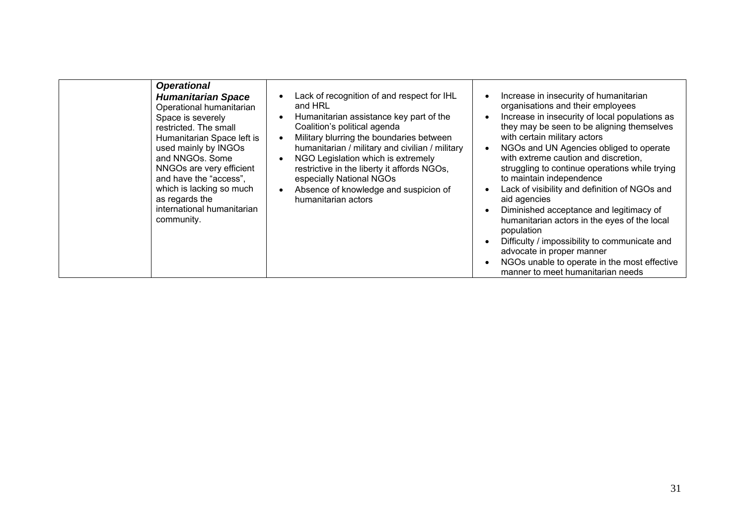|  | ***Operational Humanitarian Space*** Operational humanitarian Space is severely restricted. The small Humanitarian Space left is used mainly by INGOs and NNGOs. Some NNGOs are very efficient and have the "access", which is lacking so much as regards the international humanitarian community. | • Lack of recognition of and respect for IHL and HRL<br>• Humanitarian assistance key part of the Coalition's political agenda<br>• Military blurring the boundaries between humanitarian / military and civilian / military<br>• NGO Legislation which is extremely restrictive in the liberty it affords NGOs, especially National NGOs<br>• Absence of knowledge and suspicion of humanitarian actors | • Increase in insecurity of humanitarian organisations and their employees<br>• Increase in insecurity of local populations as they may be seen to be aligning themselves with certain military actors<br>• NGOs and UN Agencies obliged to operate with extreme caution and discretion, struggling to continue operations while trying to maintain independence<br>• Lack of visibility and definition of NGOs and aid agencies<br>• Diminished acceptance and legitimacy of humanitarian actors in the eyes of the local population<br>• Difficulty / impossibility to communicate and advocate in proper manner<br>• NGOs unable to operate in the most effective manner to meet humanitarian needs |
|---|---|---|---|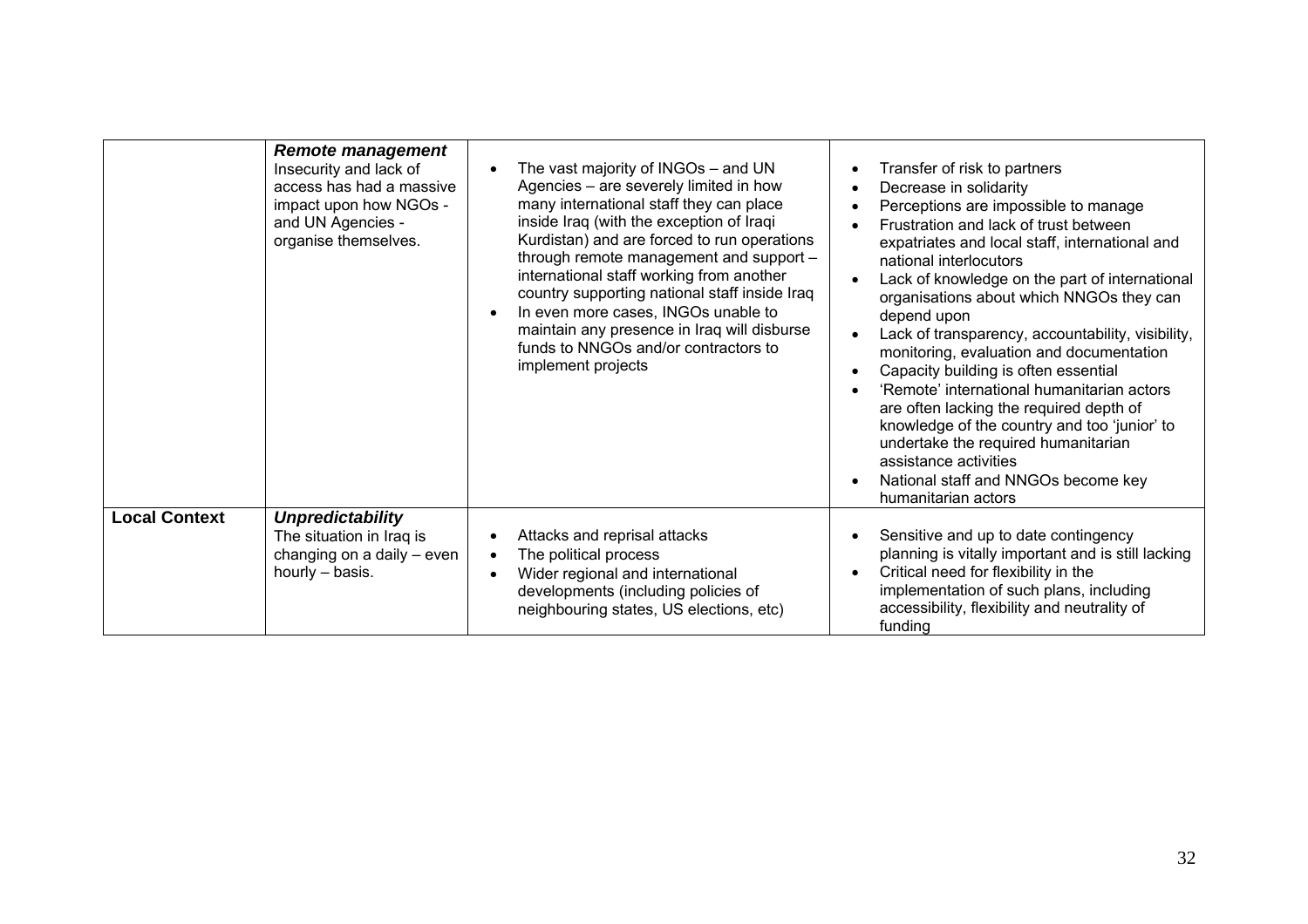| | | | |
|---|---|---|---|
| | ***Remote management*** Insecurity and lack of access has had a massive impact upon how NGOs - and UN Agencies - organise themselves. | • The vast majority of INGOs – and UN Agencies – are severely limited in how many international staff they can place inside Iraq (with the exception of Iraqi Kurdistan) and are forced to run operations through remote management and support – international staff working from another country supporting national staff inside Iraq<br>• In even more cases, INGOs unable to maintain any presence in Iraq will disburse funds to NNGOs and/or contractors to implement projects | • Transfer of risk to partners<br>• Decrease in solidarity<br>• Perceptions are impossible to manage<br>• Frustration and lack of trust between expatriates and local staff, international and national interlocutors<br>• Lack of knowledge on the part of international organisations about which NNGOs they can depend upon<br>• Lack of transparency, accountability, visibility, monitoring, evaluation and documentation<br>• Capacity building is often essential<br>• 'Remote' international humanitarian actors are often lacking the required depth of knowledge of the country and too 'junior' to undertake the required humanitarian assistance activities<br>• National staff and NNGOs become key humanitarian actors |
| **Local Context** | ***Unpredictability*** The situation in Iraq is changing on a daily – even hourly – basis. | • Attacks and reprisal attacks<br>• The political process<br>• Wider regional and international developments (including policies of neighbouring states, US elections, etc) | • Sensitive and up to date contingency planning is vitally important and is still lacking<br>• Critical need for flexibility in the implementation of such plans, including accessibility, flexibility and neutrality of funding |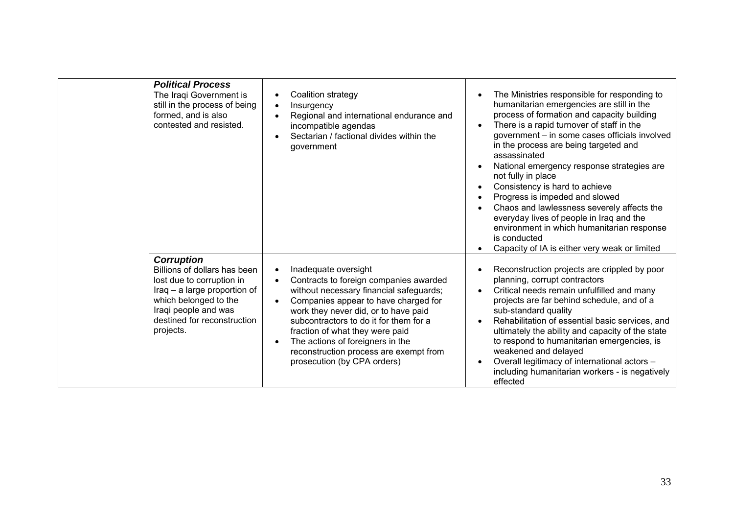| | | | |
|---|---|---|---|
| | ***Political Process*** The Iraqi Government is still in the process of being formed, and is also contested and resisted. | • Coalition strategy<br>• Insurgency<br>• Regional and international endurance and incompatible agendas<br>• Sectarian / factional divides within the government | • The Ministries responsible for responding to humanitarian emergencies are still in the process of formation and capacity building<br>• There is a rapid turnover of staff in the government – in some cases officials involved in the process are being targeted and assassinated<br>• National emergency response strategies are not fully in place<br>• Consistency is hard to achieve<br>• Progress is impeded and slowed<br>• Chaos and lawlessness severely affects the everyday lives of people in Iraq and the environment in which humanitarian response is conducted<br>• Capacity of IA is either very weak or limited |
| | ***Corruption*** Billions of dollars has been lost due to corruption in Iraq – a large proportion of which belonged to the Iraqi people and was destined for reconstruction projects. | • Inadequate oversight<br>• Contracts to foreign companies awarded without necessary financial safeguards;<br>• Companies appear to have charged for work they never did, or to have paid subcontractors to do it for them for a fraction of what they were paid<br>• The actions of foreigners in the reconstruction process are exempt from prosecution (by CPA orders) | • Reconstruction projects are crippled by poor planning, corrupt contractors<br>• Critical needs remain unfulfilled and many projects are far behind schedule, and of a sub-standard quality<br>• Rehabilitation of essential basic services, and ultimately the ability and capacity of the state to respond to humanitarian emergencies, is weakened and delayed<br>• Overall legitimacy of international actors – including humanitarian workers - is negatively effected |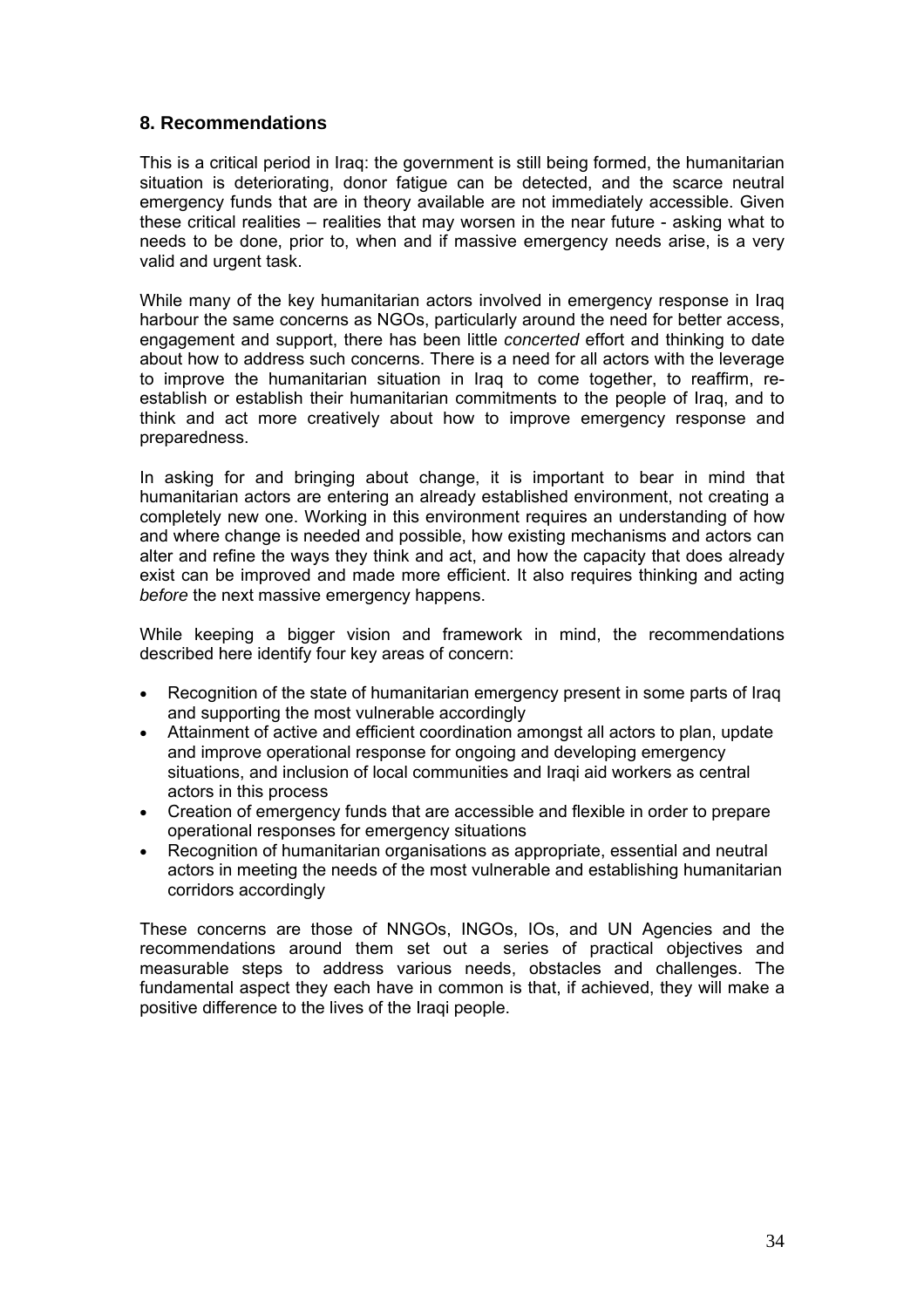## 8. Recommendations

This is a critical period in Iraq: the government is still being formed, the humanitarian situation is deteriorating, donor fatigue can be detected, and the scarce neutral emergency funds that are in theory available are not immediately accessible. Given these critical realities – realities that may worsen in the near future - asking what to needs to be done, prior to, when and if massive emergency needs arise, is a very valid and urgent task.

While many of the key humanitarian actors involved in emergency response in Iraq harbour the same concerns as NGOs, particularly around the need for better access, engagement and support, there has been little *concerted* effort and thinking to date about how to address such concerns. There is a need for all actors with the leverage to improve the humanitarian situation in Iraq to come together, to reaffirm, re-establish or establish their humanitarian commitments to the people of Iraq, and to think and act more creatively about how to improve emergency response and preparedness.

In asking for and bringing about change, it is important to bear in mind that humanitarian actors are entering an already established environment, not creating a completely new one. Working in this environment requires an understanding of how and where change is needed and possible, how existing mechanisms and actors can alter and refine the ways they think and act, and how the capacity that does already exist can be improved and made more efficient. It also requires thinking and acting *before* the next massive emergency happens.

While keeping a bigger vision and framework in mind, the recommendations described here identify four key areas of concern:

- Recognition of the state of humanitarian emergency present in some parts of Iraq and supporting the most vulnerable accordingly
- Attainment of active and efficient coordination amongst all actors to plan, update and improve operational response for ongoing and developing emergency situations, and inclusion of local communities and Iraqi aid workers as central actors in this process
- Creation of emergency funds that are accessible and flexible in order to prepare operational responses for emergency situations
- Recognition of humanitarian organisations as appropriate, essential and neutral actors in meeting the needs of the most vulnerable and establishing humanitarian corridors accordingly

These concerns are those of NNGOs, INGOs, IOs, and UN Agencies and the recommendations around them set out a series of practical objectives and measurable steps to address various needs, obstacles and challenges. The fundamental aspect they each have in common is that, if achieved, they will make a positive difference to the lives of the Iraqi people.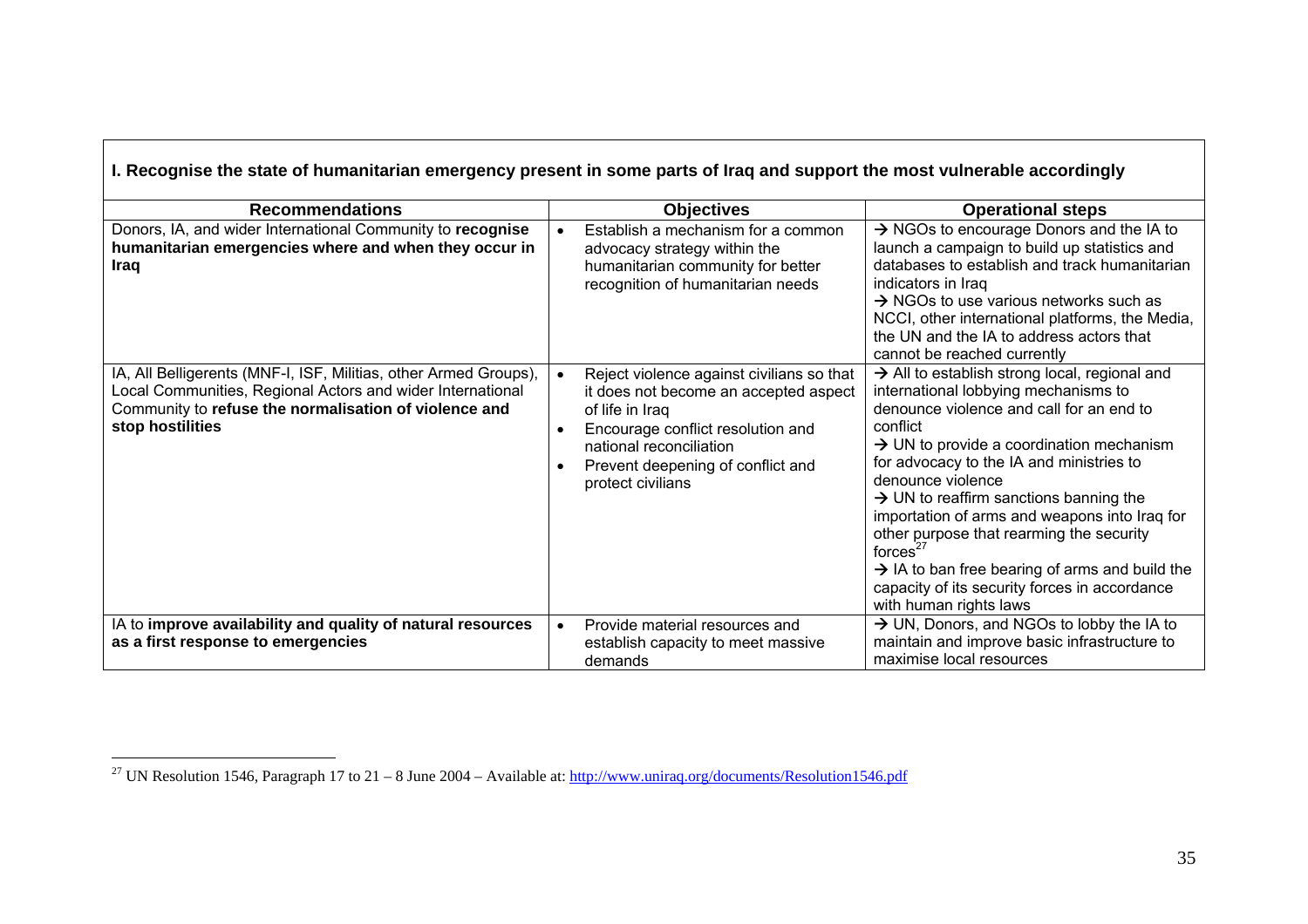| I. Recognise the state of humanitarian emergency present in some parts of Iraq and support the most vulnerable accordingly | | |
|---|---|---|
| **Recommendations** | **Objectives** | **Operational steps** |
| Donors, IA, and wider International Community to **recognise humanitarian emergencies where and when they occur in Iraq** | • Establish a mechanism for a common advocacy strategy within the humanitarian community for better recognition of humanitarian needs | → NGOs to encourage Donors and the IA to launch a campaign to build up statistics and databases to establish and track humanitarian indicators in Iraq<br>→ NGOs to use various networks such as NCCI, other international platforms, the Media, the UN and the IA to address actors that cannot be reached currently |
| IA, All Belligerents (MNF-I, ISF, Militias, other Armed Groups), Local Communities, Regional Actors and wider International Community to **refuse the normalisation of violence and stop hostilities** | • Reject violence against civilians so that it does not become an accepted aspect of life in Iraq<br>• Encourage conflict resolution and national reconciliation<br>• Prevent deepening of conflict and protect civilians | → All to establish strong local, regional and international lobbying mechanisms to denounce violence and call for an end to conflict<br>→ UN to provide a coordination mechanism for advocacy to the IA and ministries to denounce violence<br>→ UN to reaffirm sanctions banning the importation of arms and weapons into Iraq for other purpose that rearming the security forces[27]<br>→ IA to ban free bearing of arms and build the capacity of its security forces in accordance with human rights laws |
| IA to **improve availability and quality of natural resources as a first response to emergencies** | • Provide material resources and establish capacity to meet massive demands | → UN, Donors, and NGOs to lobby the IA to maintain and improve basic infrastructure to maximise local resources |

[27] UN Resolution 1546, Paragraph 17 to 21 – 8 June 2004 – Available at: http://www.uniraq.org/documents/Resolution1546.pdf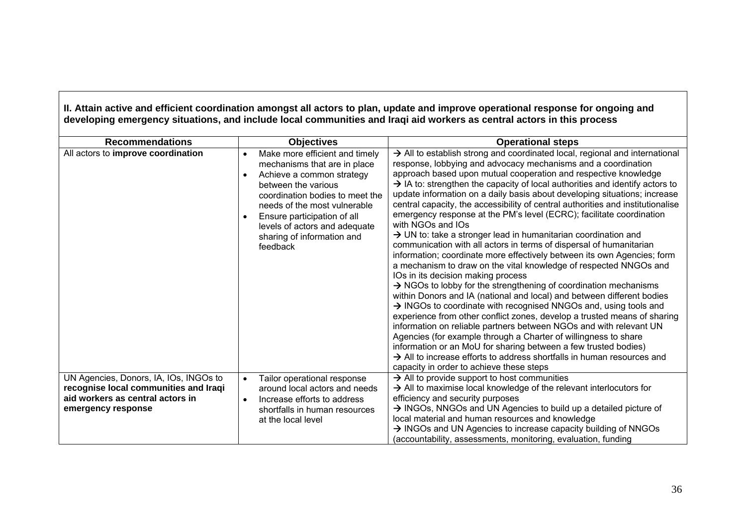**II. Attain active and efficient coordination amongst all actors to plan, update and improve operational response for ongoing and developing emergency situations, and include local communities and Iraqi aid workers as central actors in this process**

| Recommendations | Objectives | Operational steps |
|---|---|---|
| All actors to **improve coordination** | • Make more efficient and timely mechanisms that are in place<br>• Achieve a common strategy between the various coordination bodies to meet the needs of the most vulnerable<br>• Ensure participation of all levels of actors and adequate sharing of information and feedback | → All to establish strong and coordinated local, regional and international response, lobbying and advocacy mechanisms and a coordination approach based upon mutual cooperation and respective knowledge<br>→ IA to: strengthen the capacity of local authorities and identify actors to update information on a daily basis about developing situations; increase central capacity, the accessibility of central authorities and institutionalise emergency response at the PM's level (ECRC); facilitate coordination with NGOs and IOs<br>→ UN to: take a stronger lead in humanitarian coordination and communication with all actors in terms of dispersal of humanitarian information; coordinate more effectively between its own Agencies; form a mechanism to draw on the vital knowledge of respected NNGOs and IOs in its decision making process<br>→ NGOs to lobby for the strengthening of coordination mechanisms within Donors and IA (national and local) and between different bodies<br>→ INGOs to coordinate with recognised NNGOs and, using tools and experience from other conflict zones, develop a trusted means of sharing information on reliable partners between NGOs and with relevant UN Agencies (for example through a Charter of willingness to share information or an MoU for sharing between a few trusted bodies)<br>→ All to increase efforts to address shortfalls in human resources and capacity in order to achieve these steps |
| UN Agencies, Donors, IA, IOs, INGOs to **recognise local communities and Iraqi aid workers as central actors in emergency response** | • Tailor operational response around local actors and needs<br>• Increase efforts to address shortfalls in human resources at the local level | → All to provide support to host communities<br>→ All to maximise local knowledge of the relevant interlocutors for efficiency and security purposes<br>→ INGOs, NNGOs and UN Agencies to build up a detailed picture of local material and human resources and knowledge<br>→ INGOs and UN Agencies to increase capacity building of NNGOs (accountability, assessments, monitoring, evaluation, funding |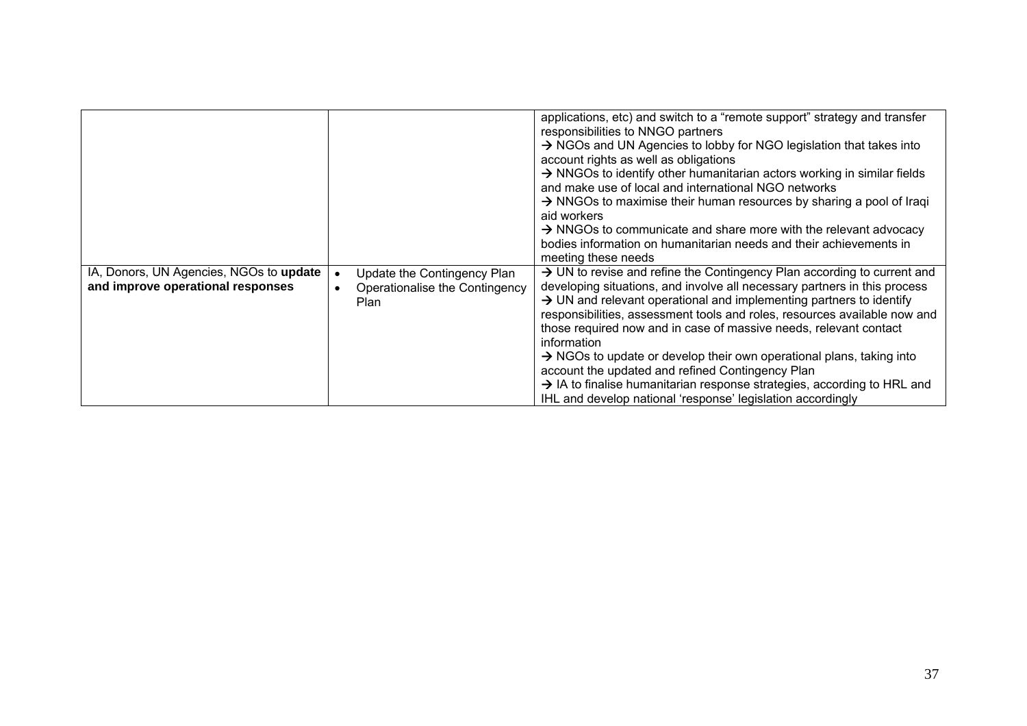| | | |
|---|---|---|
| | | applications, etc) and switch to a "remote support" strategy and transfer responsibilities to NNGO partners<br>→ NGOs and UN Agencies to lobby for NGO legislation that takes into account rights as well as obligations<br>→ NNGOs to identify other humanitarian actors working in similar fields and make use of local and international NGO networks<br>→ NNGOs to maximise their human resources by sharing a pool of Iraqi aid workers<br>→ NNGOs to communicate and share more with the relevant advocacy bodies information on humanitarian needs and their achievements in meeting these needs |
| IA, Donors, UN Agencies, NGOs to **update and improve operational responses** | • Update the Contingency Plan<br>• Operationalise the Contingency Plan | → UN to revise and refine the Contingency Plan according to current and developing situations, and involve all necessary partners in this process<br>→ UN and relevant operational and implementing partners to identify responsibilities, assessment tools and roles, resources available now and those required now and in case of massive needs, relevant contact information<br>→ NGOs to update or develop their own operational plans, taking into account the updated and refined Contingency Plan<br>→ IA to finalise humanitarian response strategies, according to HRL and IHL and develop national 'response' legislation accordingly |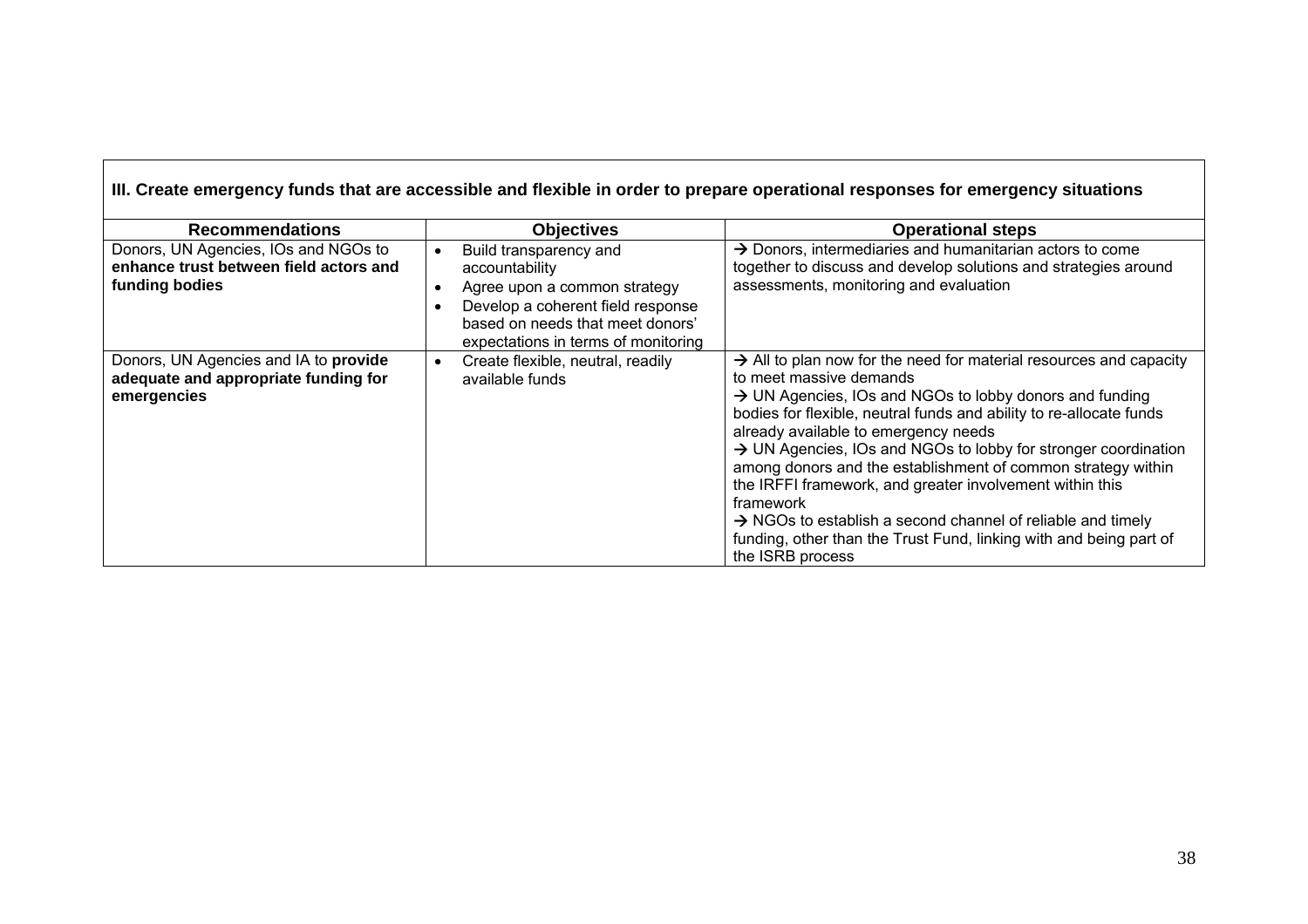| III. Create emergency funds that are accessible and flexible in order to prepare operational responses for emergency situations | | |
|---|---|---|
| **Recommendations** | **Objectives** | **Operational steps** |
| Donors, UN Agencies, IOs and NGOs to **enhance trust between field actors and funding bodies** | • Build transparency and accountability<br>• Agree upon a common strategy<br>• Develop a coherent field response based on needs that meet donors' expectations in terms of monitoring | → Donors, intermediaries and humanitarian actors to come together to discuss and develop solutions and strategies around assessments, monitoring and evaluation |
| Donors, UN Agencies and IA to **provide adequate and appropriate funding for emergencies** | • Create flexible, neutral, readily available funds | → All to plan now for the need for material resources and capacity to meet massive demands<br>→ UN Agencies, IOs and NGOs to lobby donors and funding bodies for flexible, neutral funds and ability to re-allocate funds already available to emergency needs<br>→ UN Agencies, IOs and NGOs to lobby for stronger coordination among donors and the establishment of common strategy within the IRFFI framework, and greater involvement within this framework<br>→ NGOs to establish a second channel of reliable and timely funding, other than the Trust Fund, linking with and being part of the ISRB process |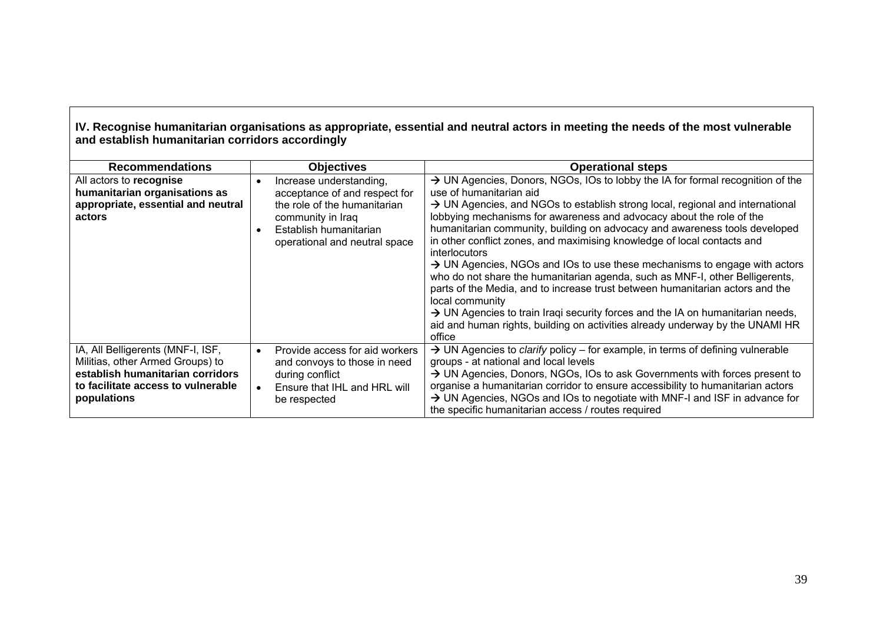## IV. Recognise humanitarian organisations as appropriate, essential and neutral actors in meeting the needs of the most vulnerable and establish humanitarian corridors accordingly

| Recommendations | Objectives | Operational steps |
|---|---|---|
| All actors to **recognise humanitarian organisations as appropriate, essential and neutral actors** | • Increase understanding, acceptance of and respect for the role of the humanitarian community in Iraq<br>• Establish humanitarian operational and neutral space | → UN Agencies, Donors, NGOs, IOs to lobby the IA for formal recognition of the use of humanitarian aid<br>→ UN Agencies, and NGOs to establish strong local, regional and international lobbying mechanisms for awareness and advocacy about the role of the humanitarian community, building on advocacy and awareness tools developed in other conflict zones, and maximising knowledge of local contacts and interlocutors<br>→ UN Agencies, NGOs and IOs to use these mechanisms to engage with actors who do not share the humanitarian agenda, such as MNF-I, other Belligerents, parts of the Media, and to increase trust between humanitarian actors and the local community<br>→ UN Agencies to train Iraqi security forces and the IA on humanitarian needs, aid and human rights, building on activities already underway by the UNAMI HR office |
| IA, All Belligerents (MNF-I, ISF, Militias, other Armed Groups) to **establish humanitarian corridors to facilitate access to vulnerable populations** | • Provide access for aid workers and convoys to those in need during conflict<br>• Ensure that IHL and HRL will be respected | → UN Agencies to *clarify* policy – for example, in terms of defining vulnerable groups - at national and local levels<br>→ UN Agencies, Donors, NGOs, IOs to ask Governments with forces present to organise a humanitarian corridor to ensure accessibility to humanitarian actors<br>→ UN Agencies, NGOs and IOs to negotiate with MNF-I and ISF in advance for the specific humanitarian access / routes required |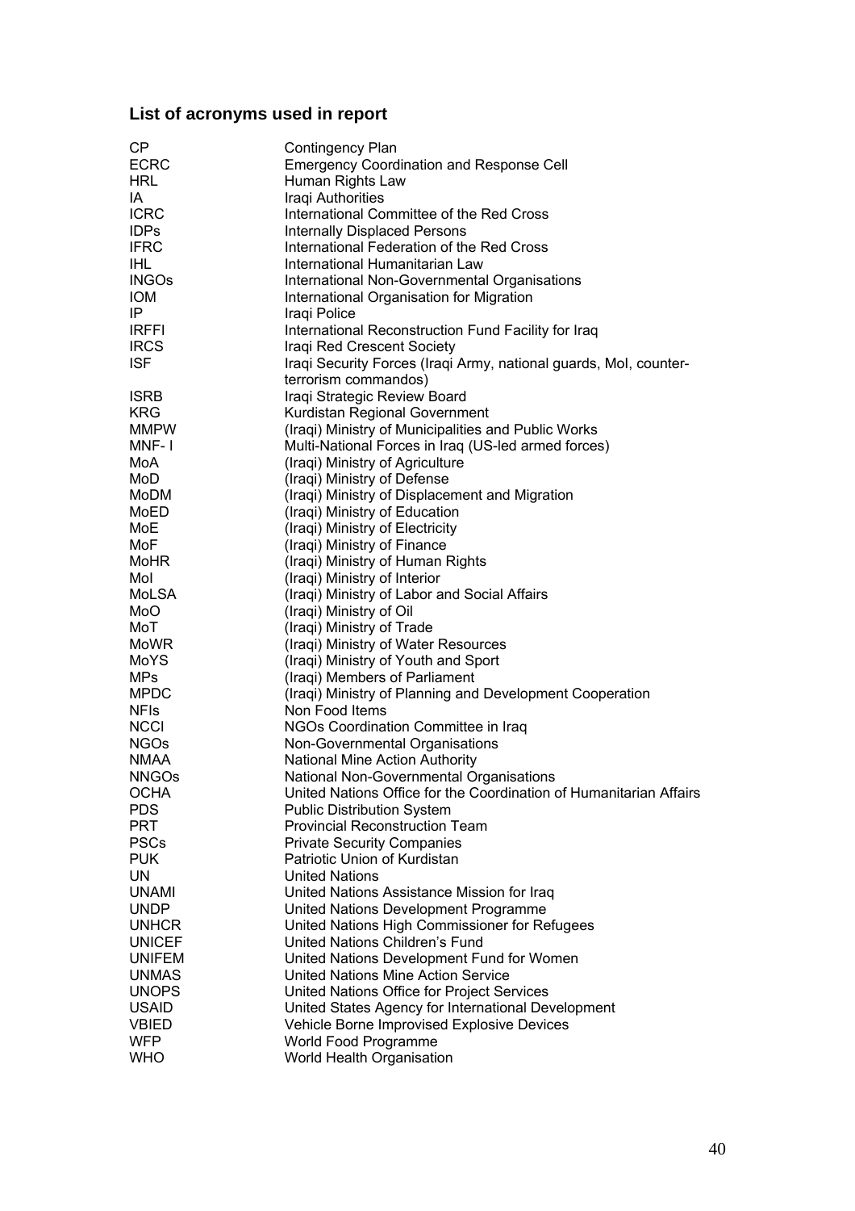## List of acronyms used in report

| | |
|---|---|
| CP | Contingency Plan |
| ECRC | Emergency Coordination and Response Cell |
| HRL | Human Rights Law |
| IA | Iraqi Authorities |
| ICRC | International Committee of the Red Cross |
| IDPs | Internally Displaced Persons |
| IFRC | International Federation of the Red Cross |
| IHL | International Humanitarian Law |
| INGOs | International Non-Governmental Organisations |
| IOM | International Organisation for Migration |
| IP | Iraqi Police |
| IRFFI | International Reconstruction Fund Facility for Iraq |
| IRCS | Iraqi Red Crescent Society |
| ISF | Iraqi Security Forces (Iraqi Army, national guards, MoI, counter-terrorism commandos) |
| ISRB | Iraqi Strategic Review Board |
| KRG | Kurdistan Regional Government |
| MMPW | (Iraqi) Ministry of Municipalities and Public Works |
| MNF- I | Multi-National Forces in Iraq (US-led armed forces) |
| MoA | (Iraqi) Ministry of Agriculture |
| MoD | (Iraqi) Ministry of Defense |
| MoDM | (Iraqi) Ministry of Displacement and Migration |
| MoED | (Iraqi) Ministry of Education |
| MoE | (Iraqi) Ministry of Electricity |
| MoF | (Iraqi) Ministry of Finance |
| MoHR | (Iraqi) Ministry of Human Rights |
| MoI | (Iraqi) Ministry of Interior |
| MoLSA | (Iraqi) Ministry of Labor and Social Affairs |
| MoO | (Iraqi) Ministry of Oil |
| MoT | (Iraqi) Ministry of Trade |
| MoWR | (Iraqi) Ministry of Water Resources |
| MoYS | (Iraqi) Ministry of Youth and Sport |
| MPs | (Iraqi) Members of Parliament |
| MPDC | (Iraqi) Ministry of Planning and Development Cooperation |
| NFIs | Non Food Items |
| NCCI | NGOs Coordination Committee in Iraq |
| NGOs | Non-Governmental Organisations |
| NMAA | National Mine Action Authority |
| NNGOs | National Non-Governmental Organisations |
| OCHA | United Nations Office for the Coordination of Humanitarian Affairs |
| PDS | Public Distribution System |
| PRT | Provincial Reconstruction Team |
| PSCs | Private Security Companies |
| PUK | Patriotic Union of Kurdistan |
| UN | United Nations |
| UNAMI | United Nations Assistance Mission for Iraq |
| UNDP | United Nations Development Programme |
| UNHCR | United Nations High Commissioner for Refugees |
| UNICEF | United Nations Children's Fund |
| UNIFEM | United Nations Development Fund for Women |
| UNMAS | United Nations Mine Action Service |
| UNOPS | United Nations Office for Project Services |
| USAID | United States Agency for International Development |
| VBIED | Vehicle Borne Improvised Explosive Devices |
| WFP | World Food Programme |
| WHO | World Health Organisation |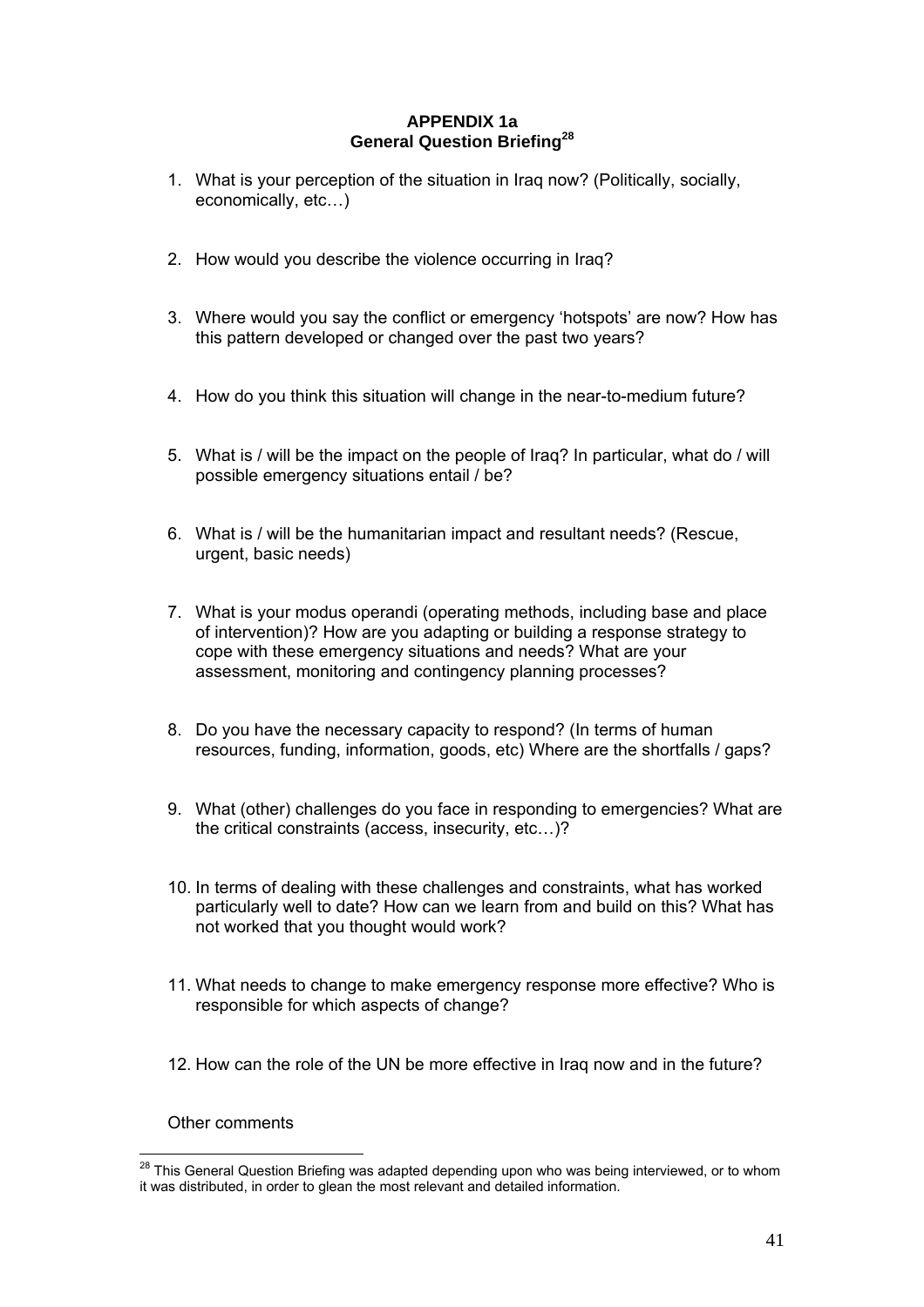# APPENDIX 1a
## General Question Briefing[28]

1. What is your perception of the situation in Iraq now? (Politically, socially, economically, etc…)

2. How would you describe the violence occurring in Iraq?

3. Where would you say the conflict or emergency 'hotspots' are now? How has this pattern developed or changed over the past two years?

4. How do you think this situation will change in the near-to-medium future?

5. What is / will be the impact on the people of Iraq? In particular, what do / will possible emergency situations entail / be?

6. What is / will be the humanitarian impact and resultant needs? (Rescue, urgent, basic needs)

7. What is your modus operandi (operating methods, including base and place of intervention)? How are you adapting or building a response strategy to cope with these emergency situations and needs? What are your assessment, monitoring and contingency planning processes?

8. Do you have the necessary capacity to respond? (In terms of human resources, funding, information, goods, etc) Where are the shortfalls / gaps?

9. What (other) challenges do you face in responding to emergencies? What are the critical constraints (access, insecurity, etc…)?

10. In terms of dealing with these challenges and constraints, what has worked particularly well to date? How can we learn from and build on this? What has not worked that you thought would work?

11. What needs to change to make emergency response more effective? Who is responsible for which aspects of change?

12. How can the role of the UN be more effective in Iraq now and in the future?

Other comments

---

[28] This General Question Briefing was adapted depending upon who was being interviewed, or to whom it was distributed, in order to glean the most relevant and detailed information.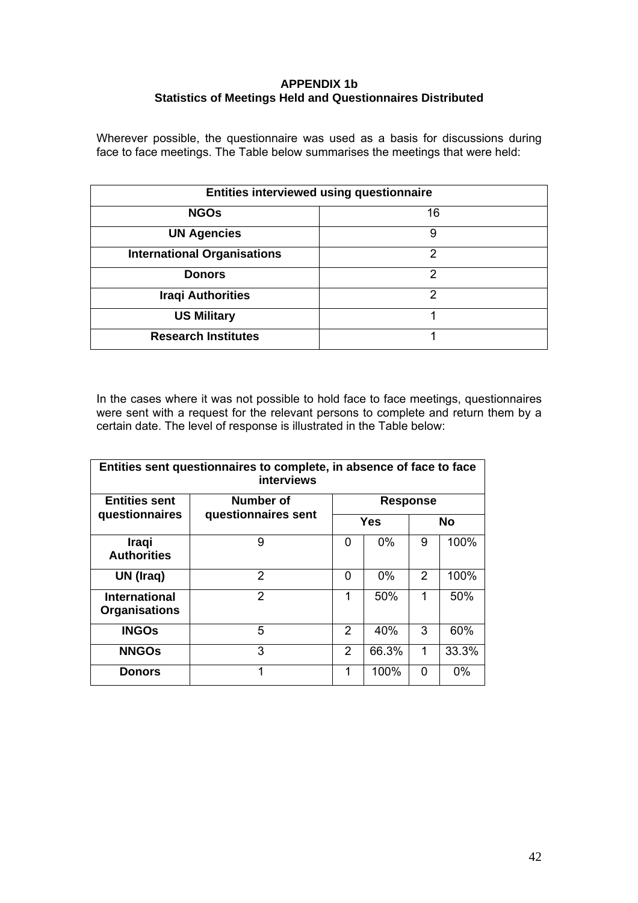**APPENDIX 1b**
**Statistics of Meetings Held and Questionnaires Distributed**

Wherever possible, the questionnaire was used as a basis for discussions during face to face meetings. The Table below summarises the meetings that were held:

| Entities interviewed using questionnaire | |
|---|---|
| **NGOs** | 16 |
| **UN Agencies** | 9 |
| **International Organisations** | 2 |
| **Donors** | 2 |
| **Iraqi Authorities** | 2 |
| **US Military** | 1 |
| **Research Institutes** | 1 |

In the cases where it was not possible to hold face to face meetings, questionnaires were sent with a request for the relevant persons to complete and return them by a certain date. The level of response is illustrated in the Table below:

| Entities sent questionnaires to complete, in absence of face to face interviews | | | | | |
|---|---|---|---|---|---|
| **Entities sent questionnaires** | **Number of questionnaires sent** | **Response** | | | |
| | | **Yes** | | **No** | |
| **Iraqi Authorities** | 9 | 0 | 0% | 9 | 100% |
| **UN (Iraq)** | 2 | 0 | 0% | 2 | 100% |
| **International Organisations** | 2 | 1 | 50% | 1 | 50% |
| **INGOs** | 5 | 2 | 40% | 3 | 60% |
| **NNGOs** | 3 | 2 | 66.3% | 1 | 33.3% |
| **Donors** | 1 | 1 | 100% | 0 | 0% |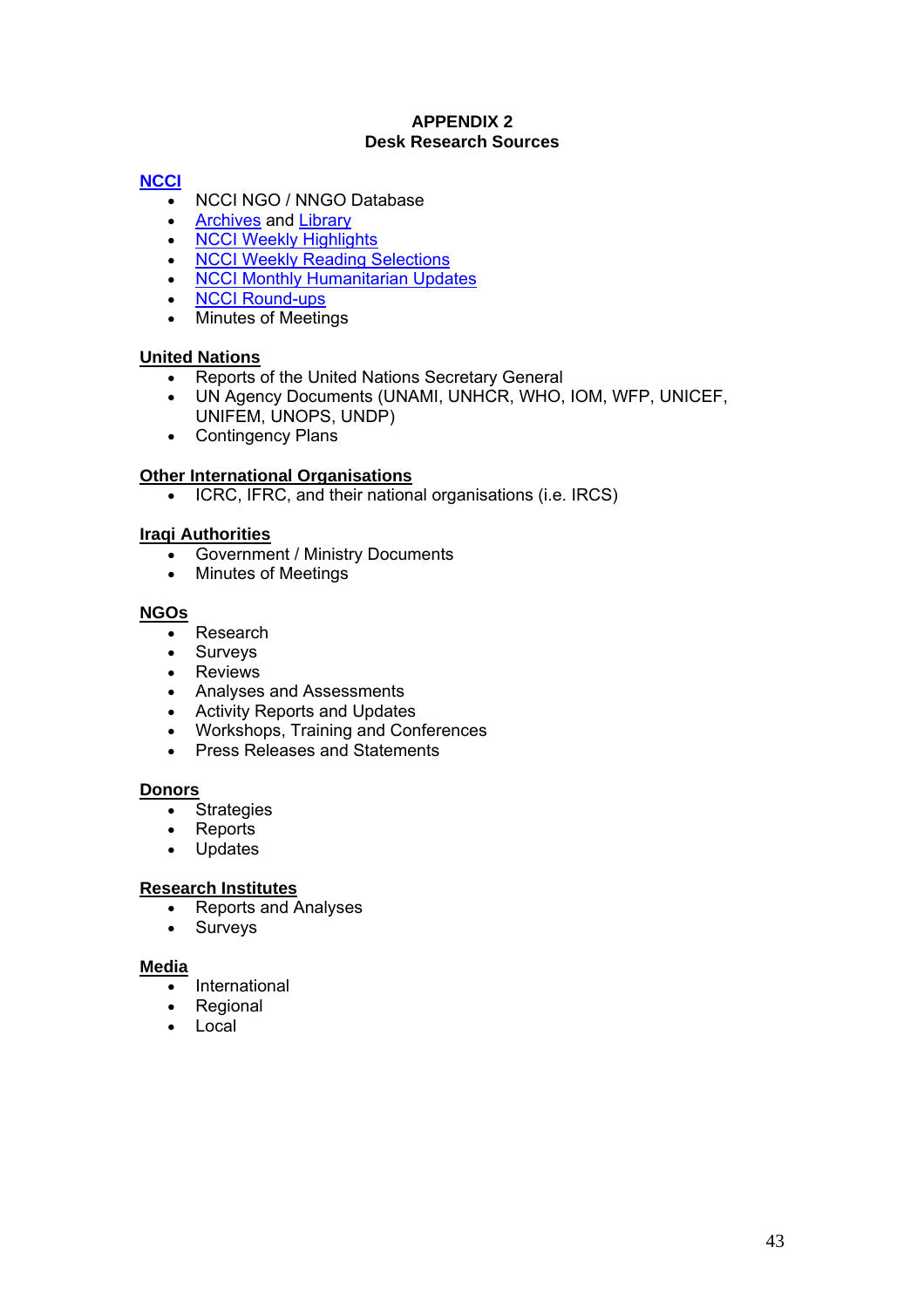# APPENDIX 2
## Desk Research Sources

**NCCI**

- NCCI NGO / NNGO Database
- Archives and Library
- NCCI Weekly Highlights
- NCCI Weekly Reading Selections
- NCCI Monthly Humanitarian Updates
- NCCI Round-ups
- Minutes of Meetings

**United Nations**

- Reports of the United Nations Secretary General
- UN Agency Documents (UNAMI, UNHCR, WHO, IOM, WFP, UNICEF, UNIFEM, UNOPS, UNDP)
- Contingency Plans

**Other International Organisations**

- ICRC, IFRC, and their national organisations (i.e. IRCS)

**Iraqi Authorities**

- Government / Ministry Documents
- Minutes of Meetings

**NGOs**

- Research
- Surveys
- Reviews
- Analyses and Assessments
- Activity Reports and Updates
- Workshops, Training and Conferences
- Press Releases and Statements

**Donors**

- Strategies
- Reports
- Updates

**Research Institutes**

- Reports and Analyses
- Surveys

**Media**

- International
- Regional
- Local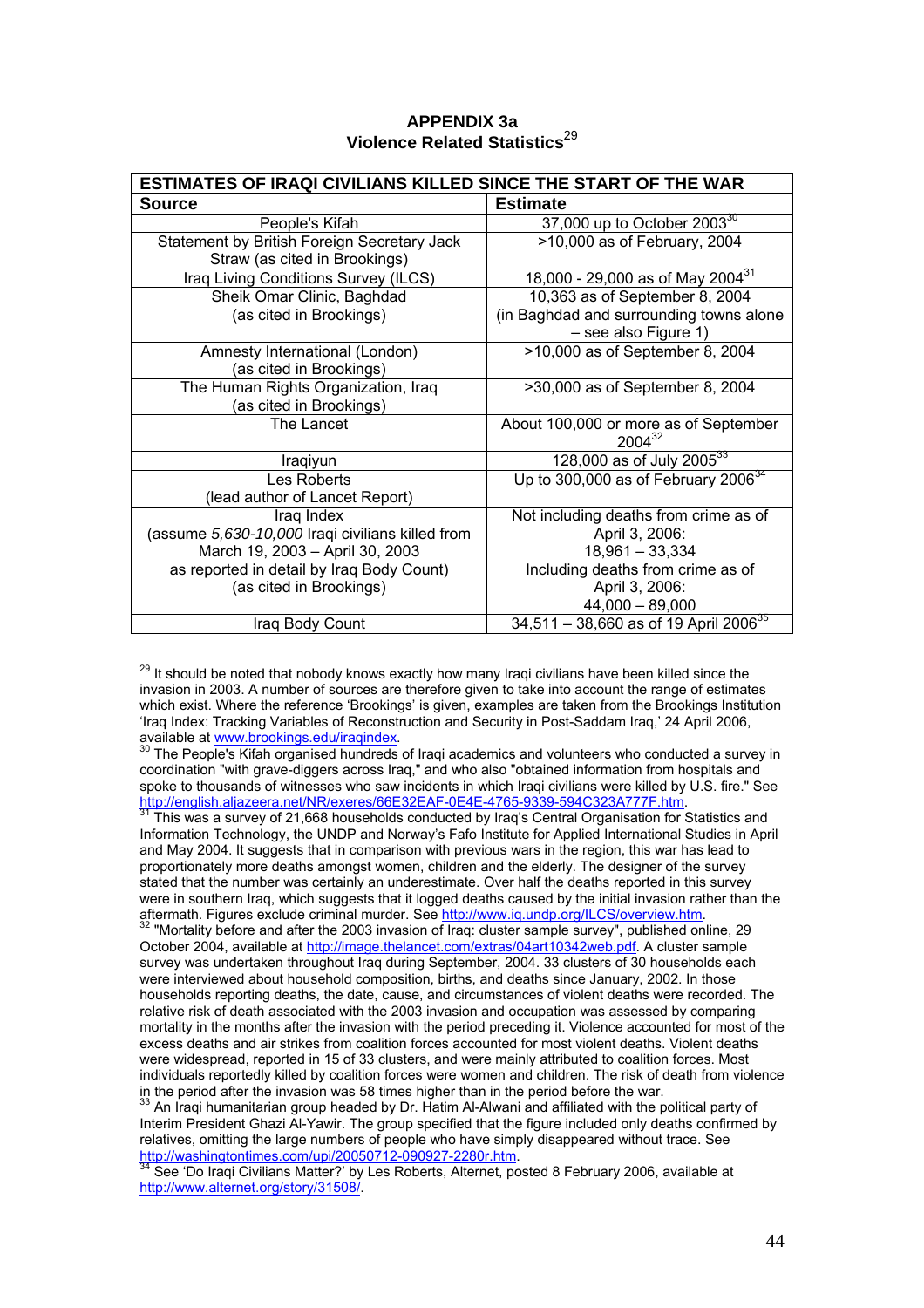## APPENDIX 3a
## Violence Related Statistics[29]

| ESTIMATES OF IRAQI CIVILIANS KILLED SINCE THE START OF THE WAR | |
|---|---|
| **Source** | **Estimate** |
| People's Kifah | 37,000 up to October 2003[30] |
| Statement by British Foreign Secretary Jack Straw (as cited in Brookings) | >10,000 as of February, 2004 |
| Iraq Living Conditions Survey (ILCS) | 18,000 - 29,000 as of May 2004[31] |
| Sheik Omar Clinic, Baghdad (as cited in Brookings) | 10,363 as of September 8, 2004 (in Baghdad and surrounding towns alone – see also Figure 1) |
| Amnesty International (London) (as cited in Brookings) | >10,000 as of September 8, 2004 |
| The Human Rights Organization, Iraq (as cited in Brookings) | >30,000 as of September 8, 2004 |
| The Lancet | About 100,000 or more as of September 2004[32] |
| Iraqiyun | 128,000 as of July 2005[33] |
| Les Roberts (lead author of Lancet Report) | Up to 300,000 as of February 2006[34] |
| Iraq Index (assume *5,630-10,000* Iraqi civilians killed from March 19, 2003 – April 30, 2003 as reported in detail by Iraq Body Count) (as cited in Brookings) | Not including deaths from crime as of April 3, 2006: 18,961 – 33,334 Including deaths from crime as of April 3, 2006: 44,000 – 89,000 |
| Iraq Body Count | 34,511 – 38,660 as of 19 April 2006[35] |

[29] It should be noted that nobody knows exactly how many Iraqi civilians have been killed since the invasion in 2003. A number of sources are therefore given to take into account the range of estimates which exist. Where the reference 'Brookings' is given, examples are taken from the Brookings Institution 'Iraq Index: Tracking Variables of Reconstruction and Security in Post-Saddam Iraq,' 24 April 2006, available at www.brookings.edu/iraqindex.

[30] The People's Kifah organised hundreds of Iraqi academics and volunteers who conducted a survey in coordination "with grave-diggers across Iraq," and who also "obtained information from hospitals and spoke to thousands of witnesses who saw incidents in which Iraqi civilians were killed by U.S. fire." See http://english.aljazeera.net/NR/exeres/66E32EAF-0E4E-4765-9339-594C323A777F.htm.

[31] This was a survey of 21,668 households conducted by Iraq's Central Organisation for Statistics and Information Technology, the UNDP and Norway's Fafo Institute for Applied International Studies in April and May 2004. It suggests that in comparison with previous wars in the region, this war has lead to proportionately more deaths amongst women, children and the elderly. The designer of the survey stated that the number was certainly an underestimate. Over half the deaths reported in this survey were in southern Iraq, which suggests that it logged deaths caused by the initial invasion rather than the aftermath. Figures exclude criminal murder. See http://www.iq.undp.org/ILCS/overview.htm.

[32] "Mortality before and after the 2003 invasion of Iraq: cluster sample survey", published online, 29 October 2004, available at http://image.thelancet.com/extras/04art10342web.pdf. A cluster sample survey was undertaken throughout Iraq during September, 2004. 33 clusters of 30 households each were interviewed about household composition, births, and deaths since January, 2002. In those households reporting deaths, the date, cause, and circumstances of violent deaths were recorded. The relative risk of death associated with the 2003 invasion and occupation was assessed by comparing mortality in the months after the invasion with the period preceding it. Violence accounted for most of the excess deaths and air strikes from coalition forces accounted for most violent deaths. Violent deaths were widespread, reported in 15 of 33 clusters, and were mainly attributed to coalition forces. Most individuals reportedly killed by coalition forces were women and children. The risk of death from violence in the period after the invasion was 58 times higher than in the period before the war.

[33] An Iraqi humanitarian group headed by Dr. Hatim Al-Alwani and affiliated with the political party of Interim President Ghazi Al-Yawir. The group specified that the figure included only deaths confirmed by relatives, omitting the large numbers of people who have simply disappeared without trace. See http://washingtontimes.com/upi/20050712-090927-2280r.htm.

[34] See 'Do Iraqi Civilians Matter?' by Les Roberts, Alternet, posted 8 February 2006, available at http://www.alternet.org/story/31508/.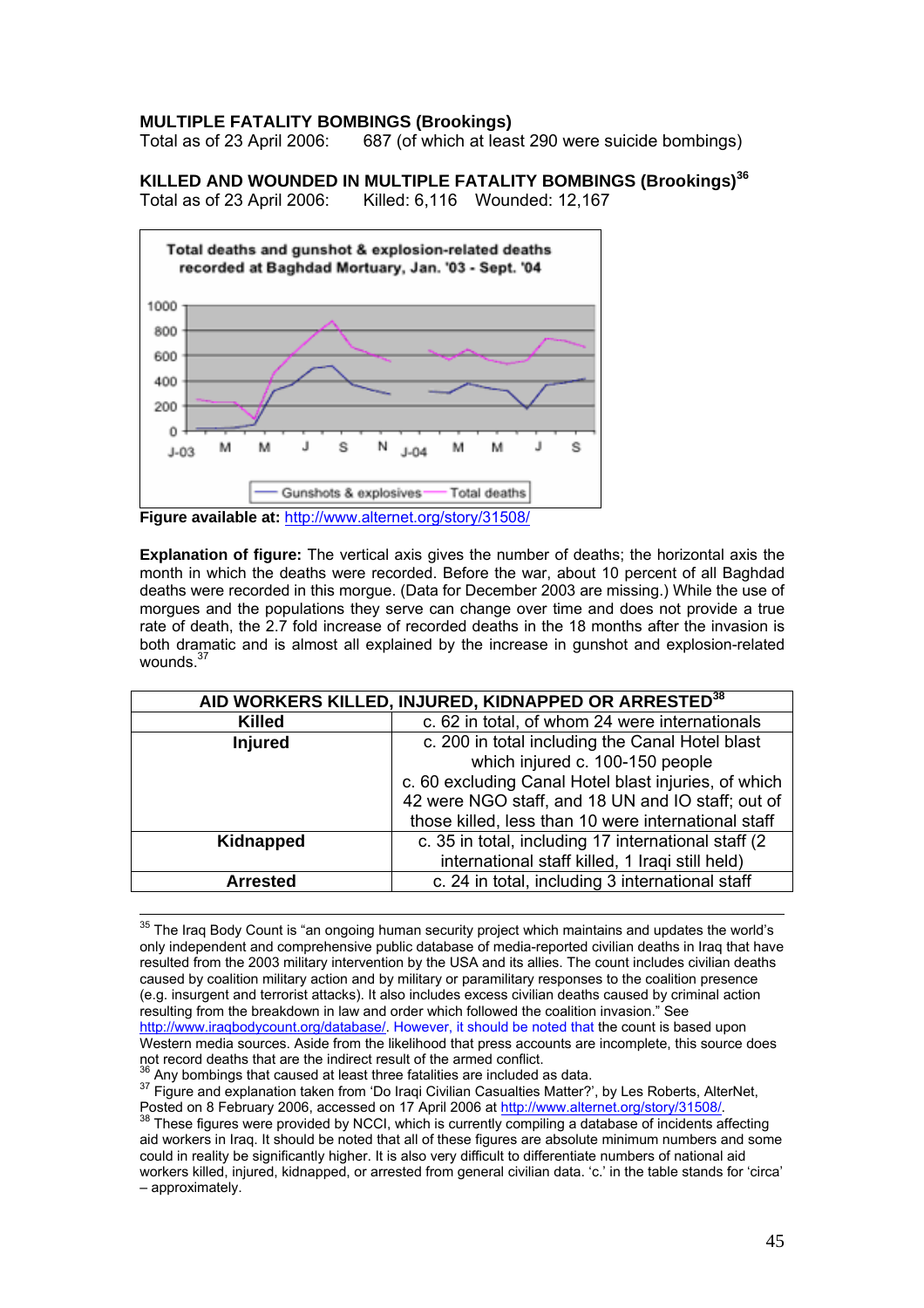**MULTIPLE FATALITY BOMBINGS (Brookings)**
Total as of 23 April 2006: 687 (of which at least 290 were suicide bombings)

**KILLED AND WOUNDED IN MULTIPLE FATALITY BOMBINGS (Brookings)**[36]
Total as of 23 April 2006: Killed: 6,116 Wounded: 12,167

**Figure available at:** http://www.alternet.org/story/31508/

**Explanation of figure:** The vertical axis gives the number of deaths; the horizontal axis the month in which the deaths were recorded. Before the war, about 10 percent of all Baghdad deaths were recorded in this morgue. (Data for December 2003 are missing.) While the use of morgues and the populations they serve can change over time and does not provide a true rate of death, the 2.7 fold increase of recorded deaths in the 18 months after the invasion is both dramatic and is almost all explained by the increase in gunshot and explosion-related wounds.[37]

| AID WORKERS KILLED, INJURED, KIDNAPPED OR ARRESTED[38] | |
|---|---|
| **Killed** | c. 62 in total, of whom 24 were internationals |
| **Injured** | c. 200 in total including the Canal Hotel blast which injured c. 100-150 people<br>c. 60 excluding Canal Hotel blast injuries, of which 42 were NGO staff, and 18 UN and IO staff; out of those killed, less than 10 were international staff |
| **Kidnapped** | c. 35 in total, including 17 international staff (2 international staff killed, 1 Iraqi still held) |
| **Arrested** | c. 24 in total, including 3 international staff |

---

[35] The Iraq Body Count is "an ongoing human security project which maintains and updates the world's only independent and comprehensive public database of media-reported civilian deaths in Iraq that have resulted from the 2003 military intervention by the USA and its allies. The count includes civilian deaths caused by coalition military action and by military or paramilitary responses to the coalition presence (e.g. insurgent and terrorist attacks). It also includes excess civilian deaths caused by criminal action resulting from the breakdown in law and order which followed the coalition invasion." See http://www.iraqbodycount.org/database/. However, it should be noted that the count is based upon Western media sources. Aside from the likelihood that press accounts are incomplete, this source does not record deaths that are the indirect result of the armed conflict.

[36] Any bombings that caused at least three fatalities are included as data.

[37] Figure and explanation taken from 'Do Iraqi Civilian Casualties Matter?', by Les Roberts, AlterNet, Posted on 8 February 2006, accessed on 17 April 2006 at http://www.alternet.org/story/31508/.

[38] These figures were provided by NCCI, which is currently compiling a database of incidents affecting aid workers in Iraq. It should be noted that all of these figures are absolute minimum numbers and some could in reality be significantly higher. It is also very difficult to differentiate numbers of national aid workers killed, injured, kidnapped, or arrested from general civilian data. 'c.' in the table stands for 'circa' – approximately.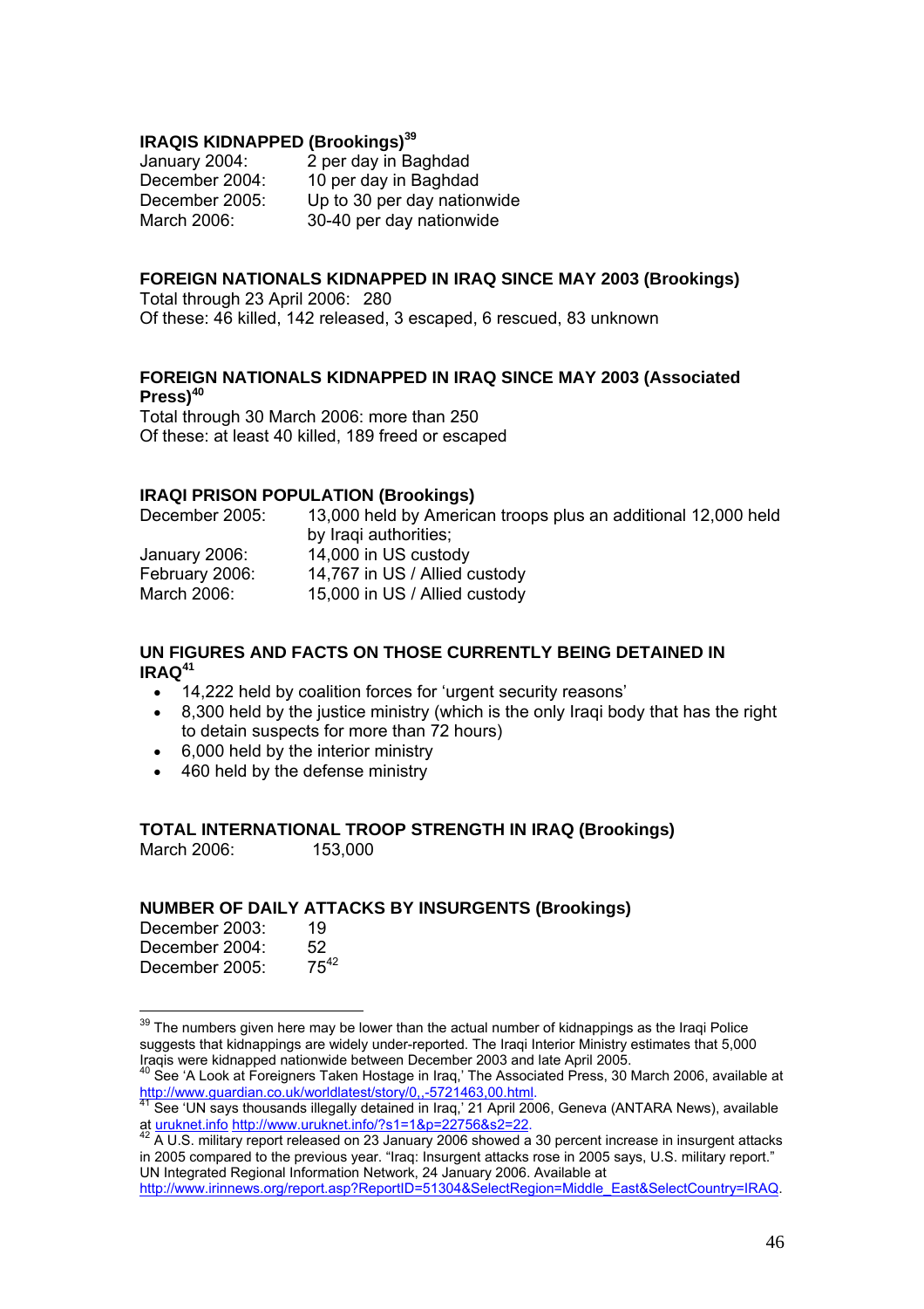### IRAQIS KIDNAPPED (Brookings)[39]

| | |
|---|---|
| January 2004: | 2 per day in Baghdad |
| December 2004: | 10 per day in Baghdad |
| December 2005: | Up to 30 per day nationwide |
| March 2006: | 30-40 per day nationwide |

### FOREIGN NATIONALS KIDNAPPED IN IRAQ SINCE MAY 2003 (Brookings)

Total through 23 April 2006: 280
Of these: 46 killed, 142 released, 3 escaped, 6 rescued, 83 unknown

### FOREIGN NATIONALS KIDNAPPED IN IRAQ SINCE MAY 2003 (Associated Press)[40]

Total through 30 March 2006: more than 250
Of these: at least 40 killed, 189 freed or escaped

### IRAQI PRISON POPULATION (Brookings)

| | |
|---|---|
| December 2005: | 13,000 held by American troops plus an additional 12,000 held by Iraqi authorities; |
| January 2006: | 14,000 in US custody |
| February 2006: | 14,767 in US / Allied custody |
| March 2006: | 15,000 in US / Allied custody |

### UN FIGURES AND FACTS ON THOSE CURRENTLY BEING DETAINED IN IRAQ[41]

- 14,222 held by coalition forces for 'urgent security reasons'
- 8,300 held by the justice ministry (which is the only Iraqi body that has the right to detain suspects for more than 72 hours)
- 6,000 held by the interior ministry
- 460 held by the defense ministry

### TOTAL INTERNATIONAL TROOP STRENGTH IN IRAQ (Brookings)

March 2006: 153,000

### NUMBER OF DAILY ATTACKS BY INSURGENTS (Brookings)

| | |
|---|---|
| December 2003: | 19 |
| December 2004: | 52 |
| December 2005: | 75[42] |

---

[39] The numbers given here may be lower than the actual number of kidnappings as the Iraqi Police suggests that kidnappings are widely under-reported. The Iraqi Interior Ministry estimates that 5,000 Iraqis were kidnapped nationwide between December 2003 and late April 2005.

[40] See 'A Look at Foreigners Taken Hostage in Iraq,' The Associated Press, 30 March 2006, available at http://www.guardian.co.uk/worldlatest/story/0,,-5721463,00.html.

[41] See 'UN says thousands illegally detained in Iraq,' 21 April 2006, Geneva (ANTARA News), available at uruknet.info http://www.uruknet.info/?s1=1&p=22756&s2=22.

[42] A U.S. military report released on 23 January 2006 showed a 30 percent increase in insurgent attacks in 2005 compared to the previous year. "Iraq: Insurgent attacks rose in 2005 says, U.S. military report." UN Integrated Regional Information Network, 24 January 2006. Available at http://www.irinnews.org/report.asp?ReportID=51304&SelectRegion=Middle_East&SelectCountry=IRAQ.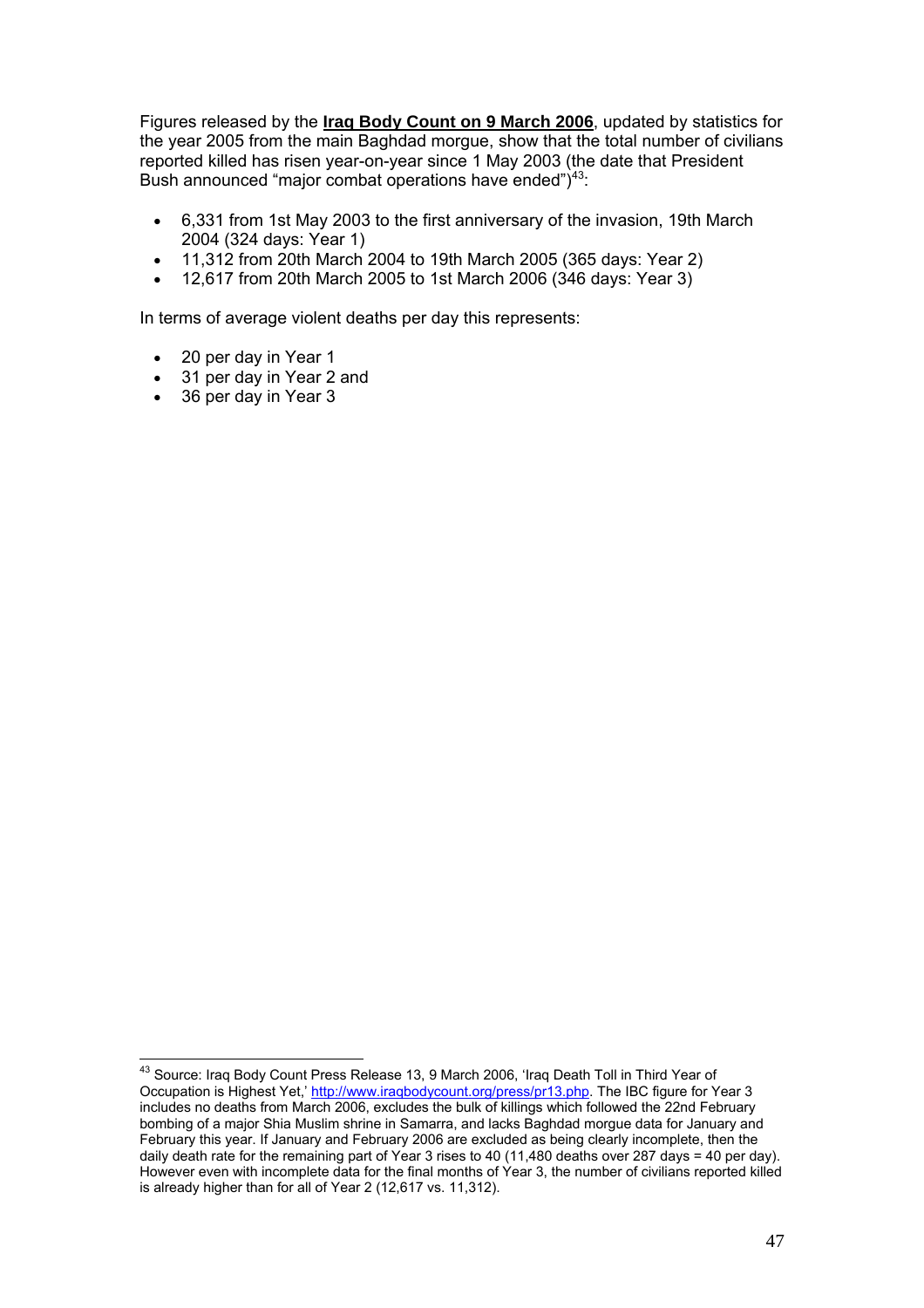Figures released by the **Iraq Body Count on 9 March 2006**, updated by statistics for the year 2005 from the main Baghdad morgue, show that the total number of civilians reported killed has risen year-on-year since 1 May 2003 (the date that President Bush announced "major combat operations have ended")[43]:

- 6,331 from 1st May 2003 to the first anniversary of the invasion, 19th March 2004 (324 days: Year 1)
- 11,312 from 20th March 2004 to 19th March 2005 (365 days: Year 2)
- 12,617 from 20th March 2005 to 1st March 2006 (346 days: Year 3)

In terms of average violent deaths per day this represents:

- 20 per day in Year 1
- 31 per day in Year 2 and
- 36 per day in Year 3

---

[43] Source: Iraq Body Count Press Release 13, 9 March 2006, 'Iraq Death Toll in Third Year of Occupation is Highest Yet,' http://www.iraqbodycount.org/press/pr13.php. The IBC figure for Year 3 includes no deaths from March 2006, excludes the bulk of killings which followed the 22nd February bombing of a major Shia Muslim shrine in Samarra, and lacks Baghdad morgue data for January and February this year. If January and February 2006 are excluded as being clearly incomplete, then the daily death rate for the remaining part of Year 3 rises to 40 (11,480 deaths over 287 days = 40 per day). However even with incomplete data for the final months of Year 3, the number of civilians reported killed is already higher than for all of Year 2 (12,617 vs. 11,312).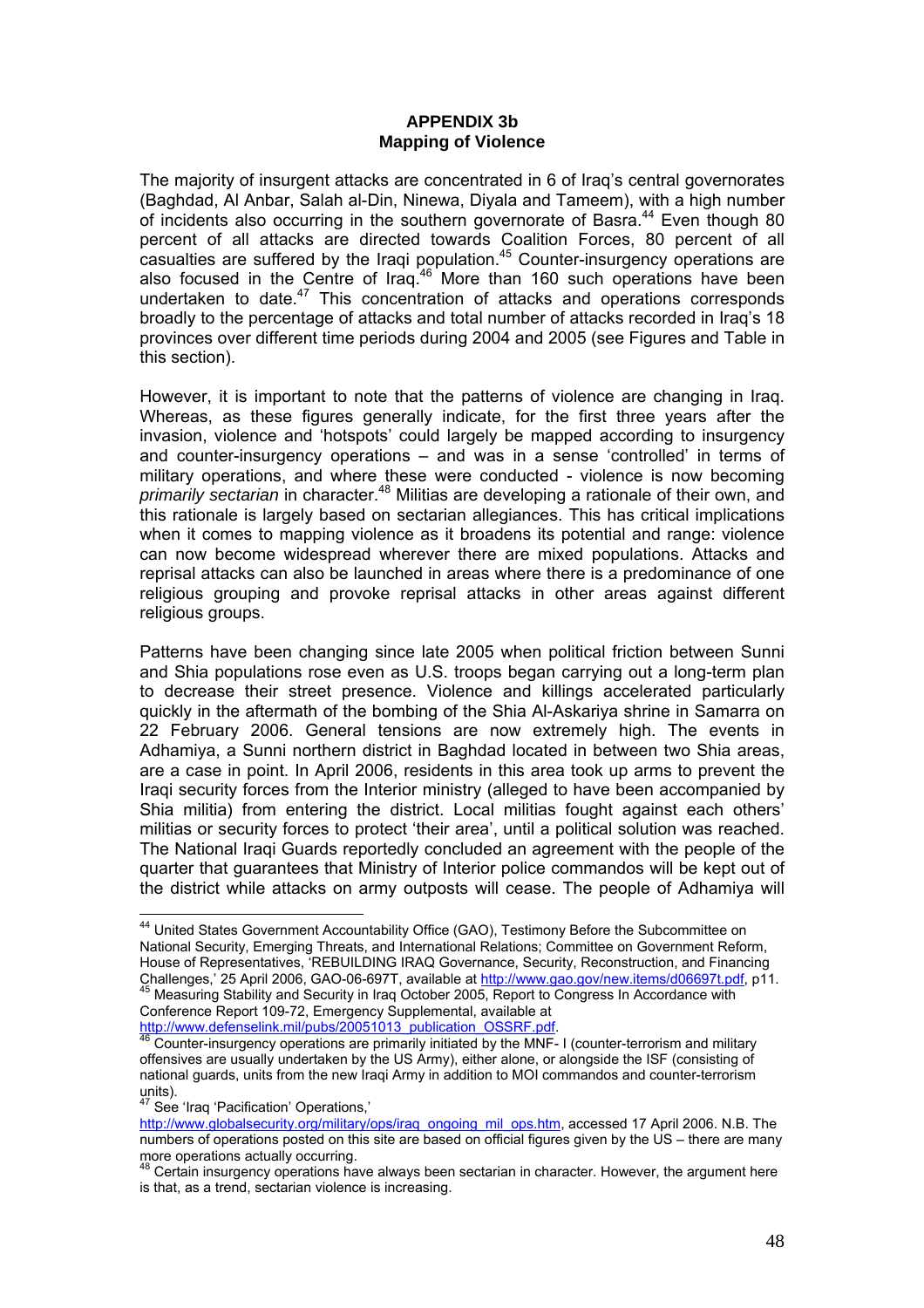**APPENDIX 3b**
**Mapping of Violence**

The majority of insurgent attacks are concentrated in 6 of Iraq's central governorates (Baghdad, Al Anbar, Salah al-Din, Ninewa, Diyala and Tameem), with a high number of incidents also occurring in the southern governorate of Basra.[44] Even though 80 percent of all attacks are directed towards Coalition Forces, 80 percent of all casualties are suffered by the Iraqi population.[45] Counter-insurgency operations are also focused in the Centre of Iraq.[46] More than 160 such operations have been undertaken to date.[47] This concentration of attacks and operations corresponds broadly to the percentage of attacks and total number of attacks recorded in Iraq's 18 provinces over different time periods during 2004 and 2005 (see Figures and Table in this section).

However, it is important to note that the patterns of violence are changing in Iraq. Whereas, as these figures generally indicate, for the first three years after the invasion, violence and 'hotspots' could largely be mapped according to insurgency and counter-insurgency operations – and was in a sense 'controlled' in terms of military operations, and where these were conducted - violence is now becoming *primarily sectarian* in character.[48] Militias are developing a rationale of their own, and this rationale is largely based on sectarian allegiances. This has critical implications when it comes to mapping violence as it broadens its potential and range: violence can now become widespread wherever there are mixed populations. Attacks and reprisal attacks can also be launched in areas where there is a predominance of one religious grouping and provoke reprisal attacks in other areas against different religious groups.

Patterns have been changing since late 2005 when political friction between Sunni and Shia populations rose even as U.S. troops began carrying out a long-term plan to decrease their street presence. Violence and killings accelerated particularly quickly in the aftermath of the bombing of the Shia Al-Askariya shrine in Samarra on 22 February 2006. General tensions are now extremely high. The events in Adhamiya, a Sunni northern district in Baghdad located in between two Shia areas, are a case in point. In April 2006, residents in this area took up arms to prevent the Iraqi security forces from the Interior ministry (alleged to have been accompanied by Shia militia) from entering the district. Local militias fought against each others' militias or security forces to protect 'their area', until a political solution was reached. The National Iraqi Guards reportedly concluded an agreement with the people of the quarter that guarantees that Ministry of Interior police commandos will be kept out of the district while attacks on army outposts will cease. The people of Adhamiya will

---

[44] United States Government Accountability Office (GAO), Testimony Before the Subcommittee on National Security, Emerging Threats, and International Relations; Committee on Government Reform, House of Representatives, 'REBUILDING IRAQ Governance, Security, Reconstruction, and Financing Challenges,' 25 April 2006, GAO-06-697T, available at http://www.gao.gov/new.items/d06697t.pdf, p11.

[45] Measuring Stability and Security in Iraq October 2005, Report to Congress In Accordance with Conference Report 109-72, Emergency Supplemental, available at http://www.defenselink.mil/pubs/20051013_publication_OSSRF.pdf.

[46] Counter-insurgency operations are primarily initiated by the MNF- I (counter-terrorism and military offensives are usually undertaken by the US Army), either alone, or alongside the ISF (consisting of national guards, units from the new Iraqi Army in addition to MOI commandos and counter-terrorism units).

[47] See 'Iraq 'Pacification' Operations,' http://www.globalsecurity.org/military/ops/iraq_ongoing_mil_ops.htm, accessed 17 April 2006. N.B. The numbers of operations posted on this site are based on official figures given by the US – there are many more operations actually occurring.

[48] Certain insurgency operations have always been sectarian in character. However, the argument here is that, as a trend, sectarian violence is increasing.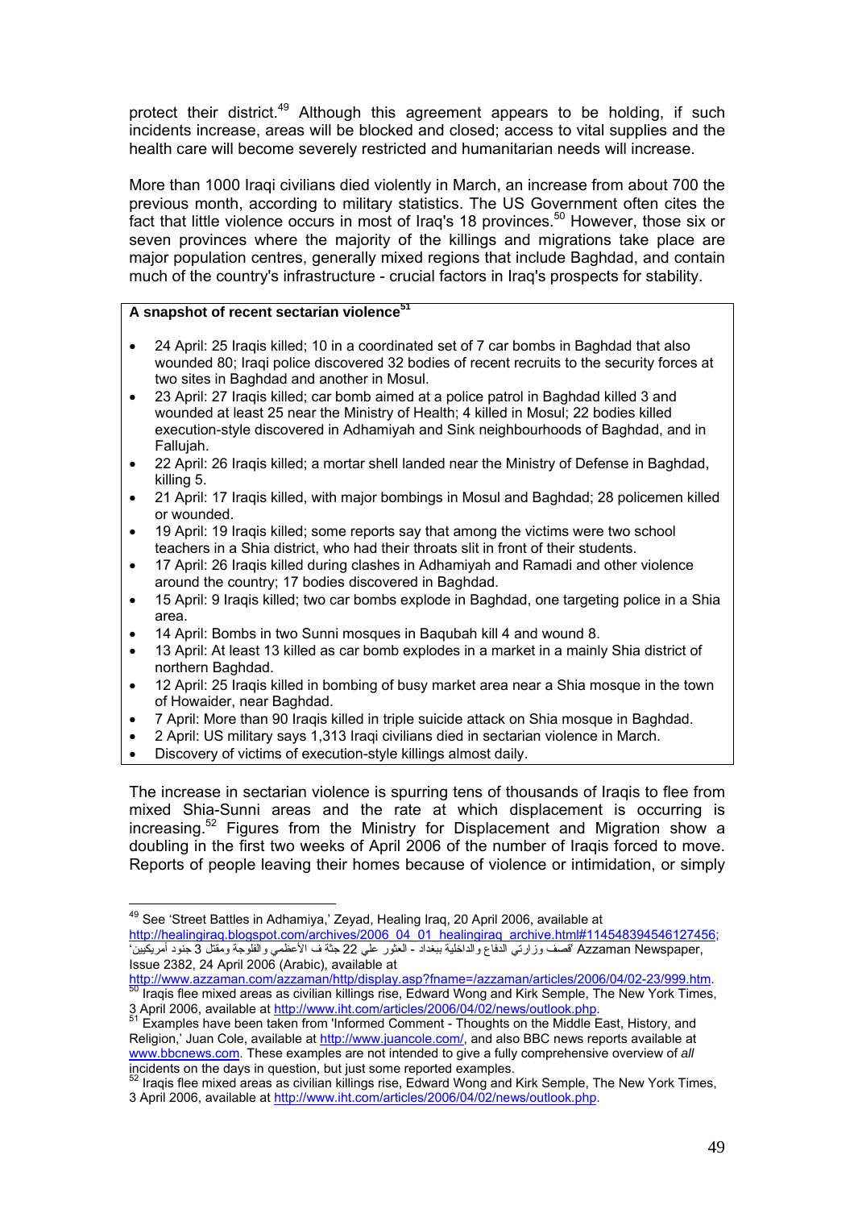protect their district.[49] Although this agreement appears to be holding, if such incidents increase, areas will be blocked and closed; access to vital supplies and the health care will become severely restricted and humanitarian needs will increase.

More than 1000 Iraqi civilians died violently in March, an increase from about 700 the previous month, according to military statistics. The US Government often cites the fact that little violence occurs in most of Iraq's 18 provinces.[50] However, those six or seven provinces where the majority of the killings and migrations take place are major population centres, generally mixed regions that include Baghdad, and contain much of the country's infrastructure - crucial factors in Iraq's prospects for stability.

**A snapshot of recent sectarian violence[51]**

- 24 April: 25 Iraqis killed; 10 in a coordinated set of 7 car bombs in Baghdad that also wounded 80; Iraqi police discovered 32 bodies of recent recruits to the security forces at two sites in Baghdad and another in Mosul.
- 23 April: 27 Iraqis killed; car bomb aimed at a police patrol in Baghdad killed 3 and wounded at least 25 near the Ministry of Health; 4 killed in Mosul; 22 bodies killed execution-style discovered in Adhamiyah and Sink neighbourhoods of Baghdad, and in Fallujah.
- 22 April: 26 Iraqis killed; a mortar shell landed near the Ministry of Defense in Baghdad, killing 5.
- 21 April: 17 Iraqis killed, with major bombings in Mosul and Baghdad; 28 policemen killed or wounded.
- 19 April: 19 Iraqis killed; some reports say that among the victims were two school teachers in a Shia district, who had their throats slit in front of their students.
- 17 April: 26 Iraqis killed during clashes in Adhamiyah and Ramadi and other violence around the country; 17 bodies discovered in Baghdad.
- 15 April: 9 Iraqis killed; two car bombs explode in Baghdad, one targeting police in a Shia area.
- 14 April: Bombs in two Sunni mosques in Baqubah kill 4 and wound 8.
- 13 April: At least 13 killed as car bomb explodes in a market in a mainly Shia district of northern Baghdad.
- 12 April: 25 Iraqis killed in bombing of busy market area near a Shia mosque in the town of Howaider, near Baghdad.
- 7 April: More than 90 Iraqis killed in triple suicide attack on Shia mosque in Baghdad.
- 2 April: US military says 1,313 Iraqi civilians died in sectarian violence in March.
- Discovery of victims of execution-style killings almost daily.

The increase in sectarian violence is spurring tens of thousands of Iraqis to flee from mixed Shia-Sunni areas and the rate at which displacement is occurring is increasing.[52] Figures from the Ministry for Displacement and Migration show a doubling in the first two weeks of April 2006 of the number of Iraqis forced to move. Reports of people leaving their homes because of violence or intimidation, or simply

---

[49] See 'Street Battles in Adhamiya,' Zeyad, Healing Iraq, 20 April 2006, available at http://healingiraq.blogspot.com/archives/2006_04_01_healingiraq_archive.html#114548394546127456; 'قصف وزارتي الدفاع والداخلية ببغداد - العثور علي 22 جثة ف الأعظمي والفلوجة ومقتل 3 جنود أمريكيين' Azzaman Newspaper, Issue 2382, 24 April 2006 (Arabic), available at http://www.azzaman.com/azzaman/http/display.asp?fname=/azzaman/articles/2006/04/02-23/999.htm.

[50] Iraqis flee mixed areas as civilian killings rise, Edward Wong and Kirk Semple, The New York Times, 3 April 2006, available at http://www.iht.com/articles/2006/04/02/news/outlook.php.

[51] Examples have been taken from 'Informed Comment - Thoughts on the Middle East, History, and Religion,' Juan Cole, available at http://www.juancole.com/, and also BBC news reports available at www.bbcnews.com. These examples are not intended to give a fully comprehensive overview of *all* incidents on the days in question, but just some reported examples.

[52] Iraqis flee mixed areas as civilian killings rise, Edward Wong and Kirk Semple, The New York Times, 3 April 2006, available at http://www.iht.com/articles/2006/04/02/news/outlook.php.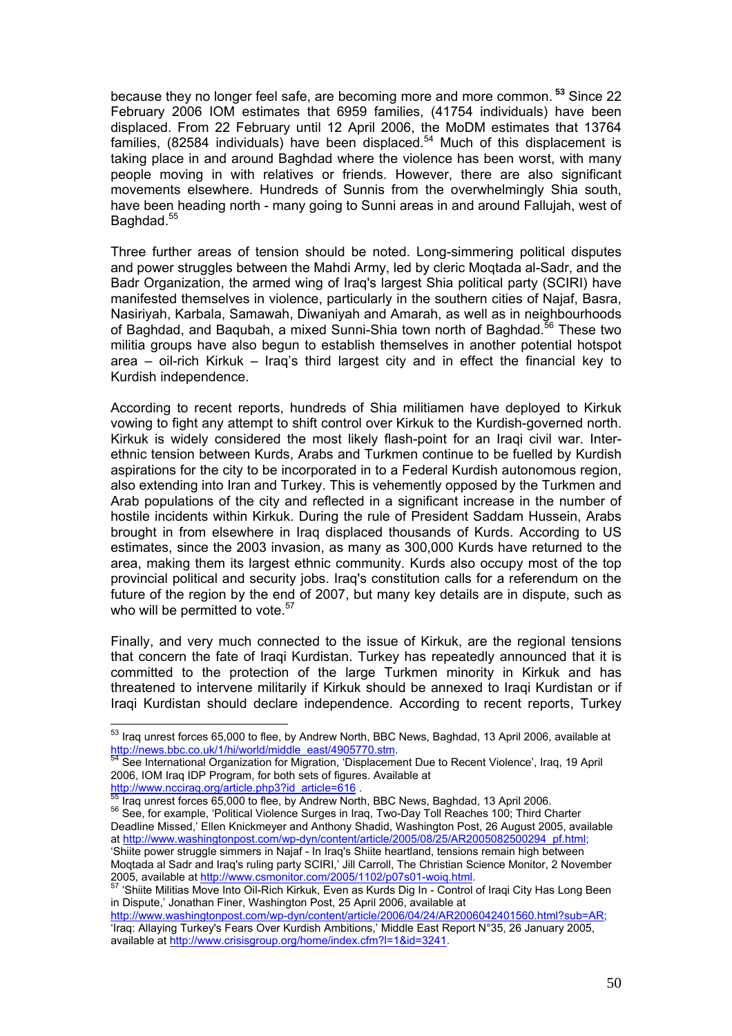because they no longer feel safe, are becoming more and more common.[53] Since 22 February 2006 IOM estimates that 6959 families, (41754 individuals) have been displaced. From 22 February until 12 April 2006, the MoDM estimates that 13764 families, (82584 individuals) have been displaced.[54] Much of this displacement is taking place in and around Baghdad where the violence has been worst, with many people moving in with relatives or friends. However, there are also significant movements elsewhere. Hundreds of Sunnis from the overwhelmingly Shia south, have been heading north - many going to Sunni areas in and around Fallujah, west of Baghdad.[55]

Three further areas of tension should be noted. Long-simmering political disputes and power struggles between the Mahdi Army, led by cleric Moqtada al-Sadr, and the Badr Organization, the armed wing of Iraq's largest Shia political party (SCIRI) have manifested themselves in violence, particularly in the southern cities of Najaf, Basra, Nasiriyah, Karbala, Samawah, Diwaniyah and Amarah, as well as in neighbourhoods of Baghdad, and Baqubah, a mixed Sunni-Shia town north of Baghdad.[56] These two militia groups have also begun to establish themselves in another potential hotspot area – oil-rich Kirkuk – Iraq's third largest city and in effect the financial key to Kurdish independence.

According to recent reports, hundreds of Shia militiamen have deployed to Kirkuk vowing to fight any attempt to shift control over Kirkuk to the Kurdish-governed north. Kirkuk is widely considered the most likely flash-point for an Iraqi civil war. Inter-ethnic tension between Kurds, Arabs and Turkmen continue to be fuelled by Kurdish aspirations for the city to be incorporated in to a Federal Kurdish autonomous region, also extending into Iran and Turkey. This is vehemently opposed by the Turkmen and Arab populations of the city and reflected in a significant increase in the number of hostile incidents within Kirkuk. During the rule of President Saddam Hussein, Arabs brought in from elsewhere in Iraq displaced thousands of Kurds. According to US estimates, since the 2003 invasion, as many as 300,000 Kurds have returned to the area, making them its largest ethnic community. Kurds also occupy most of the top provincial political and security jobs. Iraq's constitution calls for a referendum on the future of the region by the end of 2007, but many key details are in dispute, such as who will be permitted to vote.[57]

Finally, and very much connected to the issue of Kirkuk, are the regional tensions that concern the fate of Iraqi Kurdistan. Turkey has repeatedly announced that it is committed to the protection of the large Turkmen minority in Kirkuk and has threatened to intervene militarily if Kirkuk should be annexed to Iraqi Kurdistan or if Iraqi Kurdistan should declare independence. According to recent reports, Turkey

---

[53] Iraq unrest forces 65,000 to flee, by Andrew North, BBC News, Baghdad, 13 April 2006, available at http://news.bbc.co.uk/1/hi/world/middle_east/4905770.stm.

[54] See International Organization for Migration, 'Displacement Due to Recent Violence', Iraq, 19 April 2006, IOM Iraq IDP Program, for both sets of figures. Available at http://www.ncciraq.org/article.php3?id_article=616 .

[55] Iraq unrest forces 65,000 to flee, by Andrew North, BBC News, Baghdad, 13 April 2006.

[56] See, for example, 'Political Violence Surges in Iraq, Two-Day Toll Reaches 100; Third Charter Deadline Missed,' Ellen Knickmeyer and Anthony Shadid, Washington Post, 26 August 2005, available at http://www.washingtonpost.com/wp-dyn/content/article/2005/08/25/AR2005082500294_pf.html; 'Shiite power struggle simmers in Najaf - In Iraq's Shiite heartland, tensions remain high between Moqtada al Sadr and Iraq's ruling party SCIRI,' Jill Carroll, The Christian Science Monitor, 2 November 2005, available at http://www.csmonitor.com/2005/1102/p07s01-woiq.html.

[57] 'Shiite Militias Move Into Oil-Rich Kirkuk, Even as Kurds Dig In - Control of Iraqi City Has Long Been in Dispute,' Jonathan Finer, Washington Post, 25 April 2006, available at http://www.washingtonpost.com/wp-dyn/content/article/2006/04/24/AR2006042401560.html?sub=AR; 'Iraq: Allaying Turkey's Fears Over Kurdish Ambitions,' Middle East Report N°35, 26 January 2005, available at http://www.crisisgroup.org/home/index.cfm?l=1&id=3241.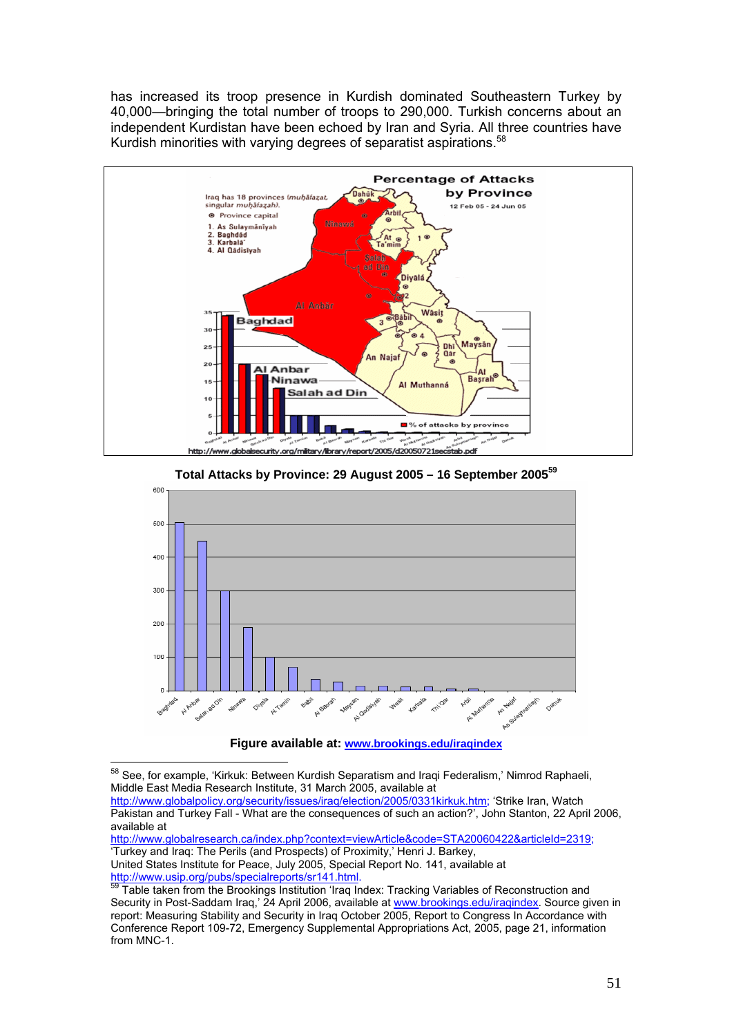has increased its troop presence in Kurdish dominated Southeastern Turkey by 40,000—bringing the total number of troops to 290,000. Turkish concerns about an independent Kurdistan have been echoed by Iran and Syria. All three countries have Kurdish minorities with varying degrees of separatist aspirations.[58]

**Total Attacks by Province: 29 August 2005 – 16 September 2005**[59]

**Figure available at: www.brookings.edu/iraqindex**

---

[58] See, for example, 'Kirkuk: Between Kurdish Separatism and Iraqi Federalism,' Nimrod Raphaeli, Middle East Media Research Institute, 31 March 2005, available at http://www.globalpolicy.org/security/issues/iraq/election/2005/0331kirkuk.htm; 'Strike Iran, Watch Pakistan and Turkey Fall - What are the consequences of such an action?', John Stanton, 22 April 2006, available at http://www.globalresearch.ca/index.php?context=viewArticle&code=STA20060422&articleId=2319; 'Turkey and Iraq: The Perils (and Prospects) of Proximity,' Henri J. Barkey, United States Institute for Peace, July 2005, Special Report No. 141, available at http://www.usip.org/pubs/specialreports/sr141.html.

[59] Table taken from the Brookings Institution 'Iraq Index: Tracking Variables of Reconstruction and Security in Post-Saddam Iraq,' 24 April 2006, available at www.brookings.edu/iraqindex. Source given in report: Measuring Stability and Security in Iraq October 2005, Report to Congress In Accordance with Conference Report 109-72, Emergency Supplemental Appropriations Act, 2005, page 21, information from MNC-1.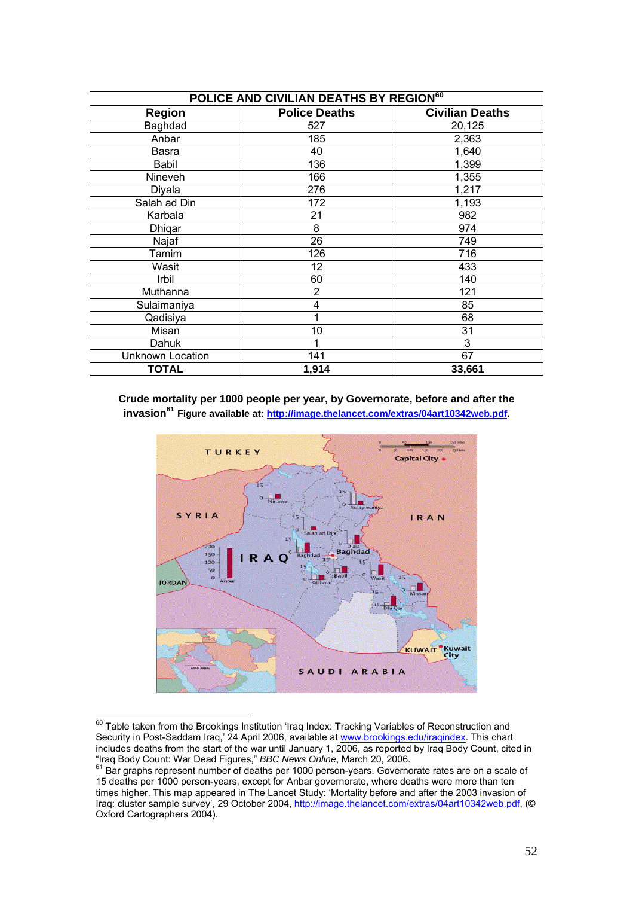| POLICE AND CIVILIAN DEATHS BY REGION[60] | | |
|---|---|---|
| **Region** | **Police Deaths** | **Civilian Deaths** |
| Baghdad | 527 | 20,125 |
| Anbar | 185 | 2,363 |
| Basra | 40 | 1,640 |
| Babil | 136 | 1,399 |
| Nineveh | 166 | 1,355 |
| Diyala | 276 | 1,217 |
| Salah ad Din | 172 | 1,193 |
| Karbala | 21 | 982 |
| Dhiqar | 8 | 974 |
| Najaf | 26 | 749 |
| Tamim | 126 | 716 |
| Wasit | 12 | 433 |
| Irbil | 60 | 140 |
| Muthanna | 2 | 121 |
| Sulaimaniya | 4 | 85 |
| Qadisiya | 1 | 68 |
| Misan | 10 | 31 |
| Dahuk | 1 | 3 |
| Unknown Location | 141 | 67 |
| **TOTAL** | **1,914** | **33,661** |

**Crude mortality per 1000 people per year, by Governorate, before and after the invasion[61] Figure available at: http://image.thelancet.com/extras/04art10342web.pdf.**

---

[60] Table taken from the Brookings Institution 'Iraq Index: Tracking Variables of Reconstruction and Security in Post-Saddam Iraq,' 24 April 2006, available at www.brookings.edu/iraqindex. This chart includes deaths from the start of the war until January 1, 2006, as reported by Iraq Body Count, cited in "Iraq Body Count: War Dead Figures," *BBC News Online*, March 20, 2006.

[61] Bar graphs represent number of deaths per 1000 person-years. Governorate rates are on a scale of 15 deaths per 1000 person-years, except for Anbar governorate, where deaths were more than ten times higher. This map appeared in The Lancet Study: 'Mortality before and after the 2003 invasion of Iraq: cluster sample survey', 29 October 2004, http://image.thelancet.com/extras/04art10342web.pdf, (© Oxford Cartographers 2004).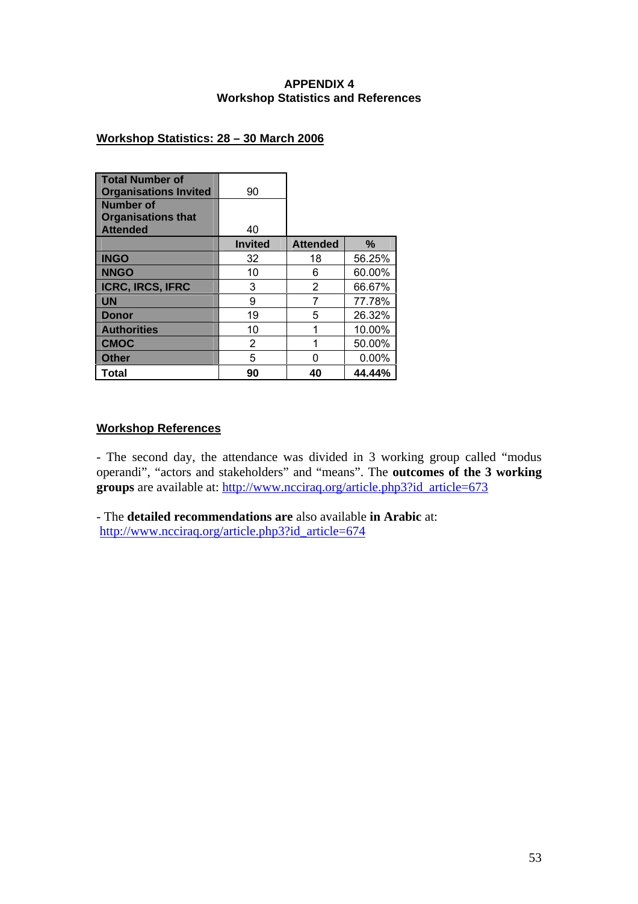**APPENDIX 4**
**Workshop Statistics and References**

**Workshop Statistics: 28 – 30 March 2006**

| | | | |
|---|---|---|---|
| **Total Number of Organisations Invited** | 90 | | |
| **Number of Organisations that Attended** | 40 | | |
| | **Invited** | **Attended** | **%** |
| **INGO** | 32 | 18 | 56.25% |
| **NNGO** | 10 | 6 | 60.00% |
| **ICRC, IRCS, IFRC** | 3 | 2 | 66.67% |
| **UN** | 9 | 7 | 77.78% |
| **Donor** | 19 | 5 | 26.32% |
| **Authorities** | 10 | 1 | 10.00% |
| **CMOC** | 2 | 1 | 50.00% |
| **Other** | 5 | 0 | 0.00% |
| **Total** | **90** | **40** | **44.44%** |

**Workshop References**

- The second day, the attendance was divided in 3 working group called “modus operandi”, “actors and stakeholders” and “means”. The **outcomes of the 3 working groups** are available at: http://www.ncciraq.org/article.php3?id_article=673

- The **detailed recommendations are** also available **in Arabic** at: http://www.ncciraq.org/article.php3?id_article=674